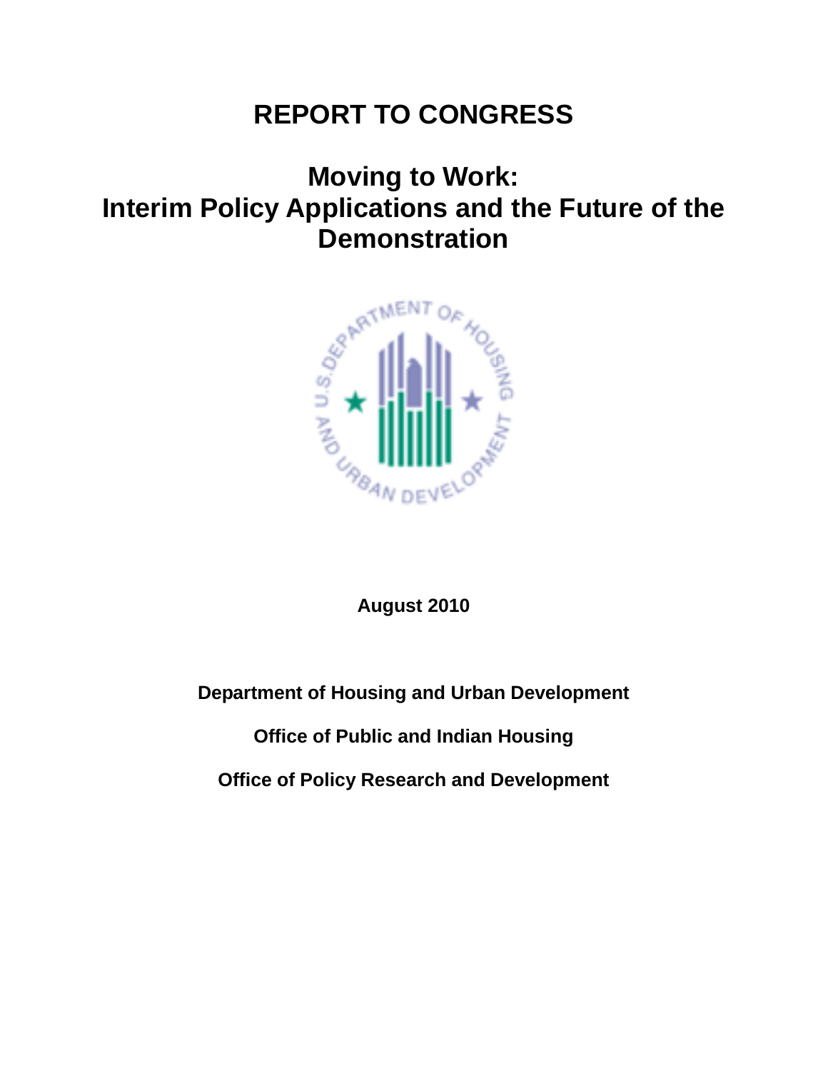# REPORT TO CONGRESS

## Moving to Work: Interim Policy Applications and the Future of the Demonstration

**August 2010**

**Department of Housing and Urban Development**

**Office of Public and Indian Housing**

**Office of Policy Research and Development**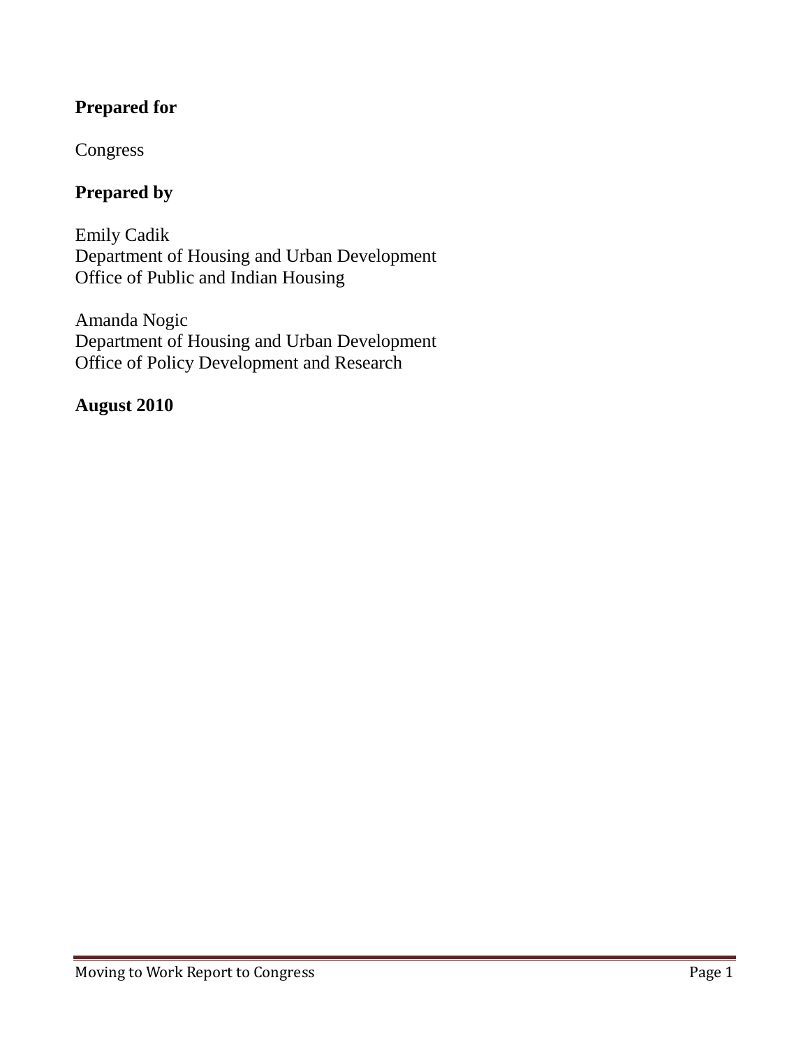**Prepared for**

Congress

**Prepared by**

Emily Cadik
Department of Housing and Urban Development
Office of Public and Indian Housing

Amanda Nogic
Department of Housing and Urban Development
Office of Policy Development and Research

**August 2010**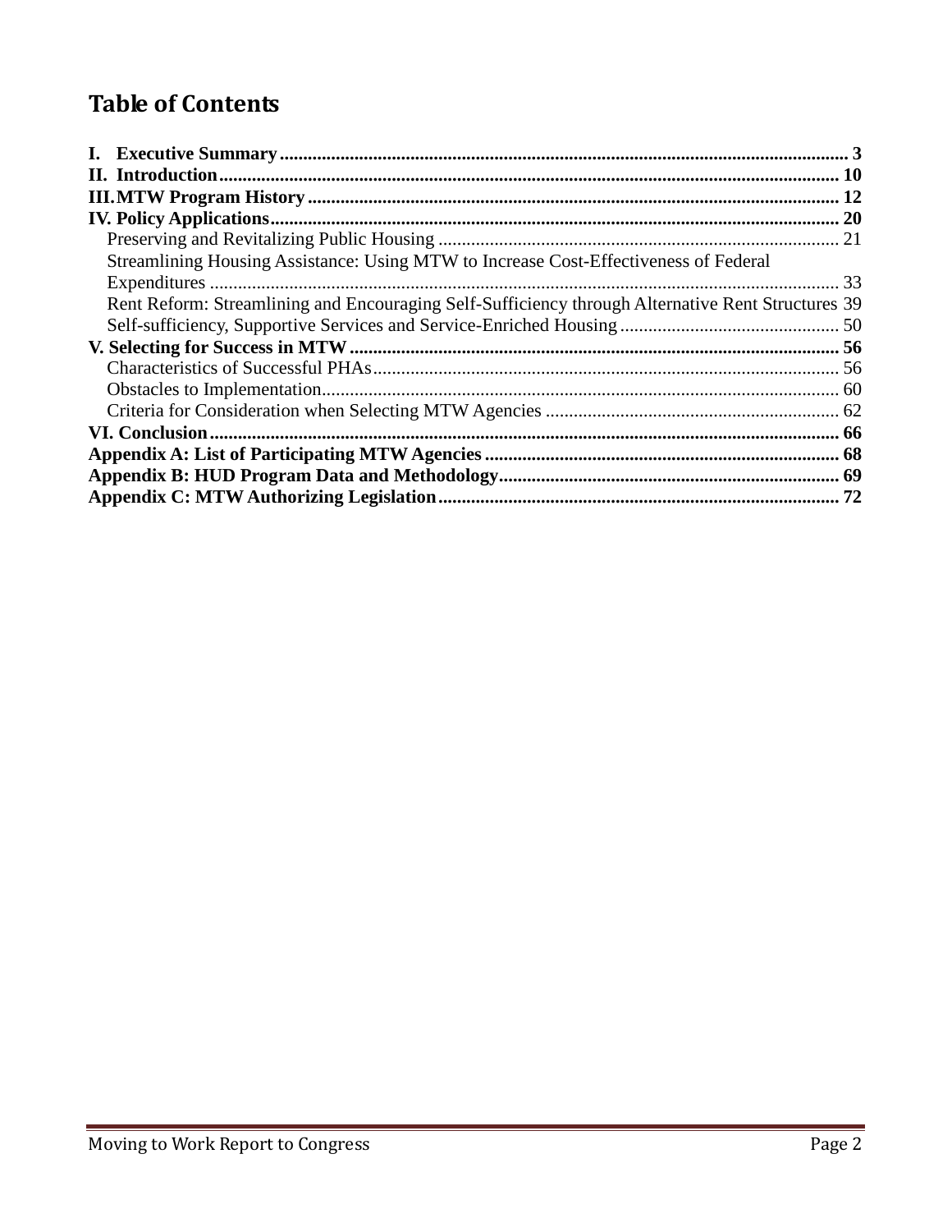# Table of Contents

**I. Executive Summary** ........................................................................................................ **3**
**II. Introduction** ................................................................................................................ **10**
**III. MTW Program History** ............................................................................................... **12**
**IV. Policy Applications** ..................................................................................................... **20**
- Preserving and Revitalizing Public Housing ..................................................................... 21
- Streamlining Housing Assistance: Using MTW to Increase Cost-Effectiveness of Federal Expenditures ..................................................................................................................... 33
- Rent Reform: Streamlining and Encouraging Self-Sufficiency through Alternative Rent Structures 39
- Self-sufficiency, Supportive Services and Service-Enriched Housing ................................. 50

**V. Selecting for Success in MTW** ........................................................................................ **56**
- Characteristics of Successful PHAs ................................................................................... 56
- Obstacles to Implementation............................................................................................ 60
- Criteria for Consideration when Selecting MTW Agencies ................................................ 62

**VI. Conclusion** .................................................................................................................. **66**
**Appendix A: List of Participating MTW Agencies** ............................................................ **68**
**Appendix B: HUD Program Data and Methodology** ......................................................... **69**
**Appendix C: MTW Authorizing Legislation** ...................................................................... **72**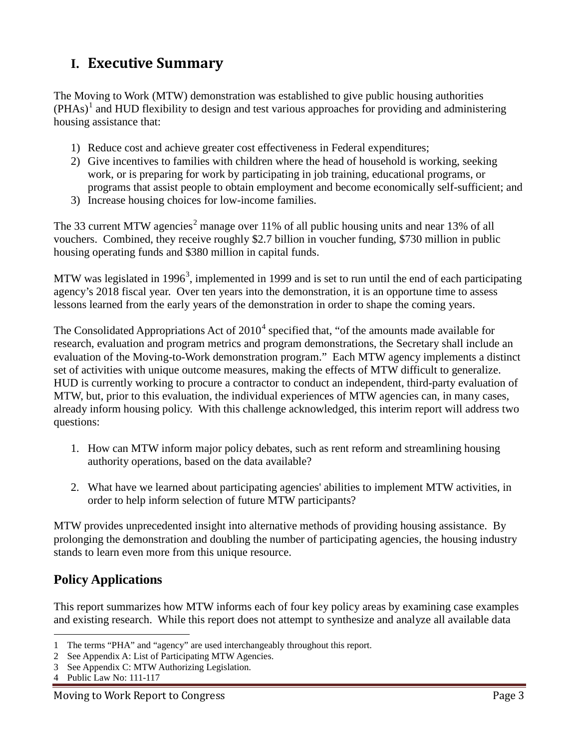# I. Executive Summary

The Moving to Work (MTW) demonstration was established to give public housing authorities (PHAs)[1] and HUD flexibility to design and test various approaches for providing and administering housing assistance that:

1) Reduce cost and achieve greater cost effectiveness in Federal expenditures;
2) Give incentives to families with children where the head of household is working, seeking work, or is preparing for work by participating in job training, educational programs, or programs that assist people to obtain employment and become economically self-sufficient; and
3) Increase housing choices for low-income families.

The 33 current MTW agencies[2] manage over 11% of all public housing units and near 13% of all vouchers. Combined, they receive roughly $2.7 billion in voucher funding, $730 million in public housing operating funds and $380 million in capital funds.

MTW was legislated in 1996[3], implemented in 1999 and is set to run until the end of each participating agency's 2018 fiscal year. Over ten years into the demonstration, it is an opportune time to assess lessons learned from the early years of the demonstration in order to shape the coming years.

The Consolidated Appropriations Act of 2010[4] specified that, "of the amounts made available for research, evaluation and program metrics and program demonstrations, the Secretary shall include an evaluation of the Moving-to-Work demonstration program." Each MTW agency implements a distinct set of activities with unique outcome measures, making the effects of MTW difficult to generalize. HUD is currently working to procure a contractor to conduct an independent, third-party evaluation of MTW, but, prior to this evaluation, the individual experiences of MTW agencies can, in many cases, already inform housing policy. With this challenge acknowledged, this interim report will address two questions:

1. How can MTW inform major policy debates, such as rent reform and streamlining housing authority operations, based on the data available?

2. What have we learned about participating agencies' abilities to implement MTW activities, in order to help inform selection of future MTW participants?

MTW provides unprecedented insight into alternative methods of providing housing assistance. By prolonging the demonstration and doubling the number of participating agencies, the housing industry stands to learn even more from this unique resource.

## Policy Applications

This report summarizes how MTW informs each of four key policy areas by examining case examples and existing research. While this report does not attempt to synthesize and analyze all available data

---

1 The terms "PHA" and "agency" are used interchangeably throughout this report.

2 See Appendix A: List of Participating MTW Agencies.

3 See Appendix C: MTW Authorizing Legislation.

4 Public Law No: 111-117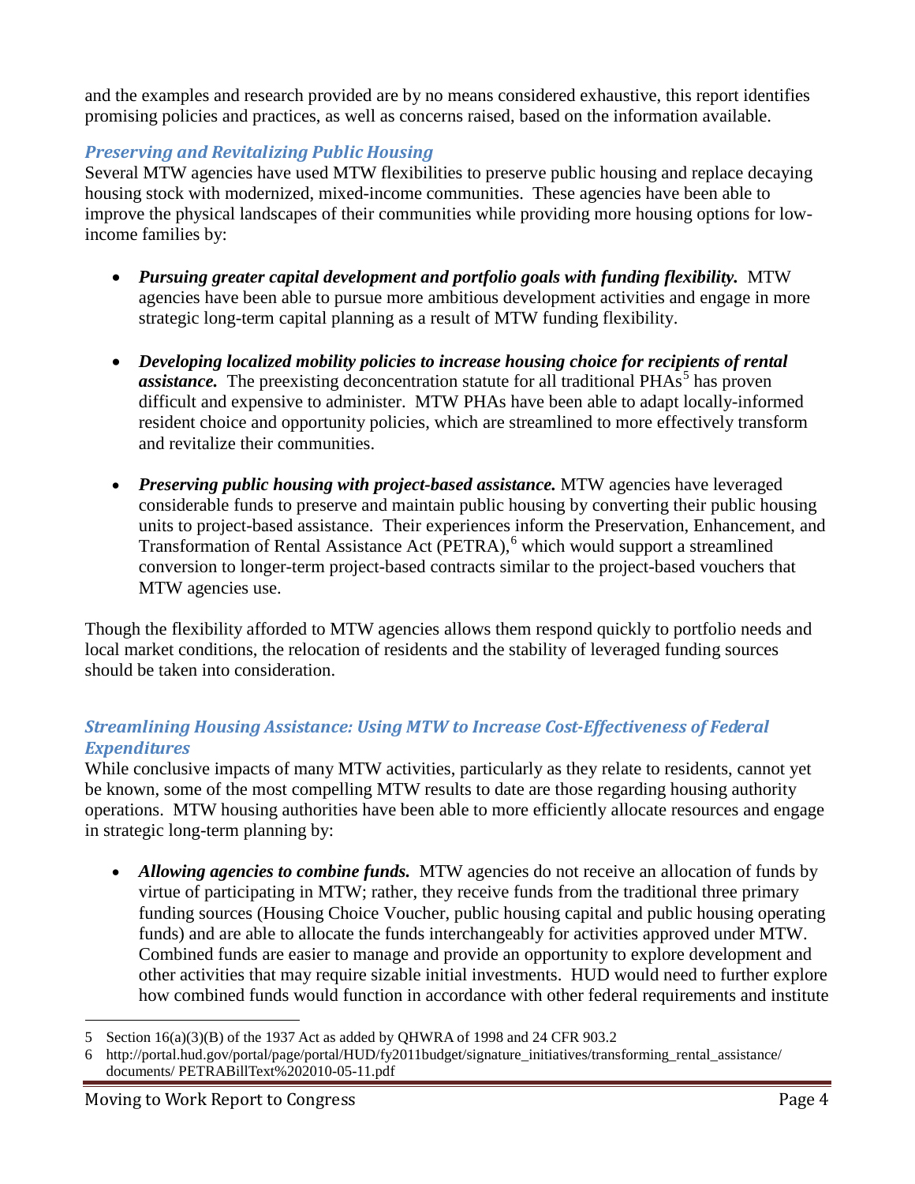and the examples and research provided are by no means considered exhaustive, this report identifies promising policies and practices, as well as concerns raised, based on the information available.

### *Preserving and Revitalizing Public Housing*

Several MTW agencies have used MTW flexibilities to preserve public housing and replace decaying housing stock with modernized, mixed-income communities. These agencies have been able to improve the physical landscapes of their communities while providing more housing options for low-income families by:

- ***Pursuing greater capital development and portfolio goals with funding flexibility.*** MTW agencies have been able to pursue more ambitious development activities and engage in more strategic long-term capital planning as a result of MTW funding flexibility.
- ***Developing localized mobility policies to increase housing choice for recipients of rental assistance.*** The preexisting deconcentration statute for all traditional PHAs[5] has proven difficult and expensive to administer. MTW PHAs have been able to adapt locally-informed resident choice and opportunity policies, which are streamlined to more effectively transform and revitalize their communities.
- ***Preserving public housing with project-based assistance.*** MTW agencies have leveraged considerable funds to preserve and maintain public housing by converting their public housing units to project-based assistance. Their experiences inform the Preservation, Enhancement, and Transformation of Rental Assistance Act (PETRA),[6] which would support a streamlined conversion to longer-term project-based contracts similar to the project-based vouchers that MTW agencies use.

Though the flexibility afforded to MTW agencies allows them respond quickly to portfolio needs and local market conditions, the relocation of residents and the stability of leveraged funding sources should be taken into consideration.

### *Streamlining Housing Assistance: Using MTW to Increase Cost-Effectiveness of Federal Expenditures*

While conclusive impacts of many MTW activities, particularly as they relate to residents, cannot yet be known, some of the most compelling MTW results to date are those regarding housing authority operations. MTW housing authorities have been able to more efficiently allocate resources and engage in strategic long-term planning by:

- ***Allowing agencies to combine funds.*** MTW agencies do not receive an allocation of funds by virtue of participating in MTW; rather, they receive funds from the traditional three primary funding sources (Housing Choice Voucher, public housing capital and public housing operating funds) and are able to allocate the funds interchangeably for activities approved under MTW. Combined funds are easier to manage and provide an opportunity to explore development and other activities that may require sizable initial investments. HUD would need to further explore how combined funds would function in accordance with other federal requirements and institute

---

5 Section 16(a)(3)(B) of the 1937 Act as added by QHWRA of 1998 and 24 CFR 903.2

6 http://portal.hud.gov/portal/page/portal/HUD/fy2011budget/signature_initiatives/transforming_rental_assistance/documents/ PETRABillText%202010-05-11.pdf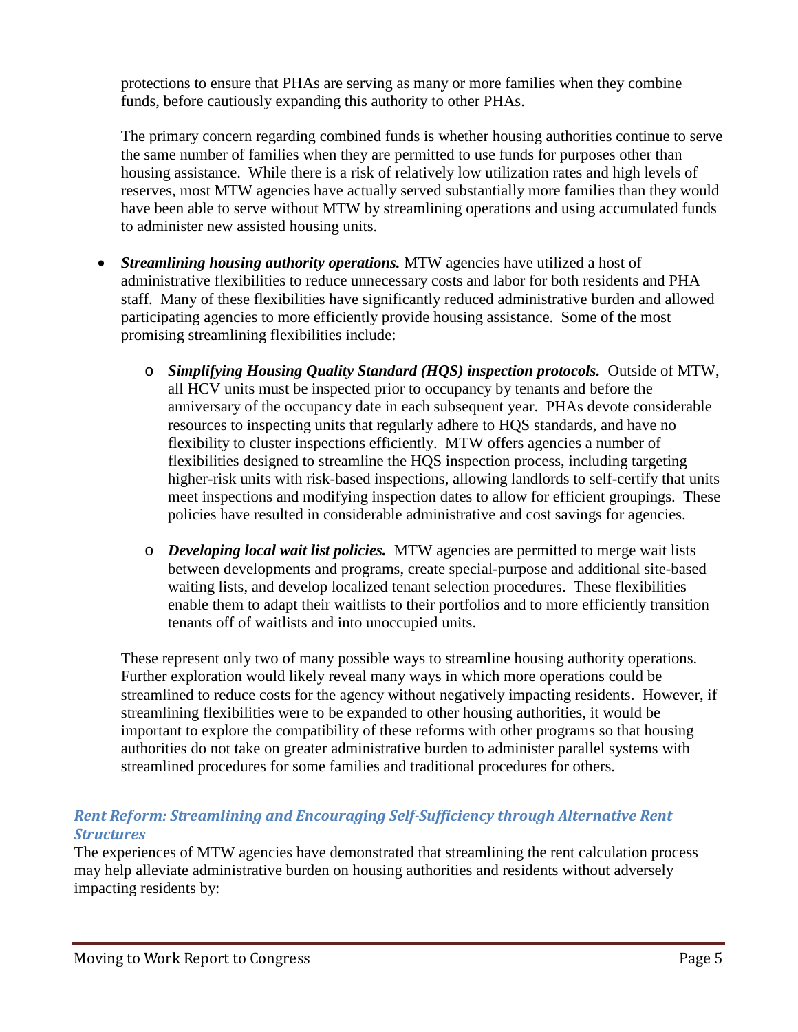protections to ensure that PHAs are serving as many or more families when they combine funds, before cautiously expanding this authority to other PHAs.

The primary concern regarding combined funds is whether housing authorities continue to serve the same number of families when they are permitted to use funds for purposes other than housing assistance. While there is a risk of relatively low utilization rates and high levels of reserves, most MTW agencies have actually served substantially more families than they would have been able to serve without MTW by streamlining operations and using accumulated funds to administer new assisted housing units.

- ***Streamlining housing authority operations.*** MTW agencies have utilized a host of administrative flexibilities to reduce unnecessary costs and labor for both residents and PHA staff. Many of these flexibilities have significantly reduced administrative burden and allowed participating agencies to more efficiently provide housing assistance. Some of the most promising streamlining flexibilities include:
  - ***Simplifying Housing Quality Standard (HQS) inspection protocols.*** Outside of MTW, all HCV units must be inspected prior to occupancy by tenants and before the anniversary of the occupancy date in each subsequent year. PHAs devote considerable resources to inspecting units that regularly adhere to HQS standards, and have no flexibility to cluster inspections efficiently. MTW offers agencies a number of flexibilities designed to streamline the HQS inspection process, including targeting higher-risk units with risk-based inspections, allowing landlords to self-certify that units meet inspections and modifying inspection dates to allow for efficient groupings. These policies have resulted in considerable administrative and cost savings for agencies.
  - ***Developing local wait list policies.*** MTW agencies are permitted to merge wait lists between developments and programs, create special-purpose and additional site-based waiting lists, and develop localized tenant selection procedures. These flexibilities enable them to adapt their waitlists to their portfolios and to more efficiently transition tenants off of waitlists and into unoccupied units.

  These represent only two of many possible ways to streamline housing authority operations. Further exploration would likely reveal many ways in which more operations could be streamlined to reduce costs for the agency without negatively impacting residents. However, if streamlining flexibilities were to be expanded to other housing authorities, it would be important to explore the compatibility of these reforms with other programs so that housing authorities do not take on greater administrative burden to administer parallel systems with streamlined procedures for some families and traditional procedures for others.

### *Rent Reform: Streamlining and Encouraging Self-Sufficiency through Alternative Rent Structures*

The experiences of MTW agencies have demonstrated that streamlining the rent calculation process may help alleviate administrative burden on housing authorities and residents without adversely impacting residents by: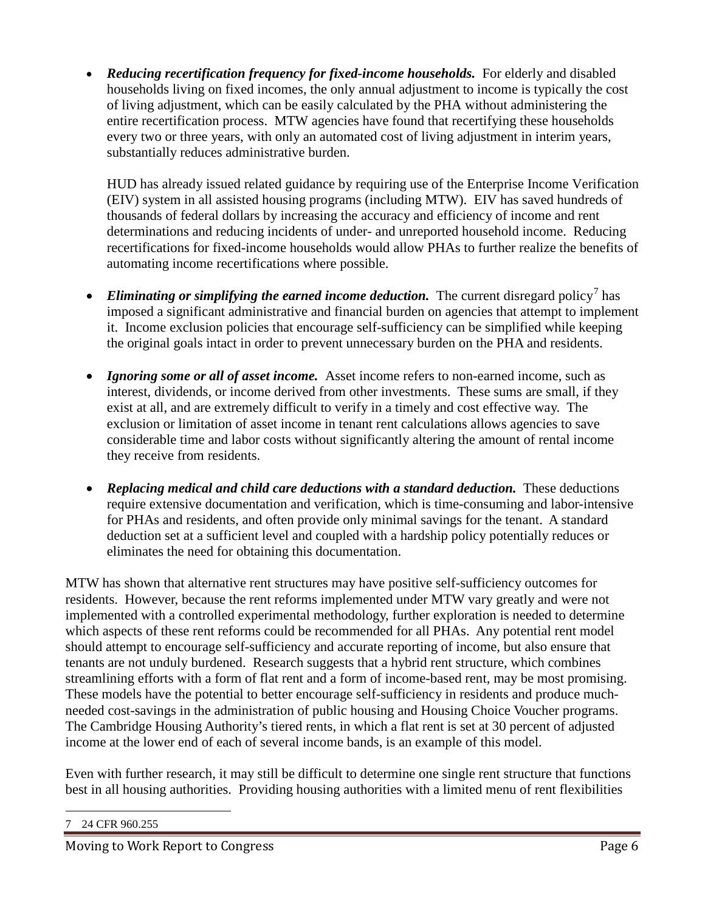- ***Reducing recertification frequency for fixed-income households.*** For elderly and disabled households living on fixed incomes, the only annual adjustment to income is typically the cost of living adjustment, which can be easily calculated by the PHA without administering the entire recertification process. MTW agencies have found that recertifying these households every two or three years, with only an automated cost of living adjustment in interim years, substantially reduces administrative burden.

  HUD has already issued related guidance by requiring use of the Enterprise Income Verification (EIV) system in all assisted housing programs (including MTW). EIV has saved hundreds of thousands of federal dollars by increasing the accuracy and efficiency of income and rent determinations and reducing incidents of under- and unreported household income. Reducing recertifications for fixed-income households would allow PHAs to further realize the benefits of automating income recertifications where possible.

- ***Eliminating or simplifying the earned income deduction.*** The current disregard policy[7] has imposed a significant administrative and financial burden on agencies that attempt to implement it. Income exclusion policies that encourage self-sufficiency can be simplified while keeping the original goals intact in order to prevent unnecessary burden on the PHA and residents.

- ***Ignoring some or all of asset income.*** Asset income refers to non-earned income, such as interest, dividends, or income derived from other investments. These sums are small, if they exist at all, and are extremely difficult to verify in a timely and cost effective way. The exclusion or limitation of asset income in tenant rent calculations allows agencies to save considerable time and labor costs without significantly altering the amount of rental income they receive from residents.

- ***Replacing medical and child care deductions with a standard deduction.*** These deductions require extensive documentation and verification, which is time-consuming and labor-intensive for PHAs and residents, and often provide only minimal savings for the tenant. A standard deduction set at a sufficient level and coupled with a hardship policy potentially reduces or eliminates the need for obtaining this documentation.

MTW has shown that alternative rent structures may have positive self-sufficiency outcomes for residents. However, because the rent reforms implemented under MTW vary greatly and were not implemented with a controlled experimental methodology, further exploration is needed to determine which aspects of these rent reforms could be recommended for all PHAs. Any potential rent model should attempt to encourage self-sufficiency and accurate reporting of income, but also ensure that tenants are not unduly burdened. Research suggests that a hybrid rent structure, which combines streamlining efforts with a form of flat rent and a form of income-based rent, may be most promising. These models have the potential to better encourage self-sufficiency in residents and produce much-needed cost-savings in the administration of public housing and Housing Choice Voucher programs. The Cambridge Housing Authority's tiered rents, in which a flat rent is set at 30 percent of adjusted income at the lower end of each of several income bands, is an example of this model.

Even with further research, it may still be difficult to determine one single rent structure that functions best in all housing authorities. Providing housing authorities with a limited menu of rent flexibilities

[7] 24 CFR 960.255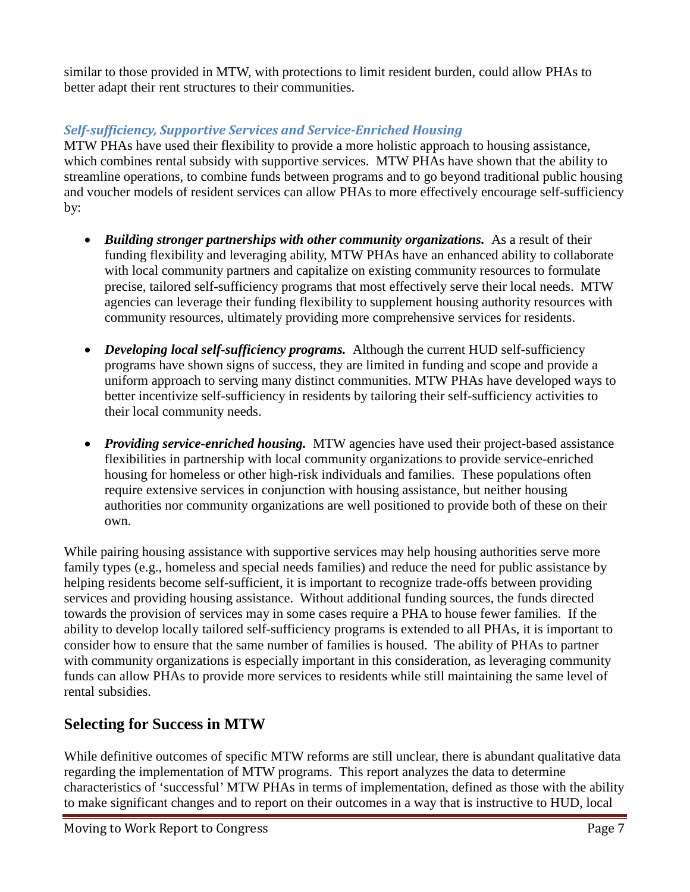similar to those provided in MTW, with protections to limit resident burden, could allow PHAs to better adapt their rent structures to their communities.

### *Self-sufficiency, Supportive Services and Service-Enriched Housing*

MTW PHAs have used their flexibility to provide a more holistic approach to housing assistance, which combines rental subsidy with supportive services. MTW PHAs have shown that the ability to streamline operations, to combine funds between programs and to go beyond traditional public housing and voucher models of resident services can allow PHAs to more effectively encourage self-sufficiency by:

- ***Building stronger partnerships with other community organizations.*** As a result of their funding flexibility and leveraging ability, MTW PHAs have an enhanced ability to collaborate with local community partners and capitalize on existing community resources to formulate precise, tailored self-sufficiency programs that most effectively serve their local needs. MTW agencies can leverage their funding flexibility to supplement housing authority resources with community resources, ultimately providing more comprehensive services for residents.

- ***Developing local self-sufficiency programs.*** Although the current HUD self-sufficiency programs have shown signs of success, they are limited in funding and scope and provide a uniform approach to serving many distinct communities. MTW PHAs have developed ways to better incentivize self-sufficiency in residents by tailoring their self-sufficiency activities to their local community needs.

- ***Providing service-enriched housing.*** MTW agencies have used their project-based assistance flexibilities in partnership with local community organizations to provide service-enriched housing for homeless or other high-risk individuals and families. These populations often require extensive services in conjunction with housing assistance, but neither housing authorities nor community organizations are well positioned to provide both of these on their own.

While pairing housing assistance with supportive services may help housing authorities serve more family types (e.g., homeless and special needs families) and reduce the need for public assistance by helping residents become self-sufficient, it is important to recognize trade-offs between providing services and providing housing assistance. Without additional funding sources, the funds directed towards the provision of services may in some cases require a PHA to house fewer families. If the ability to develop locally tailored self-sufficiency programs is extended to all PHAs, it is important to consider how to ensure that the same number of families is housed. The ability of PHAs to partner with community organizations is especially important in this consideration, as leveraging community funds can allow PHAs to provide more services to residents while still maintaining the same level of rental subsidies.

## Selecting for Success in MTW

While definitive outcomes of specific MTW reforms are still unclear, there is abundant qualitative data regarding the implementation of MTW programs. This report analyzes the data to determine characteristics of 'successful' MTW PHAs in terms of implementation, defined as those with the ability to make significant changes and to report on their outcomes in a way that is instructive to HUD, local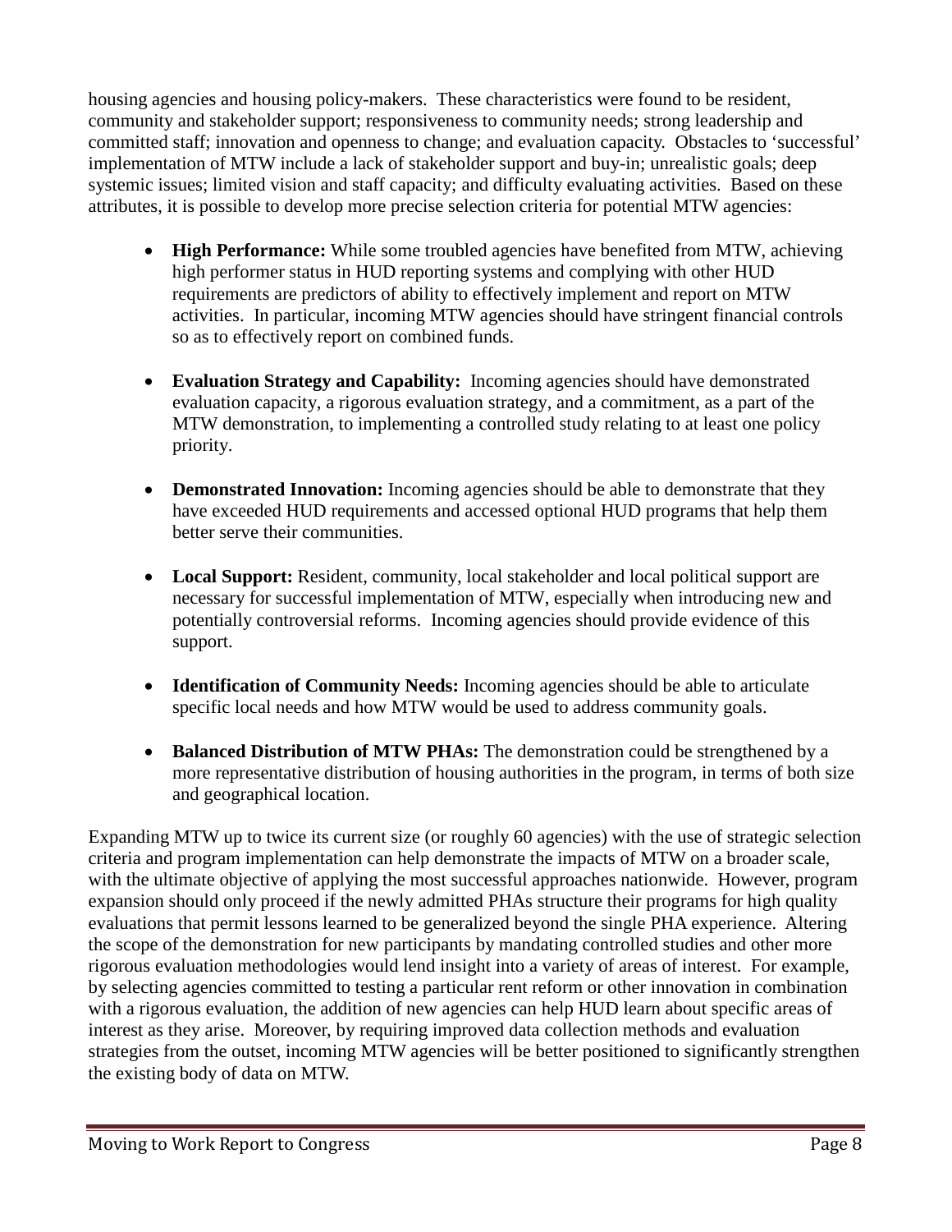housing agencies and housing policy-makers. These characteristics were found to be resident, community and stakeholder support; responsiveness to community needs; strong leadership and committed staff; innovation and openness to change; and evaluation capacity. Obstacles to 'successful' implementation of MTW include a lack of stakeholder support and buy-in; unrealistic goals; deep systemic issues; limited vision and staff capacity; and difficulty evaluating activities. Based on these attributes, it is possible to develop more precise selection criteria for potential MTW agencies:

- **High Performance:** While some troubled agencies have benefited from MTW, achieving high performer status in HUD reporting systems and complying with other HUD requirements are predictors of ability to effectively implement and report on MTW activities. In particular, incoming MTW agencies should have stringent financial controls so as to effectively report on combined funds.

- **Evaluation Strategy and Capability:** Incoming agencies should have demonstrated evaluation capacity, a rigorous evaluation strategy, and a commitment, as a part of the MTW demonstration, to implementing a controlled study relating to at least one policy priority.

- **Demonstrated Innovation:** Incoming agencies should be able to demonstrate that they have exceeded HUD requirements and accessed optional HUD programs that help them better serve their communities.

- **Local Support:** Resident, community, local stakeholder and local political support are necessary for successful implementation of MTW, especially when introducing new and potentially controversial reforms. Incoming agencies should provide evidence of this support.

- **Identification of Community Needs:** Incoming agencies should be able to articulate specific local needs and how MTW would be used to address community goals.

- **Balanced Distribution of MTW PHAs:** The demonstration could be strengthened by a more representative distribution of housing authorities in the program, in terms of both size and geographical location.

Expanding MTW up to twice its current size (or roughly 60 agencies) with the use of strategic selection criteria and program implementation can help demonstrate the impacts of MTW on a broader scale, with the ultimate objective of applying the most successful approaches nationwide. However, program expansion should only proceed if the newly admitted PHAs structure their programs for high quality evaluations that permit lessons learned to be generalized beyond the single PHA experience. Altering the scope of the demonstration for new participants by mandating controlled studies and other more rigorous evaluation methodologies would lend insight into a variety of areas of interest. For example, by selecting agencies committed to testing a particular rent reform or other innovation in combination with a rigorous evaluation, the addition of new agencies can help HUD learn about specific areas of interest as they arise. Moreover, by requiring improved data collection methods and evaluation strategies from the outset, incoming MTW agencies will be better positioned to significantly strengthen the existing body of data on MTW.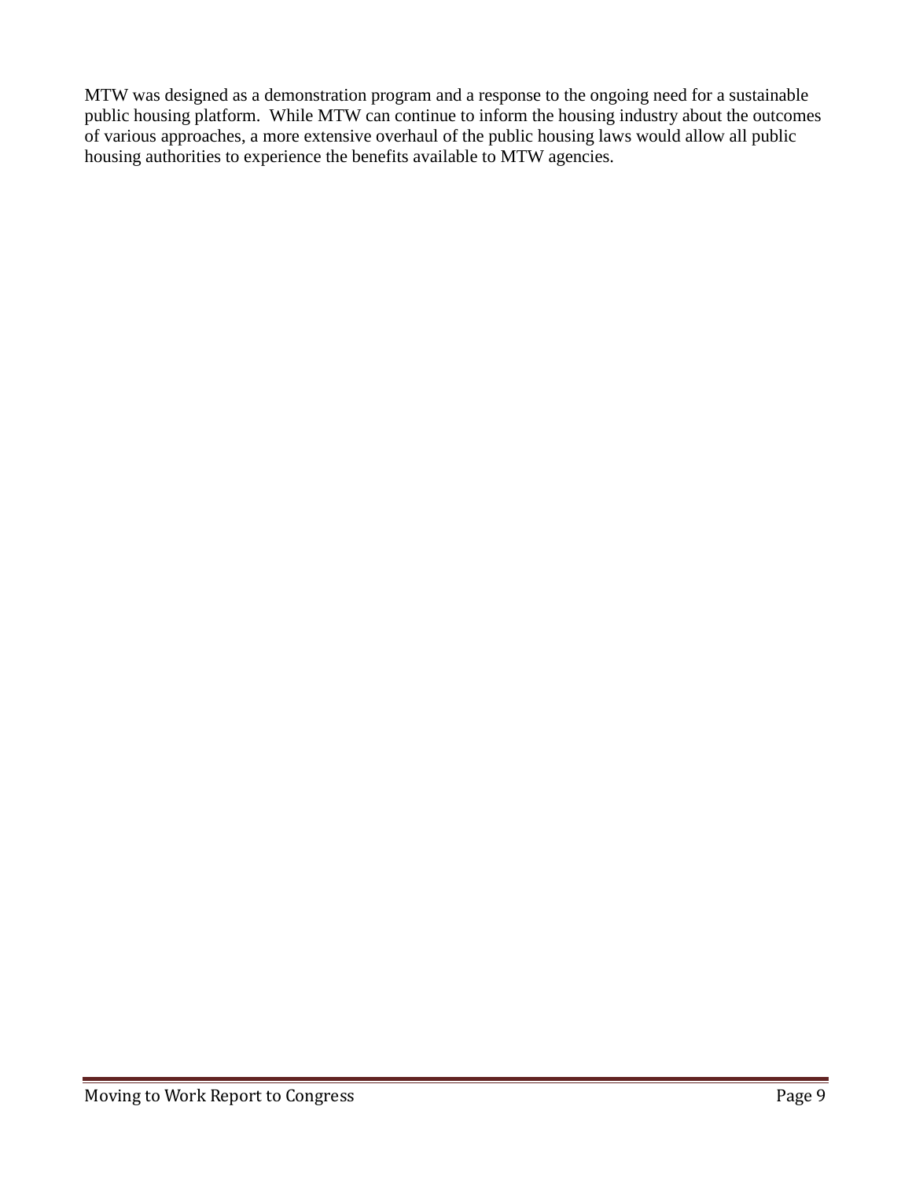MTW was designed as a demonstration program and a response to the ongoing need for a sustainable public housing platform. While MTW can continue to inform the housing industry about the outcomes of various approaches, a more extensive overhaul of the public housing laws would allow all public housing authorities to experience the benefits available to MTW agencies.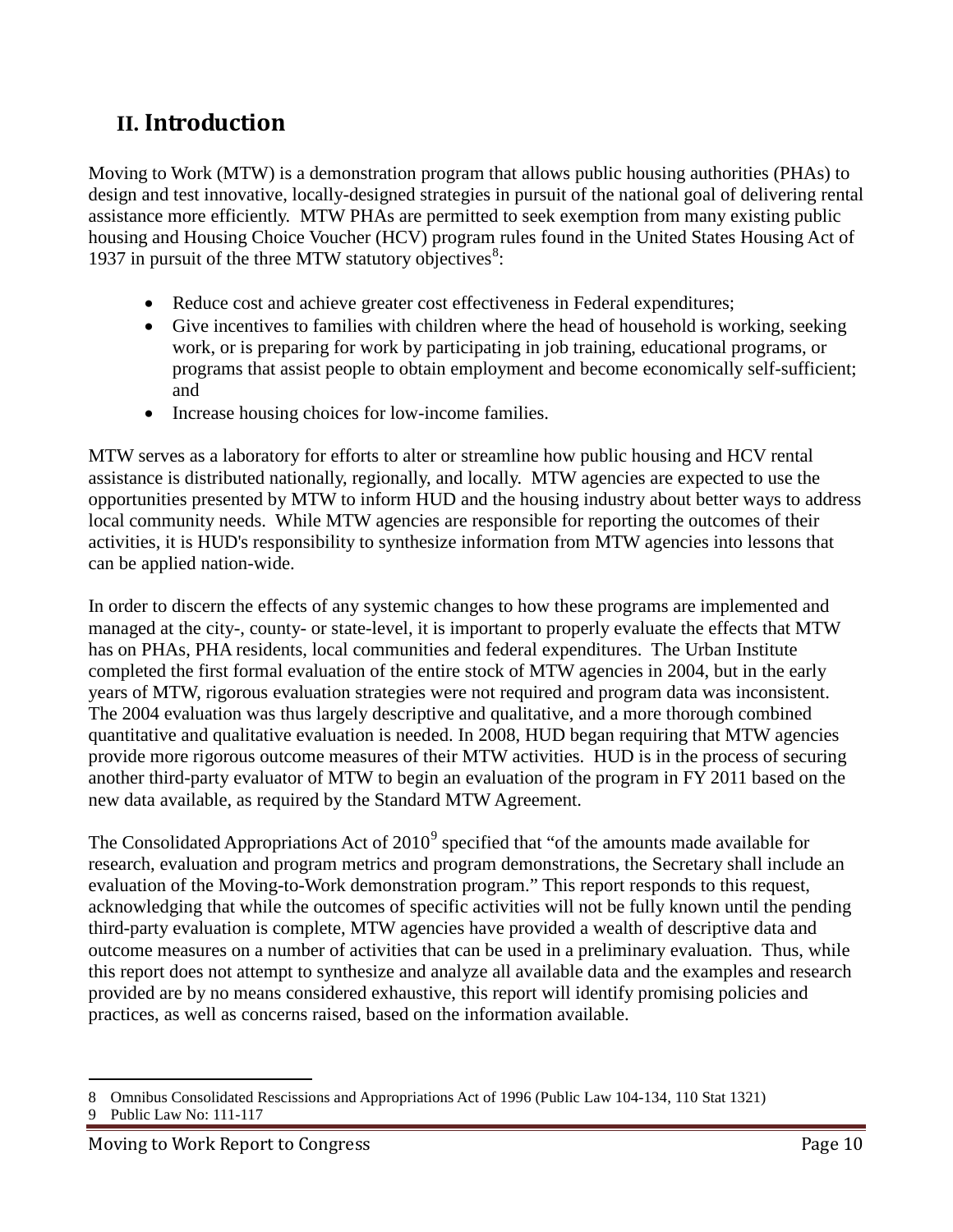## II. Introduction

Moving to Work (MTW) is a demonstration program that allows public housing authorities (PHAs) to design and test innovative, locally-designed strategies in pursuit of the national goal of delivering rental assistance more efficiently. MTW PHAs are permitted to seek exemption from many existing public housing and Housing Choice Voucher (HCV) program rules found in the United States Housing Act of 1937 in pursuit of the three MTW statutory objectives[8]:

- Reduce cost and achieve greater cost effectiveness in Federal expenditures;
- Give incentives to families with children where the head of household is working, seeking work, or is preparing for work by participating in job training, educational programs, or programs that assist people to obtain employment and become economically self-sufficient; and
- Increase housing choices for low-income families.

MTW serves as a laboratory for efforts to alter or streamline how public housing and HCV rental assistance is distributed nationally, regionally, and locally. MTW agencies are expected to use the opportunities presented by MTW to inform HUD and the housing industry about better ways to address local community needs. While MTW agencies are responsible for reporting the outcomes of their activities, it is HUD's responsibility to synthesize information from MTW agencies into lessons that can be applied nation-wide.

In order to discern the effects of any systemic changes to how these programs are implemented and managed at the city-, county- or state-level, it is important to properly evaluate the effects that MTW has on PHAs, PHA residents, local communities and federal expenditures. The Urban Institute completed the first formal evaluation of the entire stock of MTW agencies in 2004, but in the early years of MTW, rigorous evaluation strategies were not required and program data was inconsistent. The 2004 evaluation was thus largely descriptive and qualitative, and a more thorough combined quantitative and qualitative evaluation is needed. In 2008, HUD began requiring that MTW agencies provide more rigorous outcome measures of their MTW activities. HUD is in the process of securing another third-party evaluator of MTW to begin an evaluation of the program in FY 2011 based on the new data available, as required by the Standard MTW Agreement.

The Consolidated Appropriations Act of 2010[9] specified that "of the amounts made available for research, evaluation and program metrics and program demonstrations, the Secretary shall include an evaluation of the Moving-to-Work demonstration program." This report responds to this request, acknowledging that while the outcomes of specific activities will not be fully known until the pending third-party evaluation is complete, MTW agencies have provided a wealth of descriptive data and outcome measures on a number of activities that can be used in a preliminary evaluation. Thus, while this report does not attempt to synthesize and analyze all available data and the examples and research provided are by no means considered exhaustive, this report will identify promising policies and practices, as well as concerns raised, based on the information available.

8 Omnibus Consolidated Rescissions and Appropriations Act of 1996 (Public Law 104-134, 110 Stat 1321)
9 Public Law No: 111-117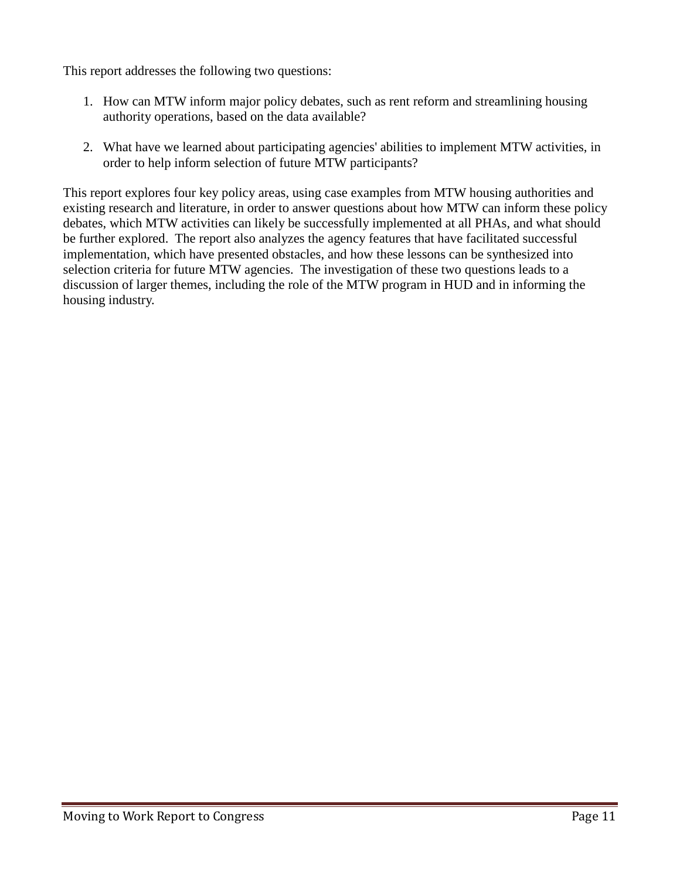This report addresses the following two questions:

1. How can MTW inform major policy debates, such as rent reform and streamlining housing authority operations, based on the data available?

2. What have we learned about participating agencies' abilities to implement MTW activities, in order to help inform selection of future MTW participants?

This report explores four key policy areas, using case examples from MTW housing authorities and existing research and literature, in order to answer questions about how MTW can inform these policy debates, which MTW activities can likely be successfully implemented at all PHAs, and what should be further explored. The report also analyzes the agency features that have facilitated successful implementation, which have presented obstacles, and how these lessons can be synthesized into selection criteria for future MTW agencies. The investigation of these two questions leads to a discussion of larger themes, including the role of the MTW program in HUD and in informing the housing industry.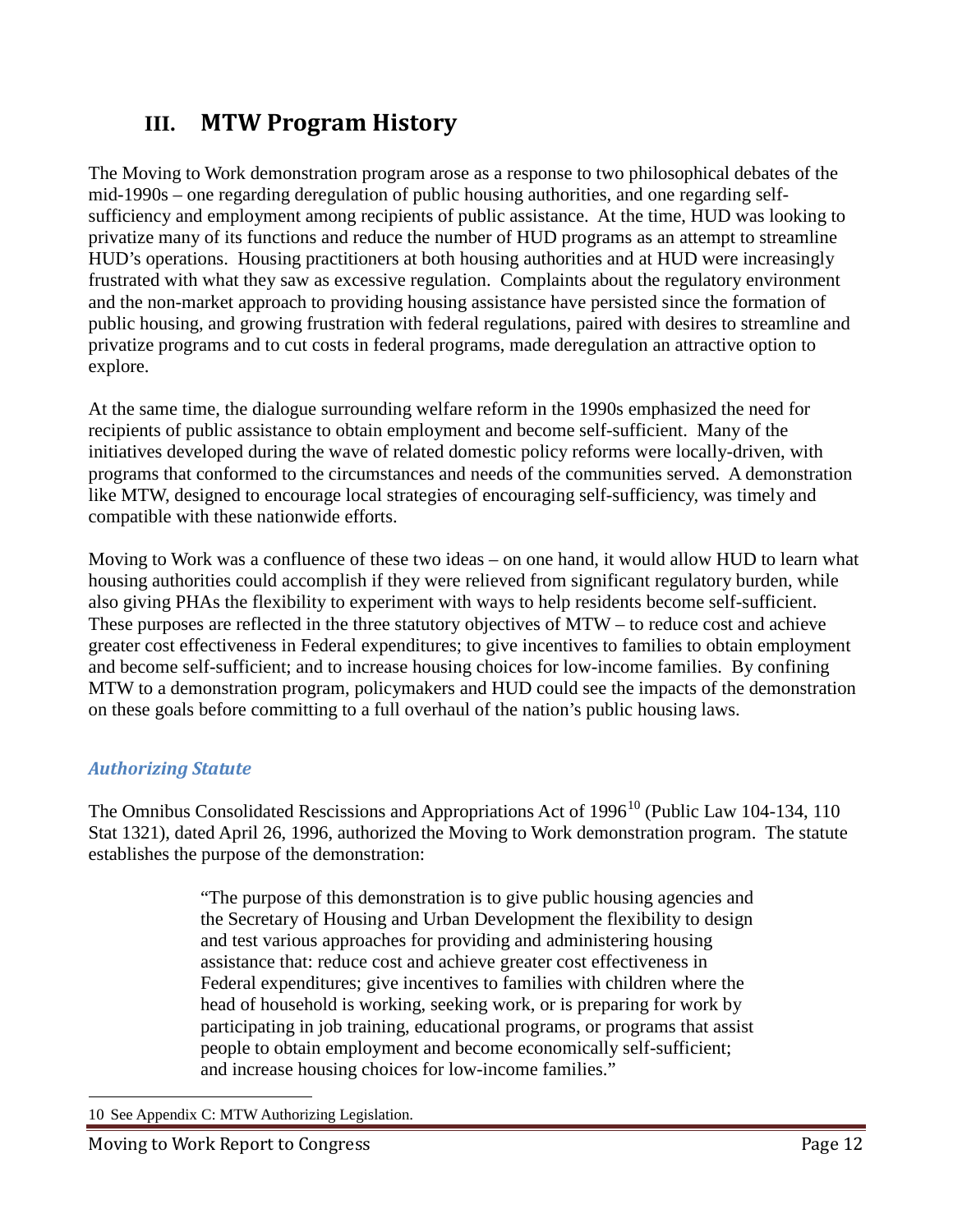# III. MTW Program History

The Moving to Work demonstration program arose as a response to two philosophical debates of the mid-1990s – one regarding deregulation of public housing authorities, and one regarding self-sufficiency and employment among recipients of public assistance. At the time, HUD was looking to privatize many of its functions and reduce the number of HUD programs as an attempt to streamline HUD's operations. Housing practitioners at both housing authorities and at HUD were increasingly frustrated with what they saw as excessive regulation. Complaints about the regulatory environment and the non-market approach to providing housing assistance have persisted since the formation of public housing, and growing frustration with federal regulations, paired with desires to streamline and privatize programs and to cut costs in federal programs, made deregulation an attractive option to explore.

At the same time, the dialogue surrounding welfare reform in the 1990s emphasized the need for recipients of public assistance to obtain employment and become self-sufficient. Many of the initiatives developed during the wave of related domestic policy reforms were locally-driven, with programs that conformed to the circumstances and needs of the communities served. A demonstration like MTW, designed to encourage local strategies of encouraging self-sufficiency, was timely and compatible with these nationwide efforts.

Moving to Work was a confluence of these two ideas – on one hand, it would allow HUD to learn what housing authorities could accomplish if they were relieved from significant regulatory burden, while also giving PHAs the flexibility to experiment with ways to help residents become self-sufficient. These purposes are reflected in the three statutory objectives of MTW – to reduce cost and achieve greater cost effectiveness in Federal expenditures; to give incentives to families to obtain employment and become self-sufficient; and to increase housing choices for low-income families. By confining MTW to a demonstration program, policymakers and HUD could see the impacts of the demonstration on these goals before committing to a full overhaul of the nation's public housing laws.

### *Authorizing Statute*

The Omnibus Consolidated Rescissions and Appropriations Act of 1996[10] (Public Law 104-134, 110 Stat 1321), dated April 26, 1996, authorized the Moving to Work demonstration program. The statute establishes the purpose of the demonstration:

> "The purpose of this demonstration is to give public housing agencies and the Secretary of Housing and Urban Development the flexibility to design and test various approaches for providing and administering housing assistance that: reduce cost and achieve greater cost effectiveness in Federal expenditures; give incentives to families with children where the head of household is working, seeking work, or is preparing for work by participating in job training, educational programs, or programs that assist people to obtain employment and become economically self-sufficient; and increase housing choices for low-income families."

10 See Appendix C: MTW Authorizing Legislation.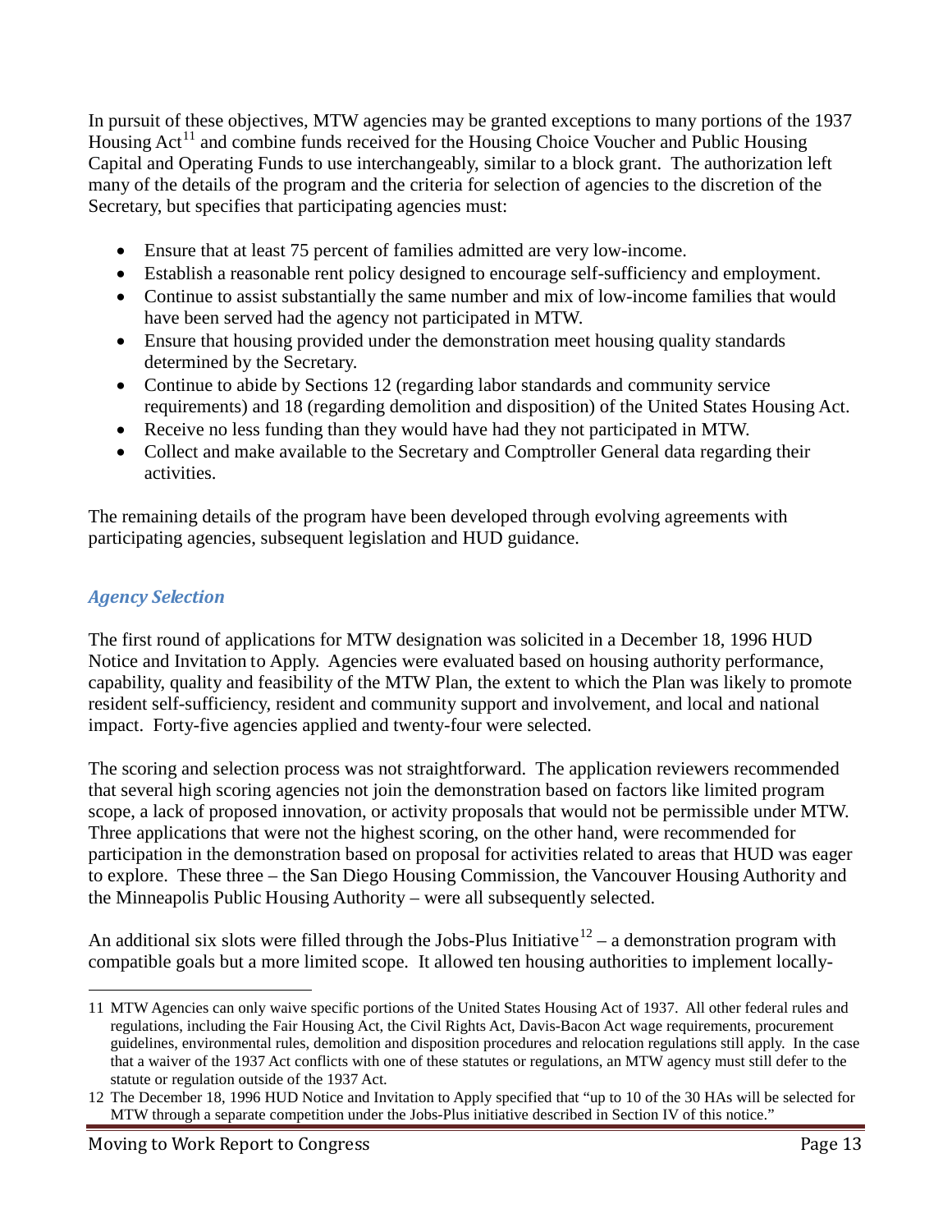In pursuit of these objectives, MTW agencies may be granted exceptions to many portions of the 1937 Housing Act[11] and combine funds received for the Housing Choice Voucher and Public Housing Capital and Operating Funds to use interchangeably, similar to a block grant. The authorization left many of the details of the program and the criteria for selection of agencies to the discretion of the Secretary, but specifies that participating agencies must:

- Ensure that at least 75 percent of families admitted are very low-income.
- Establish a reasonable rent policy designed to encourage self-sufficiency and employment.
- Continue to assist substantially the same number and mix of low-income families that would have been served had the agency not participated in MTW.
- Ensure that housing provided under the demonstration meet housing quality standards determined by the Secretary.
- Continue to abide by Sections 12 (regarding labor standards and community service requirements) and 18 (regarding demolition and disposition) of the United States Housing Act.
- Receive no less funding than they would have had they not participated in MTW.
- Collect and make available to the Secretary and Comptroller General data regarding their activities.

The remaining details of the program have been developed through evolving agreements with participating agencies, subsequent legislation and HUD guidance.

### *Agency Selection*

The first round of applications for MTW designation was solicited in a December 18, 1996 HUD Notice and Invitation to Apply. Agencies were evaluated based on housing authority performance, capability, quality and feasibility of the MTW Plan, the extent to which the Plan was likely to promote resident self-sufficiency, resident and community support and involvement, and local and national impact. Forty-five agencies applied and twenty-four were selected.

The scoring and selection process was not straightforward. The application reviewers recommended that several high scoring agencies not join the demonstration based on factors like limited program scope, a lack of proposed innovation, or activity proposals that would not be permissible under MTW. Three applications that were not the highest scoring, on the other hand, were recommended for participation in the demonstration based on proposal for activities related to areas that HUD was eager to explore. These three – the San Diego Housing Commission, the Vancouver Housing Authority and the Minneapolis Public Housing Authority – were all subsequently selected.

An additional six slots were filled through the Jobs-Plus Initiative[12] – a demonstration program with compatible goals but a more limited scope. It allowed ten housing authorities to implement locally-

---

11 MTW Agencies can only waive specific portions of the United States Housing Act of 1937. All other federal rules and regulations, including the Fair Housing Act, the Civil Rights Act, Davis-Bacon Act wage requirements, procurement guidelines, environmental rules, demolition and disposition procedures and relocation regulations still apply. In the case that a waiver of the 1937 Act conflicts with one of these statutes or regulations, an MTW agency must still defer to the statute or regulation outside of the 1937 Act.

12 The December 18, 1996 HUD Notice and Invitation to Apply specified that "up to 10 of the 30 HAs will be selected for MTW through a separate competition under the Jobs-Plus initiative described in Section IV of this notice."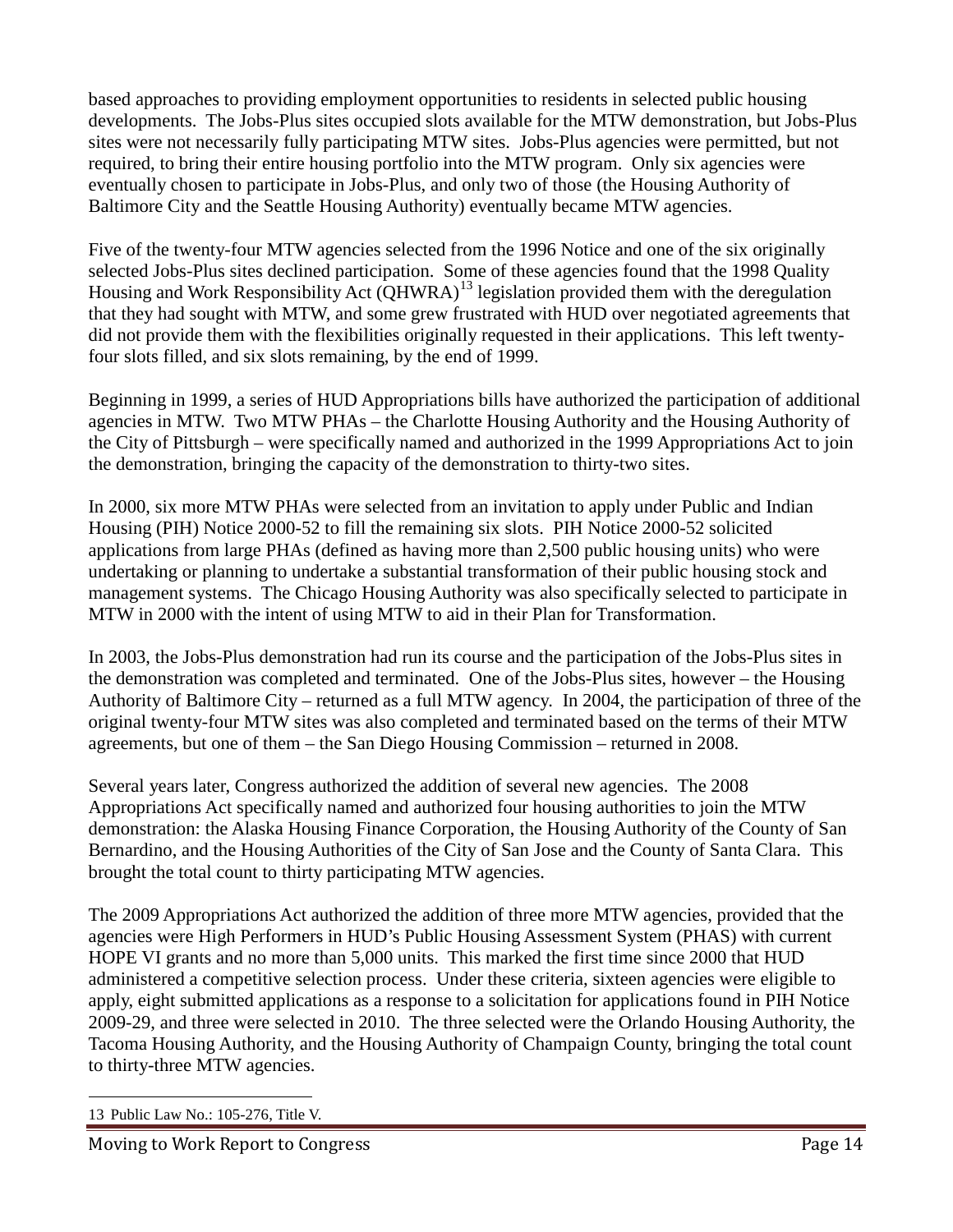based approaches to providing employment opportunities to residents in selected public housing developments. The Jobs-Plus sites occupied slots available for the MTW demonstration, but Jobs-Plus sites were not necessarily fully participating MTW sites. Jobs-Plus agencies were permitted, but not required, to bring their entire housing portfolio into the MTW program. Only six agencies were eventually chosen to participate in Jobs-Plus, and only two of those (the Housing Authority of Baltimore City and the Seattle Housing Authority) eventually became MTW agencies.

Five of the twenty-four MTW agencies selected from the 1996 Notice and one of the six originally selected Jobs-Plus sites declined participation. Some of these agencies found that the 1998 Quality Housing and Work Responsibility Act (QHWRA)[13] legislation provided them with the deregulation that they had sought with MTW, and some grew frustrated with HUD over negotiated agreements that did not provide them with the flexibilities originally requested in their applications. This left twenty-four slots filled, and six slots remaining, by the end of 1999.

Beginning in 1999, a series of HUD Appropriations bills have authorized the participation of additional agencies in MTW. Two MTW PHAs – the Charlotte Housing Authority and the Housing Authority of the City of Pittsburgh – were specifically named and authorized in the 1999 Appropriations Act to join the demonstration, bringing the capacity of the demonstration to thirty-two sites.

In 2000, six more MTW PHAs were selected from an invitation to apply under Public and Indian Housing (PIH) Notice 2000-52 to fill the remaining six slots. PIH Notice 2000-52 solicited applications from large PHAs (defined as having more than 2,500 public housing units) who were undertaking or planning to undertake a substantial transformation of their public housing stock and management systems. The Chicago Housing Authority was also specifically selected to participate in MTW in 2000 with the intent of using MTW to aid in their Plan for Transformation.

In 2003, the Jobs-Plus demonstration had run its course and the participation of the Jobs-Plus sites in the demonstration was completed and terminated. One of the Jobs-Plus sites, however – the Housing Authority of Baltimore City – returned as a full MTW agency. In 2004, the participation of three of the original twenty-four MTW sites was also completed and terminated based on the terms of their MTW agreements, but one of them – the San Diego Housing Commission – returned in 2008.

Several years later, Congress authorized the addition of several new agencies. The 2008 Appropriations Act specifically named and authorized four housing authorities to join the MTW demonstration: the Alaska Housing Finance Corporation, the Housing Authority of the County of San Bernardino, and the Housing Authorities of the City of San Jose and the County of Santa Clara. This brought the total count to thirty participating MTW agencies.

The 2009 Appropriations Act authorized the addition of three more MTW agencies, provided that the agencies were High Performers in HUD's Public Housing Assessment System (PHAS) with current HOPE VI grants and no more than 5,000 units. This marked the first time since 2000 that HUD administered a competitive selection process. Under these criteria, sixteen agencies were eligible to apply, eight submitted applications as a response to a solicitation for applications found in PIH Notice 2009-29, and three were selected in 2010. The three selected were the Orlando Housing Authority, the Tacoma Housing Authority, and the Housing Authority of Champaign County, bringing the total count to thirty-three MTW agencies.

---

13 Public Law No.: 105-276, Title V.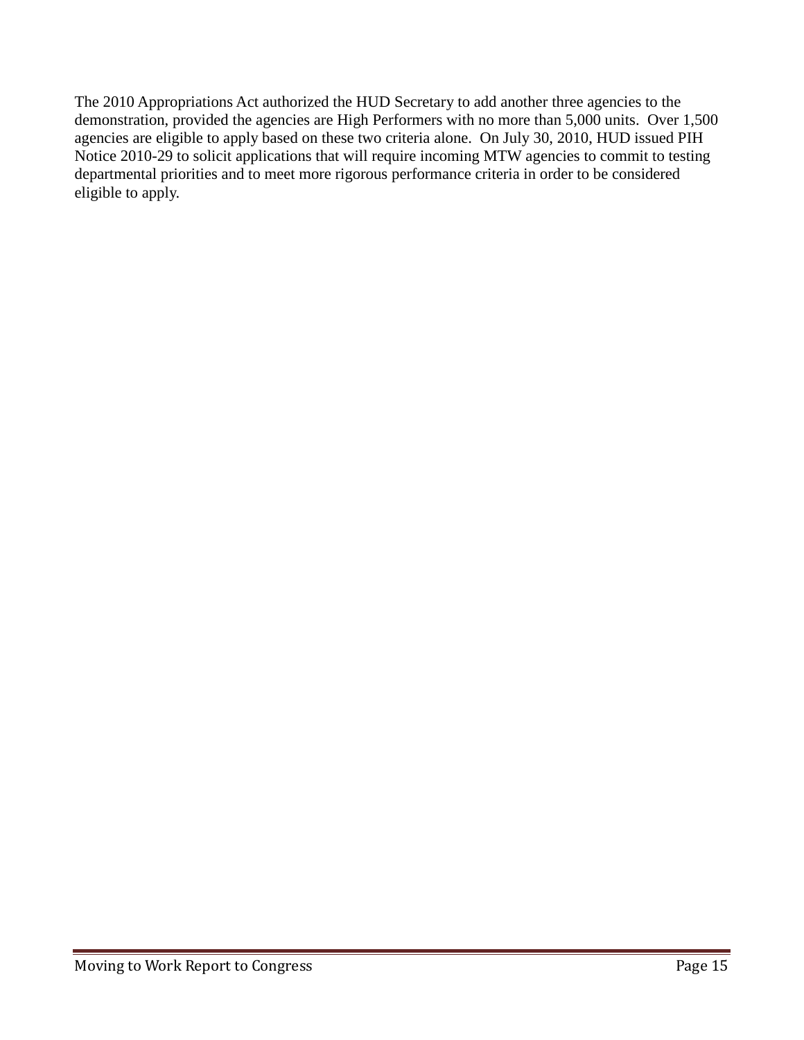The 2010 Appropriations Act authorized the HUD Secretary to add another three agencies to the demonstration, provided the agencies are High Performers with no more than 5,000 units. Over 1,500 agencies are eligible to apply based on these two criteria alone. On July 30, 2010, HUD issued PIH Notice 2010-29 to solicit applications that will require incoming MTW agencies to commit to testing departmental priorities and to meet more rigorous performance criteria in order to be considered eligible to apply.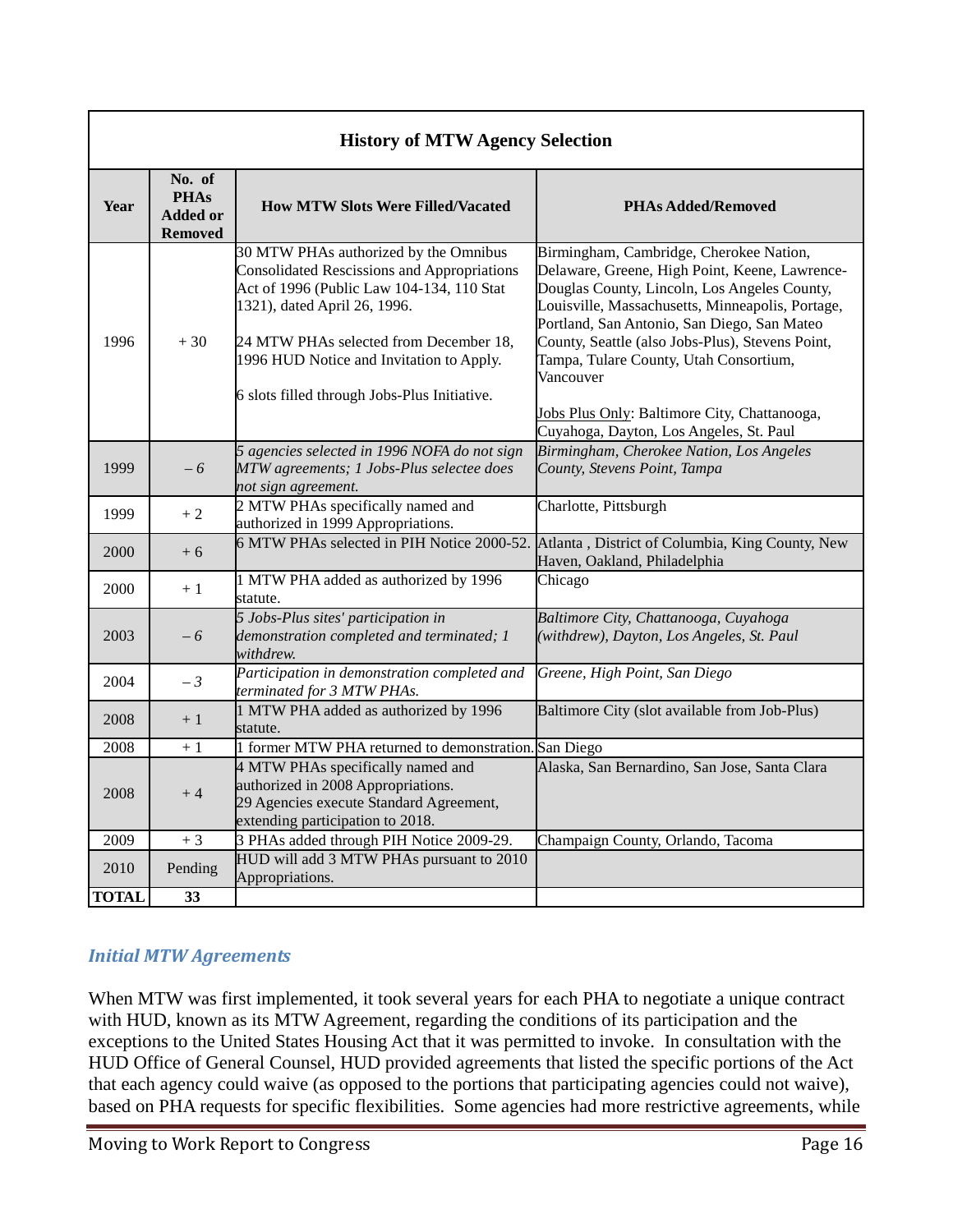| History of MTW Agency Selection | | | |
|---|---|---|---|
| **Year** | **No. of PHAs Added or Removed** | **How MTW Slots Were Filled/Vacated** | **PHAs Added/Removed** |
| 1996 | + 30 | 30 MTW PHAs authorized by the Omnibus Consolidated Rescissions and Appropriations Act of 1996 (Public Law 104-134, 110 Stat 1321), dated April 26, 1996.<br><br>24 MTW PHAs selected from December 18, 1996 HUD Notice and Invitation to Apply.<br><br>6 slots filled through Jobs-Plus Initiative. | Birmingham, Cambridge, Cherokee Nation, Delaware, Greene, High Point, Keene, Lawrence-Douglas County, Lincoln, Los Angeles County, Louisville, Massachusetts, Minneapolis, Portage, Portland, San Antonio, San Diego, San Mateo County, Seattle (also Jobs-Plus), Stevens Point, Tampa, Tulare County, Utah Consortium, Vancouver<br><br>Jobs Plus Only: Baltimore City, Chattanooga, Cuyahoga, Dayton, Los Angeles, St. Paul |
| 1999 | *– 6* | *5 agencies selected in 1996 NOFA do not sign MTW agreements; 1 Jobs-Plus selectee does not sign agreement.* | *Birmingham, Cherokee Nation, Los Angeles County, Stevens Point, Tampa* |
| 1999 | + 2 | 2 MTW PHAs specifically named and authorized in 1999 Appropriations. | Charlotte, Pittsburgh |
| 2000 | + 6 | 6 MTW PHAs selected in PIH Notice 2000-52. | Atlanta , District of Columbia, King County, New Haven, Oakland, Philadelphia |
| 2000 | + 1 | 1 MTW PHA added as authorized by 1996 statute. | Chicago |
| 2003 | *– 6* | *5 Jobs-Plus sites' participation in demonstration completed and terminated; 1 withdrew.* | *Baltimore City, Chattanooga, Cuyahoga (withdrew), Dayton, Los Angeles, St. Paul* |
| 2004 | *– 3* | *Participation in demonstration completed and terminated for 3 MTW PHAs.* | *Greene, High Point, San Diego* |
| 2008 | + 1 | 1 MTW PHA added as authorized by 1996 statute. | Baltimore City (slot available from Job-Plus) |
| 2008 | + 1 | 1 former MTW PHA returned to demonstration. | San Diego |
| 2008 | + 4 | 4 MTW PHAs specifically named and authorized in 2008 Appropriations.<br>29 Agencies execute Standard Agreement, extending participation to 2018. | Alaska, San Bernardino, San Jose, Santa Clara |
| 2009 | + 3 | 3 PHAs added through PIH Notice 2009-29. | Champaign County, Orlando, Tacoma |
| 2010 | Pending | HUD will add 3 MTW PHAs pursuant to 2010 Appropriations. | |
| **TOTAL** | **33** | | |

### *Initial MTW Agreements*

When MTW was first implemented, it took several years for each PHA to negotiate a unique contract with HUD, known as its MTW Agreement, regarding the conditions of its participation and the exceptions to the United States Housing Act that it was permitted to invoke. In consultation with the HUD Office of General Counsel, HUD provided agreements that listed the specific portions of the Act that each agency could waive (as opposed to the portions that participating agencies could not waive), based on PHA requests for specific flexibilities. Some agencies had more restrictive agreements, while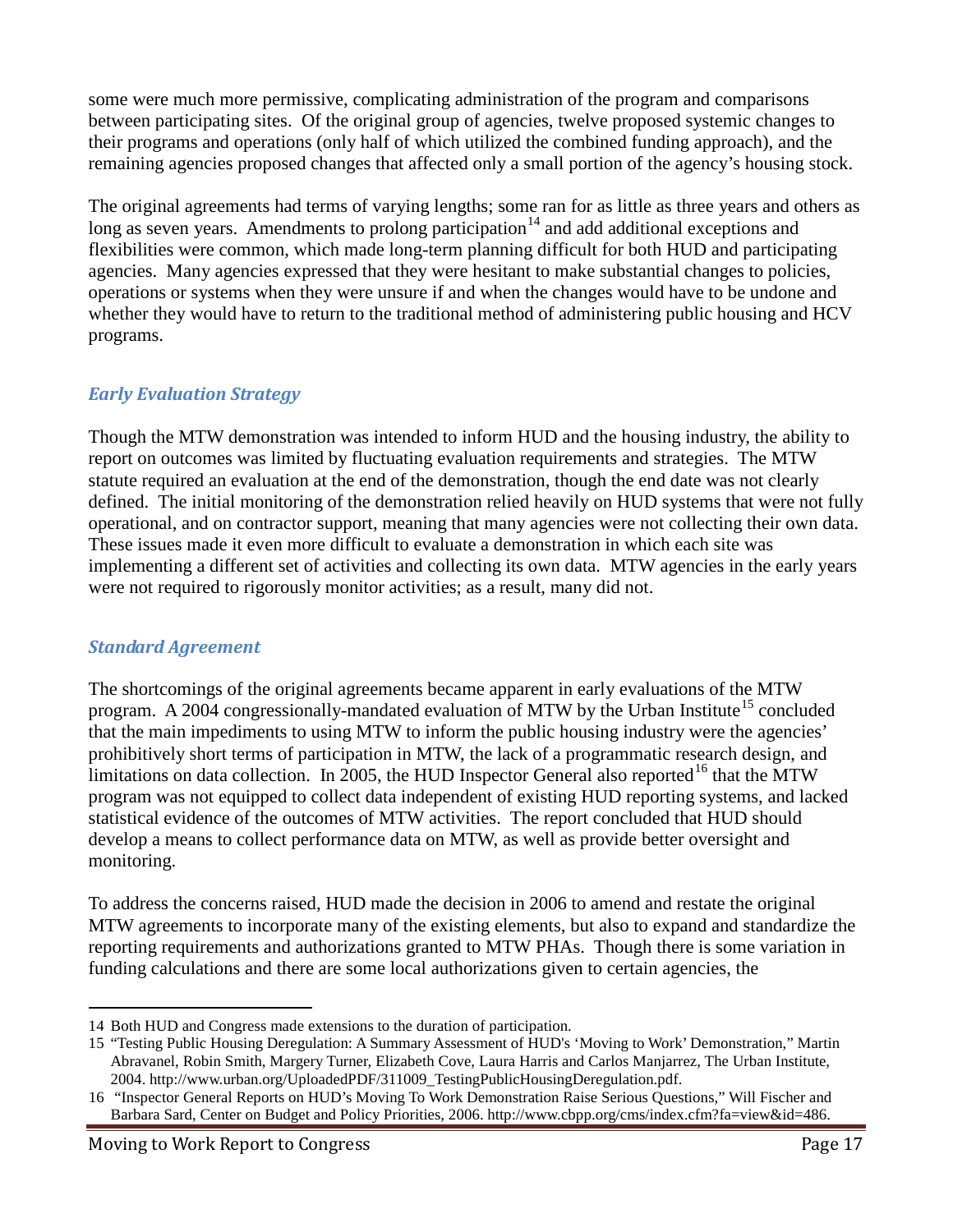some were much more permissive, complicating administration of the program and comparisons between participating sites. Of the original group of agencies, twelve proposed systemic changes to their programs and operations (only half of which utilized the combined funding approach), and the remaining agencies proposed changes that affected only a small portion of the agency's housing stock.

The original agreements had terms of varying lengths; some ran for as little as three years and others as long as seven years. Amendments to prolong participation[14] and add additional exceptions and flexibilities were common, which made long-term planning difficult for both HUD and participating agencies. Many agencies expressed that they were hesitant to make substantial changes to policies, operations or systems when they were unsure if and when the changes would have to be undone and whether they would have to return to the traditional method of administering public housing and HCV programs.

### *Early Evaluation Strategy*

Though the MTW demonstration was intended to inform HUD and the housing industry, the ability to report on outcomes was limited by fluctuating evaluation requirements and strategies. The MTW statute required an evaluation at the end of the demonstration, though the end date was not clearly defined. The initial monitoring of the demonstration relied heavily on HUD systems that were not fully operational, and on contractor support, meaning that many agencies were not collecting their own data. These issues made it even more difficult to evaluate a demonstration in which each site was implementing a different set of activities and collecting its own data. MTW agencies in the early years were not required to rigorously monitor activities; as a result, many did not.

### *Standard Agreement*

The shortcomings of the original agreements became apparent in early evaluations of the MTW program. A 2004 congressionally-mandated evaluation of MTW by the Urban Institute[15] concluded that the main impediments to using MTW to inform the public housing industry were the agencies' prohibitively short terms of participation in MTW, the lack of a programmatic research design, and limitations on data collection. In 2005, the HUD Inspector General also reported[16] that the MTW program was not equipped to collect data independent of existing HUD reporting systems, and lacked statistical evidence of the outcomes of MTW activities. The report concluded that HUD should develop a means to collect performance data on MTW, as well as provide better oversight and monitoring.

To address the concerns raised, HUD made the decision in 2006 to amend and restate the original MTW agreements to incorporate many of the existing elements, but also to expand and standardize the reporting requirements and authorizations granted to MTW PHAs. Though there is some variation in funding calculations and there are some local authorizations given to certain agencies, the

---

14 Both HUD and Congress made extensions to the duration of participation.

15 "Testing Public Housing Deregulation: A Summary Assessment of HUD's 'Moving to Work' Demonstration," Martin Abravanel, Robin Smith, Margery Turner, Elizabeth Cove, Laura Harris and Carlos Manjarrez, The Urban Institute, 2004. http://www.urban.org/UploadedPDF/311009_TestingPublicHousingDeregulation.pdf.

16 "Inspector General Reports on HUD's Moving To Work Demonstration Raise Serious Questions," Will Fischer and Barbara Sard, Center on Budget and Policy Priorities, 2006. http://www.cbpp.org/cms/index.cfm?fa=view&id=486.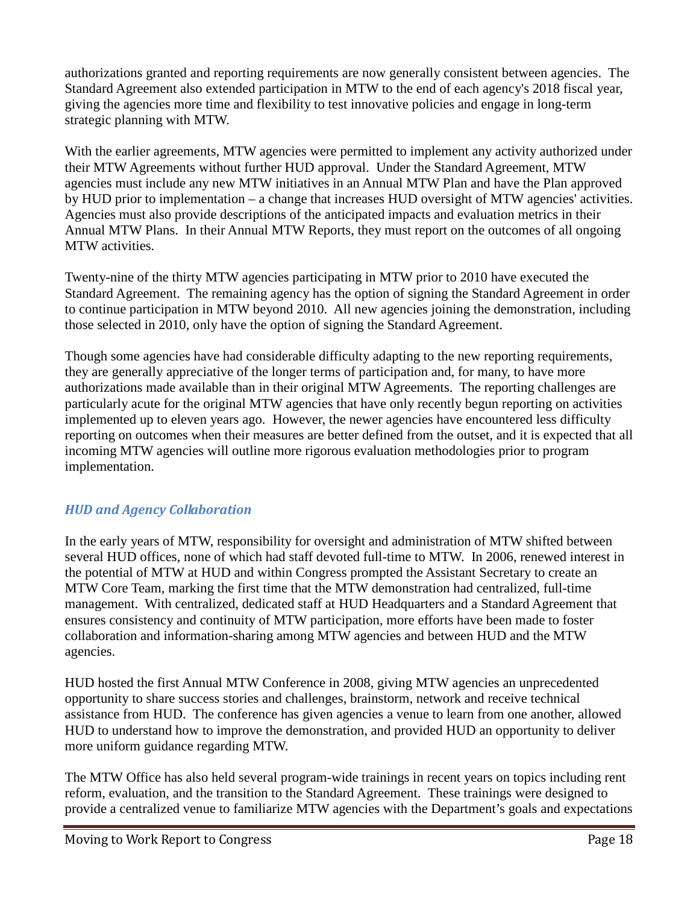authorizations granted and reporting requirements are now generally consistent between agencies. The Standard Agreement also extended participation in MTW to the end of each agency's 2018 fiscal year, giving the agencies more time and flexibility to test innovative policies and engage in long-term strategic planning with MTW.

With the earlier agreements, MTW agencies were permitted to implement any activity authorized under their MTW Agreements without further HUD approval. Under the Standard Agreement, MTW agencies must include any new MTW initiatives in an Annual MTW Plan and have the Plan approved by HUD prior to implementation – a change that increases HUD oversight of MTW agencies' activities. Agencies must also provide descriptions of the anticipated impacts and evaluation metrics in their Annual MTW Plans. In their Annual MTW Reports, they must report on the outcomes of all ongoing MTW activities.

Twenty-nine of the thirty MTW agencies participating in MTW prior to 2010 have executed the Standard Agreement. The remaining agency has the option of signing the Standard Agreement in order to continue participation in MTW beyond 2010. All new agencies joining the demonstration, including those selected in 2010, only have the option of signing the Standard Agreement.

Though some agencies have had considerable difficulty adapting to the new reporting requirements, they are generally appreciative of the longer terms of participation and, for many, to have more authorizations made available than in their original MTW Agreements. The reporting challenges are particularly acute for the original MTW agencies that have only recently begun reporting on activities implemented up to eleven years ago. However, the newer agencies have encountered less difficulty reporting on outcomes when their measures are better defined from the outset, and it is expected that all incoming MTW agencies will outline more rigorous evaluation methodologies prior to program implementation.

### *HUD and Agency Collaboration*

In the early years of MTW, responsibility for oversight and administration of MTW shifted between several HUD offices, none of which had staff devoted full-time to MTW. In 2006, renewed interest in the potential of MTW at HUD and within Congress prompted the Assistant Secretary to create an MTW Core Team, marking the first time that the MTW demonstration had centralized, full-time management. With centralized, dedicated staff at HUD Headquarters and a Standard Agreement that ensures consistency and continuity of MTW participation, more efforts have been made to foster collaboration and information-sharing among MTW agencies and between HUD and the MTW agencies.

HUD hosted the first Annual MTW Conference in 2008, giving MTW agencies an unprecedented opportunity to share success stories and challenges, brainstorm, network and receive technical assistance from HUD. The conference has given agencies a venue to learn from one another, allowed HUD to understand how to improve the demonstration, and provided HUD an opportunity to deliver more uniform guidance regarding MTW.

The MTW Office has also held several program-wide trainings in recent years on topics including rent reform, evaluation, and the transition to the Standard Agreement. These trainings were designed to provide a centralized venue to familiarize MTW agencies with the Department's goals and expectations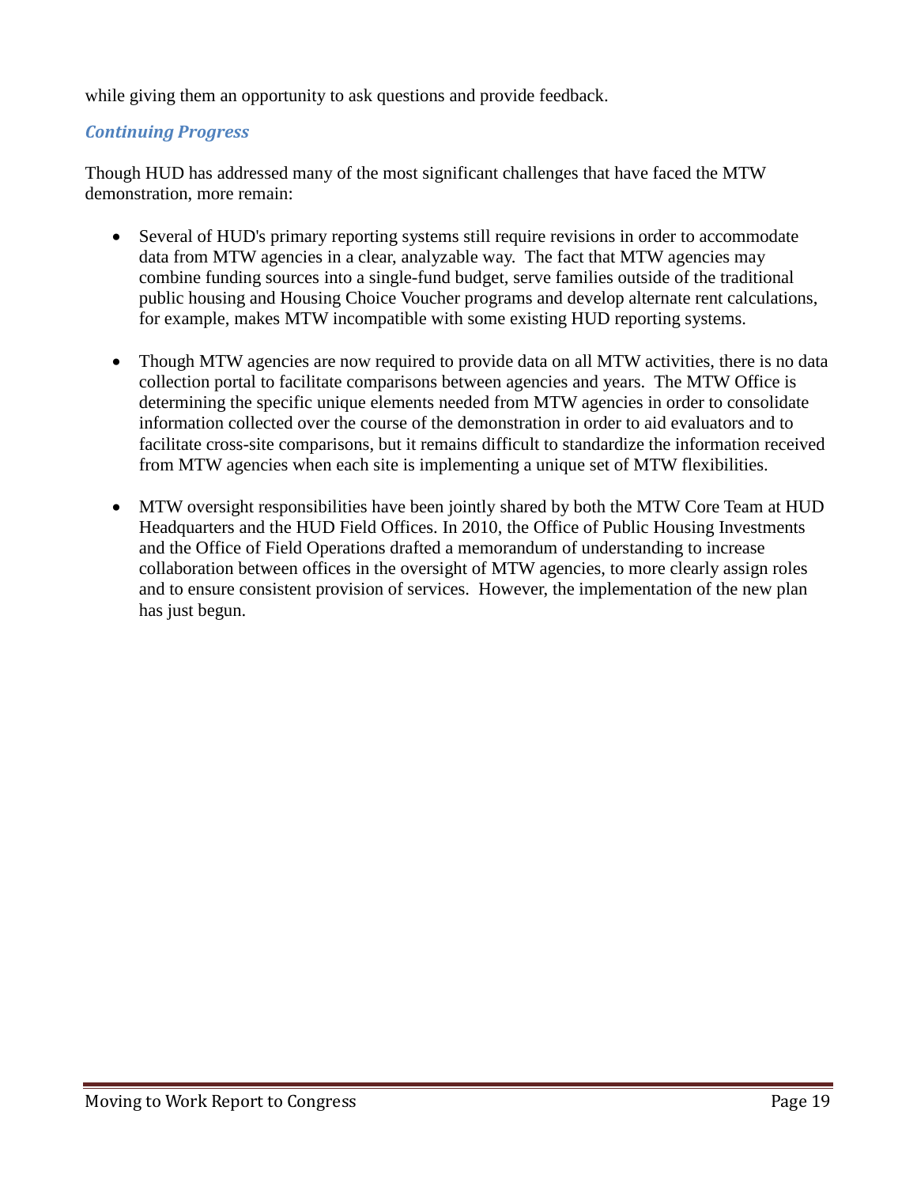while giving them an opportunity to ask questions and provide feedback.

### *Continuing Progress*

Though HUD has addressed many of the most significant challenges that have faced the MTW demonstration, more remain:

- Several of HUD's primary reporting systems still require revisions in order to accommodate data from MTW agencies in a clear, analyzable way. The fact that MTW agencies may combine funding sources into a single-fund budget, serve families outside of the traditional public housing and Housing Choice Voucher programs and develop alternate rent calculations, for example, makes MTW incompatible with some existing HUD reporting systems.

- Though MTW agencies are now required to provide data on all MTW activities, there is no data collection portal to facilitate comparisons between agencies and years. The MTW Office is determining the specific unique elements needed from MTW agencies in order to consolidate information collected over the course of the demonstration in order to aid evaluators and to facilitate cross-site comparisons, but it remains difficult to standardize the information received from MTW agencies when each site is implementing a unique set of MTW flexibilities.

- MTW oversight responsibilities have been jointly shared by both the MTW Core Team at HUD Headquarters and the HUD Field Offices. In 2010, the Office of Public Housing Investments and the Office of Field Operations drafted a memorandum of understanding to increase collaboration between offices in the oversight of MTW agencies, to more clearly assign roles and to ensure consistent provision of services. However, the implementation of the new plan has just begun.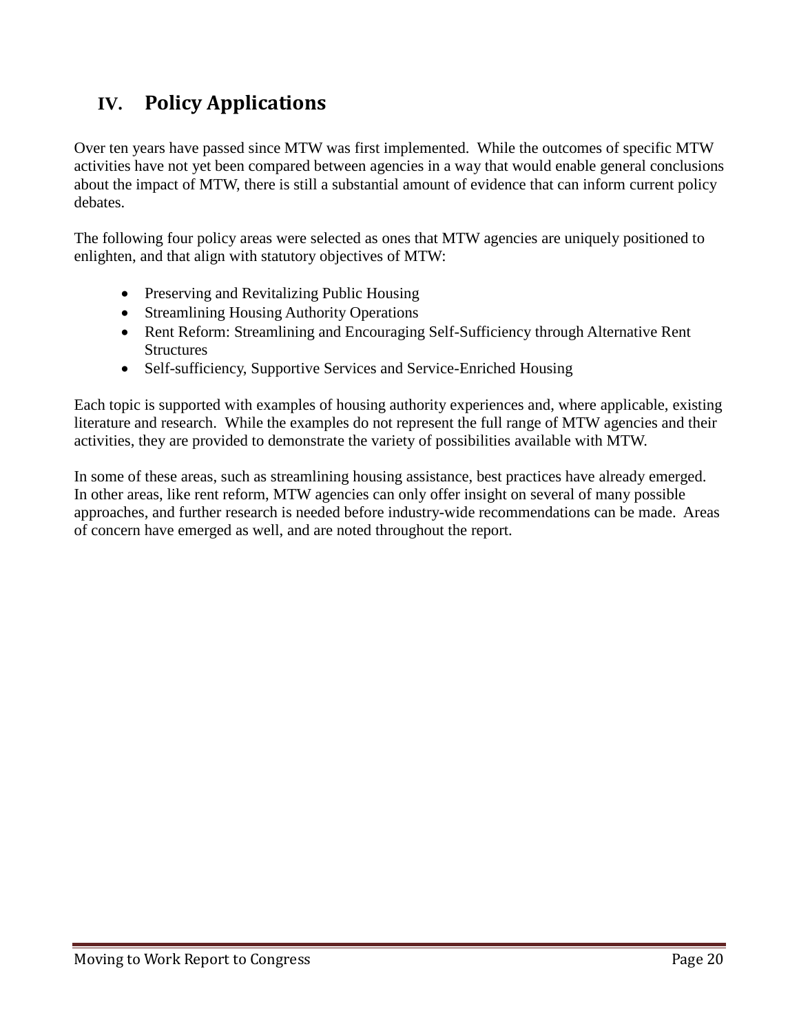## IV. Policy Applications

Over ten years have passed since MTW was first implemented. While the outcomes of specific MTW activities have not yet been compared between agencies in a way that would enable general conclusions about the impact of MTW, there is still a substantial amount of evidence that can inform current policy debates.

The following four policy areas were selected as ones that MTW agencies are uniquely positioned to enlighten, and that align with statutory objectives of MTW:

- Preserving and Revitalizing Public Housing
- Streamlining Housing Authority Operations
- Rent Reform: Streamlining and Encouraging Self-Sufficiency through Alternative Rent Structures
- Self-sufficiency, Supportive Services and Service-Enriched Housing

Each topic is supported with examples of housing authority experiences and, where applicable, existing literature and research. While the examples do not represent the full range of MTW agencies and their activities, they are provided to demonstrate the variety of possibilities available with MTW.

In some of these areas, such as streamlining housing assistance, best practices have already emerged. In other areas, like rent reform, MTW agencies can only offer insight on several of many possible approaches, and further research is needed before industry-wide recommendations can be made. Areas of concern have emerged as well, and are noted throughout the report.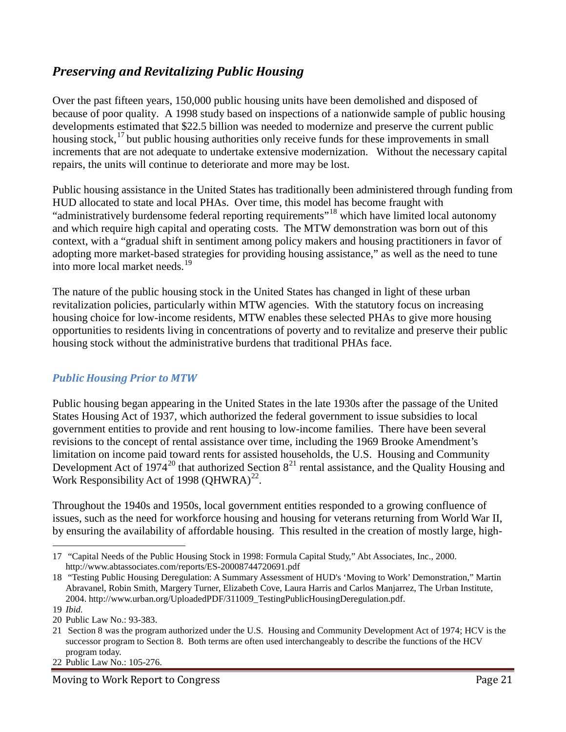## *Preserving and Revitalizing Public Housing*

Over the past fifteen years, 150,000 public housing units have been demolished and disposed of because of poor quality. A 1998 study based on inspections of a nationwide sample of public housing developments estimated that $22.5 billion was needed to modernize and preserve the current public housing stock,[17] but public housing authorities only receive funds for these improvements in small increments that are not adequate to undertake extensive modernization. Without the necessary capital repairs, the units will continue to deteriorate and more may be lost.

Public housing assistance in the United States has traditionally been administered through funding from HUD allocated to state and local PHAs. Over time, this model has become fraught with "administratively burdensome federal reporting requirements"[18] which have limited local autonomy and which require high capital and operating costs. The MTW demonstration was born out of this context, with a "gradual shift in sentiment among policy makers and housing practitioners in favor of adopting more market-based strategies for providing housing assistance," as well as the need to tune into more local market needs.[19]

The nature of the public housing stock in the United States has changed in light of these urban revitalization policies, particularly within MTW agencies. With the statutory focus on increasing housing choice for low-income residents, MTW enables these selected PHAs to give more housing opportunities to residents living in concentrations of poverty and to revitalize and preserve their public housing stock without the administrative burdens that traditional PHAs face.

### *Public Housing Prior to MTW*

Public housing began appearing in the United States in the late 1930s after the passage of the United States Housing Act of 1937, which authorized the federal government to issue subsidies to local government entities to provide and rent housing to low-income families. There have been several revisions to the concept of rental assistance over time, including the 1969 Brooke Amendment's limitation on income paid toward rents for assisted households, the U.S. Housing and Community Development Act of 1974[20] that authorized Section 8[21] rental assistance, and the Quality Housing and Work Responsibility Act of 1998 (QHWRA)[22].

Throughout the 1940s and 1950s, local government entities responded to a growing confluence of issues, such as the need for workforce housing and housing for veterans returning from World War II, by ensuring the availability of affordable housing. This resulted in the creation of mostly large, high-

---

17 "Capital Needs of the Public Housing Stock in 1998: Formula Capital Study," Abt Associates, Inc., 2000. http://www.abtassociates.com/reports/ES-20008744720691.pdf

18 "Testing Public Housing Deregulation: A Summary Assessment of HUD's 'Moving to Work' Demonstration," Martin Abravanel, Robin Smith, Margery Turner, Elizabeth Cove, Laura Harris and Carlos Manjarrez, The Urban Institute, 2004. http://www.urban.org/UploadedPDF/311009_TestingPublicHousingDeregulation.pdf.

19 *Ibid*.

20 Public Law No.: 93-383.

21 Section 8 was the program authorized under the U.S. Housing and Community Development Act of 1974; HCV is the successor program to Section 8. Both terms are often used interchangeably to describe the functions of the HCV program today.

22 Public Law No.: 105-276.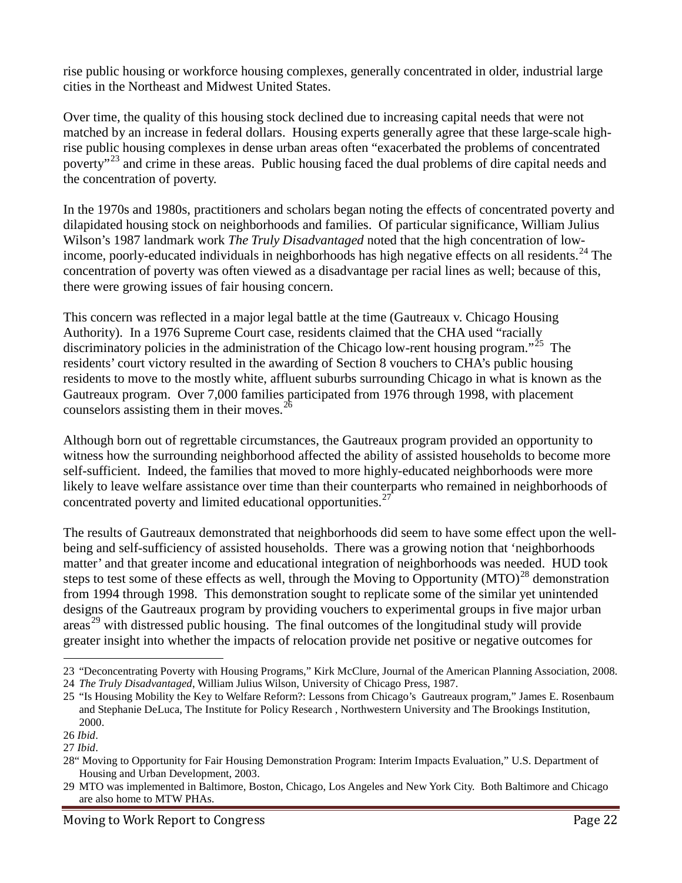rise public housing or workforce housing complexes, generally concentrated in older, industrial large cities in the Northeast and Midwest United States.

Over time, the quality of this housing stock declined due to increasing capital needs that were not matched by an increase in federal dollars. Housing experts generally agree that these large-scale high-rise public housing complexes in dense urban areas often "exacerbated the problems of concentrated poverty"[23] and crime in these areas. Public housing faced the dual problems of dire capital needs and the concentration of poverty.

In the 1970s and 1980s, practitioners and scholars began noting the effects of concentrated poverty and dilapidated housing stock on neighborhoods and families. Of particular significance, William Julius Wilson's 1987 landmark work *The Truly Disadvantaged* noted that the high concentration of low-income, poorly-educated individuals in neighborhoods has high negative effects on all residents.[24] The concentration of poverty was often viewed as a disadvantage per racial lines as well; because of this, there were growing issues of fair housing concern.

This concern was reflected in a major legal battle at the time (Gautreaux v. Chicago Housing Authority). In a 1976 Supreme Court case, residents claimed that the CHA used "racially discriminatory policies in the administration of the Chicago low-rent housing program."[25] The residents' court victory resulted in the awarding of Section 8 vouchers to CHA's public housing residents to move to the mostly white, affluent suburbs surrounding Chicago in what is known as the Gautreaux program. Over 7,000 families participated from 1976 through 1998, with placement counselors assisting them in their moves.[26]

Although born out of regrettable circumstances, the Gautreaux program provided an opportunity to witness how the surrounding neighborhood affected the ability of assisted households to become more self-sufficient. Indeed, the families that moved to more highly-educated neighborhoods were more likely to leave welfare assistance over time than their counterparts who remained in neighborhoods of concentrated poverty and limited educational opportunities.[27]

The results of Gautreaux demonstrated that neighborhoods did seem to have some effect upon the well-being and self-sufficiency of assisted households. There was a growing notion that 'neighborhoods matter' and that greater income and educational integration of neighborhoods was needed. HUD took steps to test some of these effects as well, through the Moving to Opportunity (MTO)[28] demonstration from 1994 through 1998. This demonstration sought to replicate some of the similar yet unintended designs of the Gautreaux program by providing vouchers to experimental groups in five major urban areas[29] with distressed public housing. The final outcomes of the longitudinal study will provide greater insight into whether the impacts of relocation provide net positive or negative outcomes for

---

23 "Deconcentrating Poverty with Housing Programs," Kirk McClure, Journal of the American Planning Association, 2008.

24 *The Truly Disadvantaged*, William Julius Wilson, University of Chicago Press, 1987.

25 "Is Housing Mobility the Key to Welfare Reform?: Lessons from Chicago's Gautreaux program," James E. Rosenbaum and Stephanie DeLuca, The Institute for Policy Research , Northwestern University and The Brookings Institution, 2000.

26 *Ibid*.

27 *Ibid*.

28 " Moving to Opportunity for Fair Housing Demonstration Program: Interim Impacts Evaluation," U.S. Department of Housing and Urban Development, 2003.

29 MTO was implemented in Baltimore, Boston, Chicago, Los Angeles and New York City. Both Baltimore and Chicago are also home to MTW PHAs.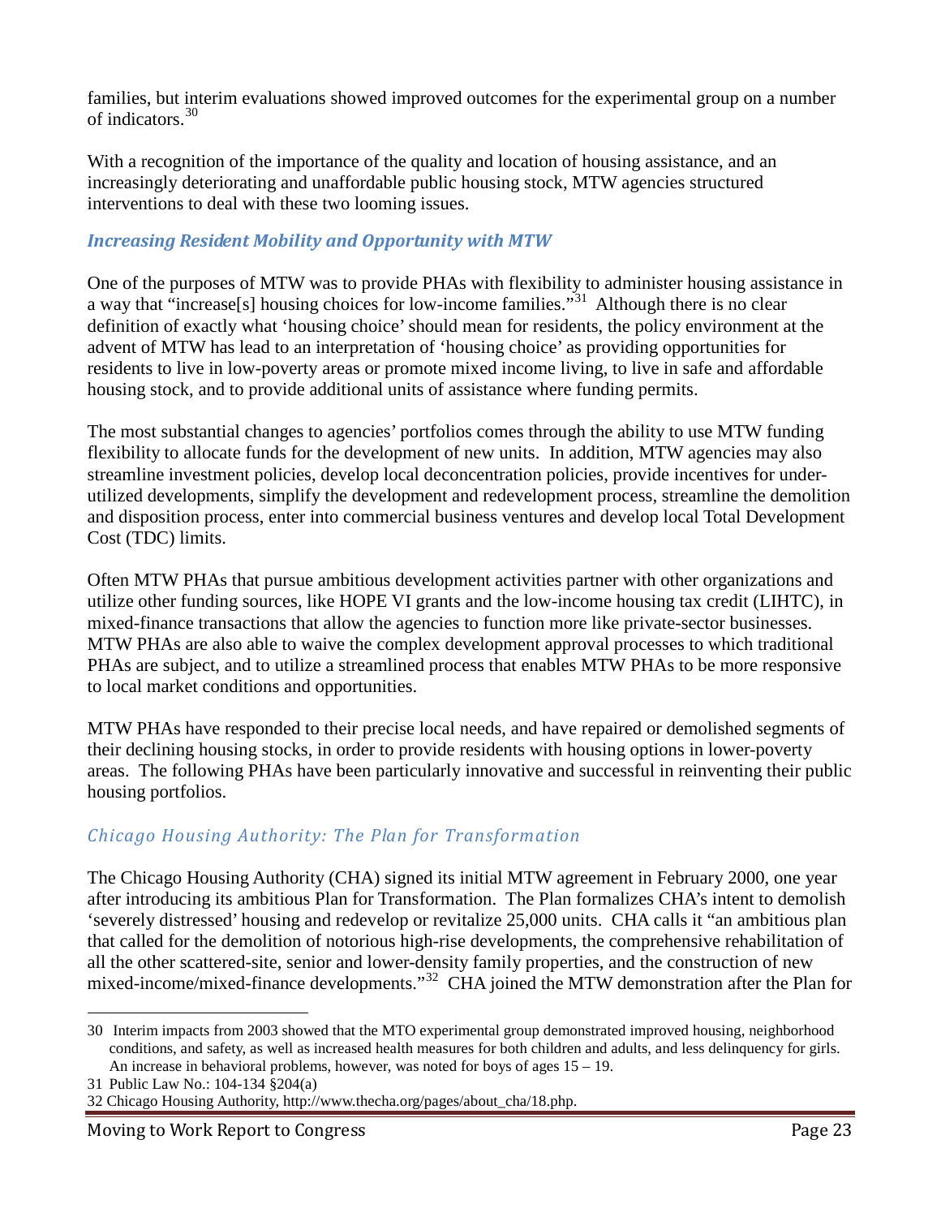families, but interim evaluations showed improved outcomes for the experimental group on a number of indicators.[30]

With a recognition of the importance of the quality and location of housing assistance, and an increasingly deteriorating and unaffordable public housing stock, MTW agencies structured interventions to deal with these two looming issues.

### *Increasing Resident Mobility and Opportunity with MTW*

One of the purposes of MTW was to provide PHAs with flexibility to administer housing assistance in a way that "increase[s] housing choices for low-income families."[31] Although there is no clear definition of exactly what 'housing choice' should mean for residents, the policy environment at the advent of MTW has lead to an interpretation of 'housing choice' as providing opportunities for residents to live in low-poverty areas or promote mixed income living, to live in safe and affordable housing stock, and to provide additional units of assistance where funding permits.

The most substantial changes to agencies' portfolios comes through the ability to use MTW funding flexibility to allocate funds for the development of new units. In addition, MTW agencies may also streamline investment policies, develop local deconcentration policies, provide incentives for under-utilized developments, simplify the development and redevelopment process, streamline the demolition and disposition process, enter into commercial business ventures and develop local Total Development Cost (TDC) limits.

Often MTW PHAs that pursue ambitious development activities partner with other organizations and utilize other funding sources, like HOPE VI grants and the low-income housing tax credit (LIHTC), in mixed-finance transactions that allow the agencies to function more like private-sector businesses. MTW PHAs are also able to waive the complex development approval processes to which traditional PHAs are subject, and to utilize a streamlined process that enables MTW PHAs to be more responsive to local market conditions and opportunities.

MTW PHAs have responded to their precise local needs, and have repaired or demolished segments of their declining housing stocks, in order to provide residents with housing options in lower-poverty areas. The following PHAs have been particularly innovative and successful in reinventing their public housing portfolios.

#### *Chicago Housing Authority: The Plan for Transformation*

The Chicago Housing Authority (CHA) signed its initial MTW agreement in February 2000, one year after introducing its ambitious Plan for Transformation. The Plan formalizes CHA's intent to demolish 'severely distressed' housing and redevelop or revitalize 25,000 units. CHA calls it "an ambitious plan that called for the demolition of notorious high-rise developments, the comprehensive rehabilitation of all the other scattered-site, senior and lower-density family properties, and the construction of new mixed-income/mixed-finance developments."[32] CHA joined the MTW demonstration after the Plan for

---

30 Interim impacts from 2003 showed that the MTO experimental group demonstrated improved housing, neighborhood conditions, and safety, as well as increased health measures for both children and adults, and less delinquency for girls. An increase in behavioral problems, however, was noted for boys of ages 15 – 19.

31 Public Law No.: 104-134 §204(a)

32 Chicago Housing Authority, http://www.thecha.org/pages/about_cha/18.php.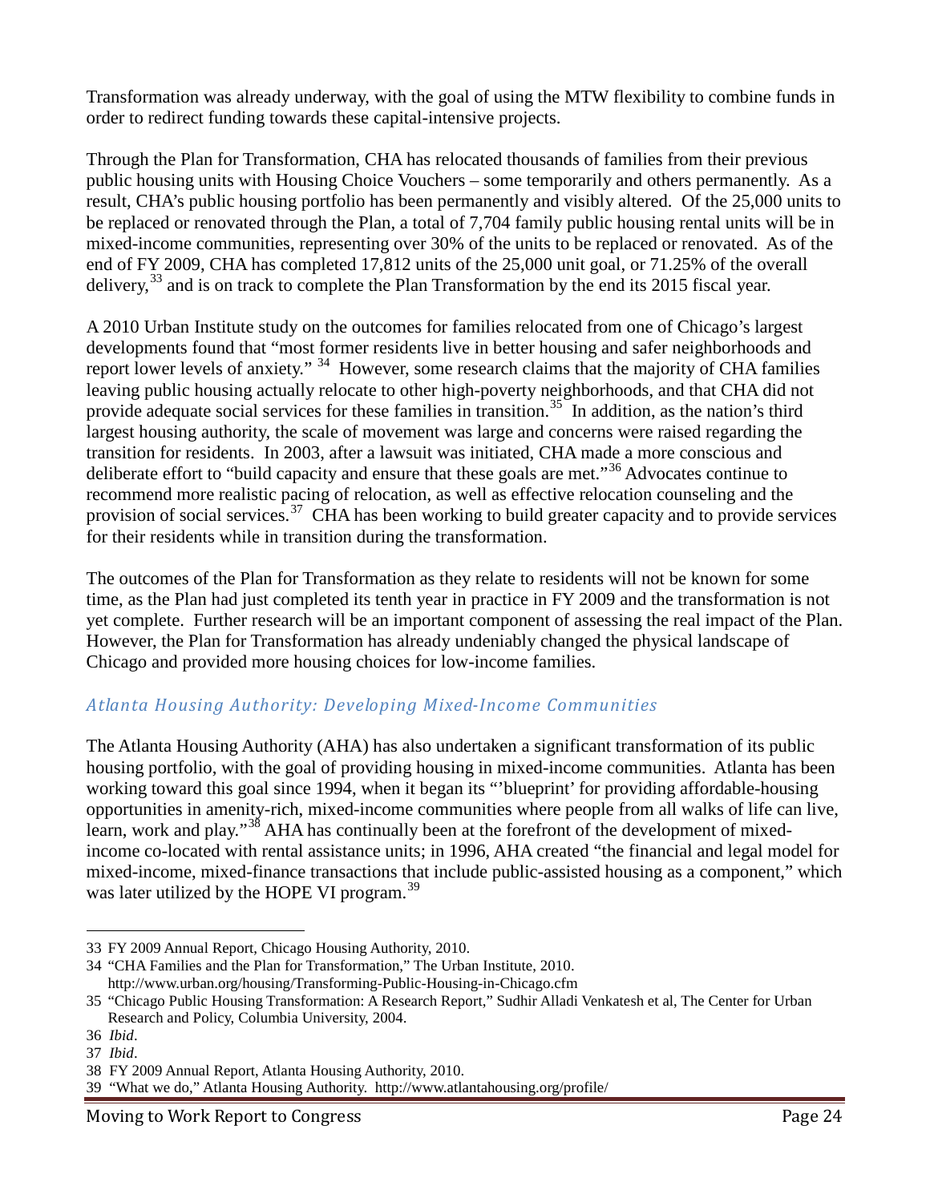Transformation was already underway, with the goal of using the MTW flexibility to combine funds in order to redirect funding towards these capital-intensive projects.

Through the Plan for Transformation, CHA has relocated thousands of families from their previous public housing units with Housing Choice Vouchers – some temporarily and others permanently. As a result, CHA's public housing portfolio has been permanently and visibly altered. Of the 25,000 units to be replaced or renovated through the Plan, a total of 7,704 family public housing rental units will be in mixed-income communities, representing over 30% of the units to be replaced or renovated. As of the end of FY 2009, CHA has completed 17,812 units of the 25,000 unit goal, or 71.25% of the overall delivery,[33] and is on track to complete the Plan Transformation by the end its 2015 fiscal year.

A 2010 Urban Institute study on the outcomes for families relocated from one of Chicago's largest developments found that "most former residents live in better housing and safer neighborhoods and report lower levels of anxiety." [34] However, some research claims that the majority of CHA families leaving public housing actually relocate to other high-poverty neighborhoods, and that CHA did not provide adequate social services for these families in transition.[35] In addition, as the nation's third largest housing authority, the scale of movement was large and concerns were raised regarding the transition for residents. In 2003, after a lawsuit was initiated, CHA made a more conscious and deliberate effort to "build capacity and ensure that these goals are met."[36] Advocates continue to recommend more realistic pacing of relocation, as well as effective relocation counseling and the provision of social services.[37] CHA has been working to build greater capacity and to provide services for their residents while in transition during the transformation.

The outcomes of the Plan for Transformation as they relate to residents will not be known for some time, as the Plan had just completed its tenth year in practice in FY 2009 and the transformation is not yet complete. Further research will be an important component of assessing the real impact of the Plan. However, the Plan for Transformation has already undeniably changed the physical landscape of Chicago and provided more housing choices for low-income families.

### *Atlanta Housing Authority: Developing Mixed-Income Communities*

The Atlanta Housing Authority (AHA) has also undertaken a significant transformation of its public housing portfolio, with the goal of providing housing in mixed-income communities. Atlanta has been working toward this goal since 1994, when it began its "'blueprint' for providing affordable-housing opportunities in amenity-rich, mixed-income communities where people from all walks of life can live, learn, work and play."[38] AHA has continually been at the forefront of the development of mixed-income co-located with rental assistance units; in 1996, AHA created "the financial and legal model for mixed-income, mixed-finance transactions that include public-assisted housing as a component," which was later utilized by the HOPE VI program.[39]

---

33 FY 2009 Annual Report, Chicago Housing Authority, 2010.

34 "CHA Families and the Plan for Transformation," The Urban Institute, 2010. http://www.urban.org/housing/Transforming-Public-Housing-in-Chicago.cfm

35 "Chicago Public Housing Transformation: A Research Report," Sudhir Alladi Venkatesh et al, The Center for Urban Research and Policy, Columbia University, 2004.

36 *Ibid*.

37 *Ibid*.

38 FY 2009 Annual Report, Atlanta Housing Authority, 2010.

39 "What we do," Atlanta Housing Authority. http://www.atlantahousing.org/profile/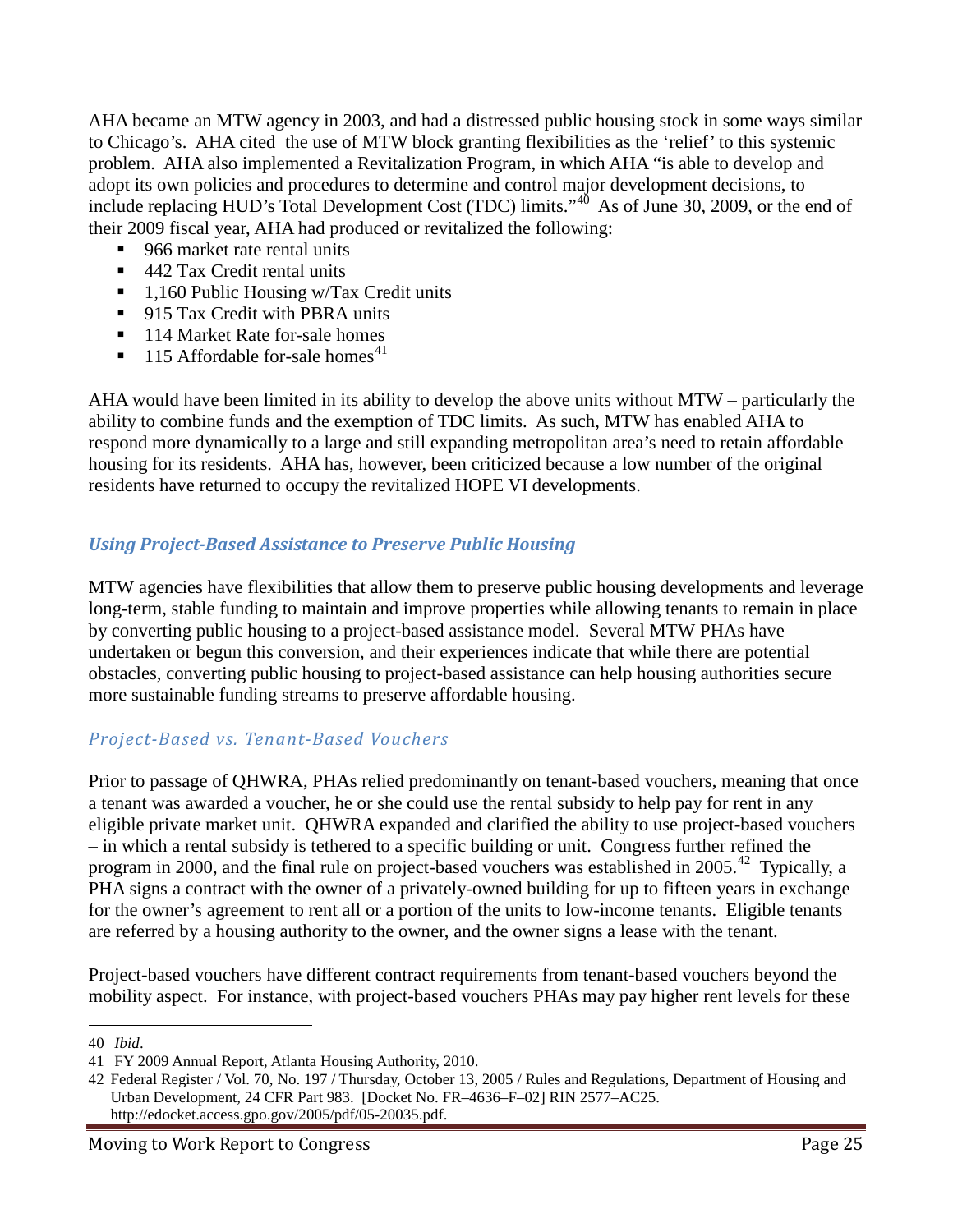AHA became an MTW agency in 2003, and had a distressed public housing stock in some ways similar to Chicago's. AHA cited the use of MTW block granting flexibilities as the 'relief' to this systemic problem. AHA also implemented a Revitalization Program, in which AHA "is able to develop and adopt its own policies and procedures to determine and control major development decisions, to include replacing HUD's Total Development Cost (TDC) limits."[40] As of June 30, 2009, or the end of their 2009 fiscal year, AHA had produced or revitalized the following:

- 966 market rate rental units
- 442 Tax Credit rental units
- 1,160 Public Housing w/Tax Credit units
- 915 Tax Credit with PBRA units
- 114 Market Rate for-sale homes
- 115 Affordable for-sale homes[41]

AHA would have been limited in its ability to develop the above units without MTW – particularly the ability to combine funds and the exemption of TDC limits. As such, MTW has enabled AHA to respond more dynamically to a large and still expanding metropolitan area's need to retain affordable housing for its residents. AHA has, however, been criticized because a low number of the original residents have returned to occupy the revitalized HOPE VI developments.

### *Using Project-Based Assistance to Preserve Public Housing*

MTW agencies have flexibilities that allow them to preserve public housing developments and leverage long-term, stable funding to maintain and improve properties while allowing tenants to remain in place by converting public housing to a project-based assistance model. Several MTW PHAs have undertaken or begun this conversion, and their experiences indicate that while there are potential obstacles, converting public housing to project-based assistance can help housing authorities secure more sustainable funding streams to preserve affordable housing.

#### *Project-Based vs. Tenant-Based Vouchers*

Prior to passage of QHWRA, PHAs relied predominantly on tenant-based vouchers, meaning that once a tenant was awarded a voucher, he or she could use the rental subsidy to help pay for rent in any eligible private market unit. QHWRA expanded and clarified the ability to use project-based vouchers – in which a rental subsidy is tethered to a specific building or unit. Congress further refined the program in 2000, and the final rule on project-based vouchers was established in 2005.[42] Typically, a PHA signs a contract with the owner of a privately-owned building for up to fifteen years in exchange for the owner's agreement to rent all or a portion of the units to low-income tenants. Eligible tenants are referred by a housing authority to the owner, and the owner signs a lease with the tenant.

Project-based vouchers have different contract requirements from tenant-based vouchers beyond the mobility aspect. For instance, with project-based vouchers PHAs may pay higher rent levels for these

---

40 *Ibid*.

41 FY 2009 Annual Report, Atlanta Housing Authority, 2010.

42 Federal Register / Vol. 70, No. 197 / Thursday, October 13, 2005 / Rules and Regulations, Department of Housing and Urban Development, 24 CFR Part 983. [Docket No. FR–4636–F–02] RIN 2577–AC25. http://edocket.access.gpo.gov/2005/pdf/05-20035.pdf.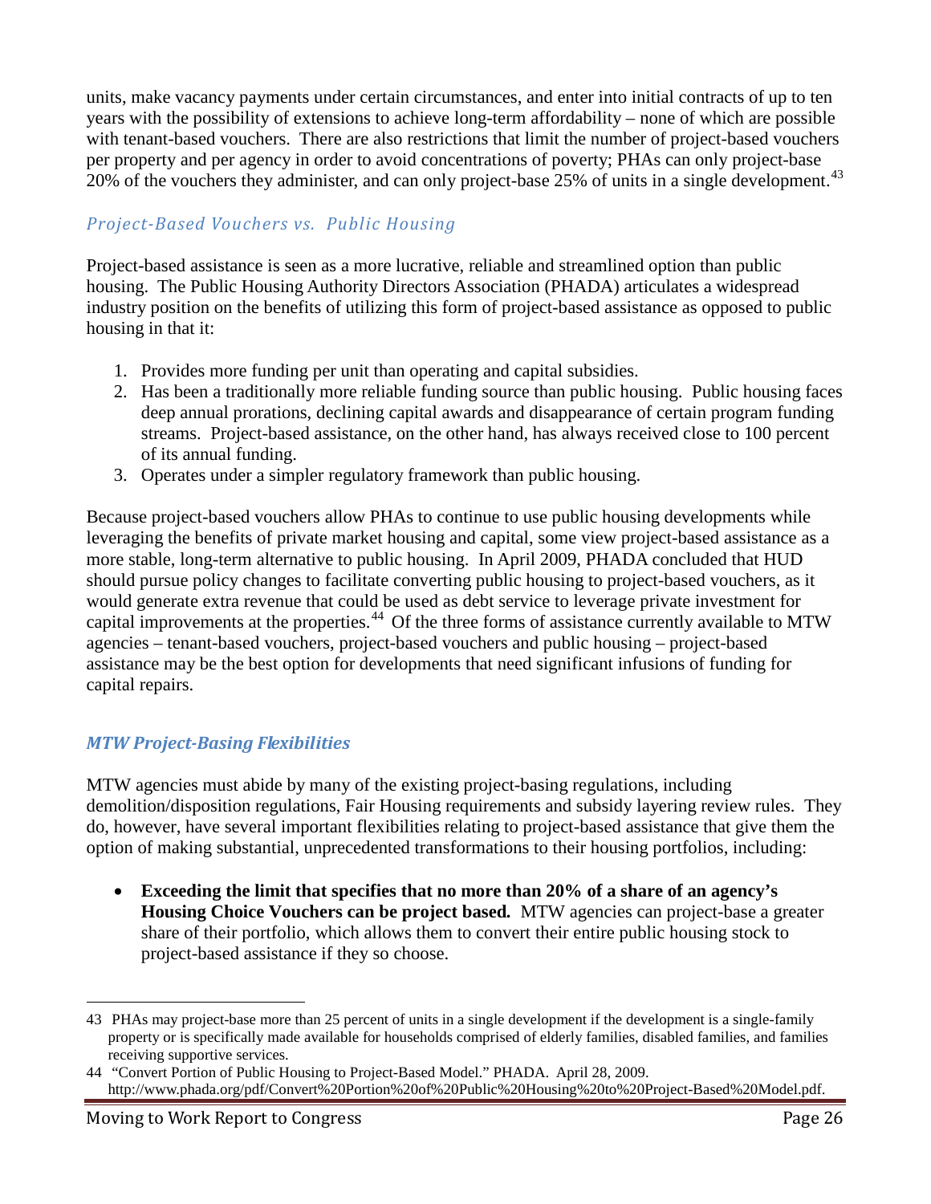units, make vacancy payments under certain circumstances, and enter into initial contracts of up to ten years with the possibility of extensions to achieve long-term affordability – none of which are possible with tenant-based vouchers. There are also restrictions that limit the number of project-based vouchers per property and per agency in order to avoid concentrations of poverty; PHAs can only project-base 20% of the vouchers they administer, and can only project-base 25% of units in a single development.[43]

### *Project-Based Vouchers vs. Public Housing*

Project-based assistance is seen as a more lucrative, reliable and streamlined option than public housing. The Public Housing Authority Directors Association (PHADA) articulates a widespread industry position on the benefits of utilizing this form of project-based assistance as opposed to public housing in that it:

1. Provides more funding per unit than operating and capital subsidies.
2. Has been a traditionally more reliable funding source than public housing. Public housing faces deep annual prorations, declining capital awards and disappearance of certain program funding streams. Project-based assistance, on the other hand, has always received close to 100 percent of its annual funding.
3. Operates under a simpler regulatory framework than public housing.

Because project-based vouchers allow PHAs to continue to use public housing developments while leveraging the benefits of private market housing and capital, some view project-based assistance as a more stable, long-term alternative to public housing. In April 2009, PHADA concluded that HUD should pursue policy changes to facilitate converting public housing to project-based vouchers, as it would generate extra revenue that could be used as debt service to leverage private investment for capital improvements at the properties.[44] Of the three forms of assistance currently available to MTW agencies – tenant-based vouchers, project-based vouchers and public housing – project-based assistance may be the best option for developments that need significant infusions of funding for capital repairs.

### ***MTW Project-Basing Flexibilities***

MTW agencies must abide by many of the existing project-basing regulations, including demolition/disposition regulations, Fair Housing requirements and subsidy layering review rules. They do, however, have several important flexibilities relating to project-based assistance that give them the option of making substantial, unprecedented transformations to their housing portfolios, including:

- **Exceeding the limit that specifies that no more than 20% of a share of an agency's Housing Choice Vouchers can be project based.** MTW agencies can project-base a greater share of their portfolio, which allows them to convert their entire public housing stock to project-based assistance if they so choose.

---

43 PHAs may project-base more than 25 percent of units in a single development if the development is a single-family property or is specifically made available for households comprised of elderly families, disabled families, and families receiving supportive services.

44 "Convert Portion of Public Housing to Project-Based Model." PHADA. April 28, 2009. http://www.phada.org/pdf/Convert%20Portion%20of%20Public%20Housing%20to%20Project-Based%20Model.pdf.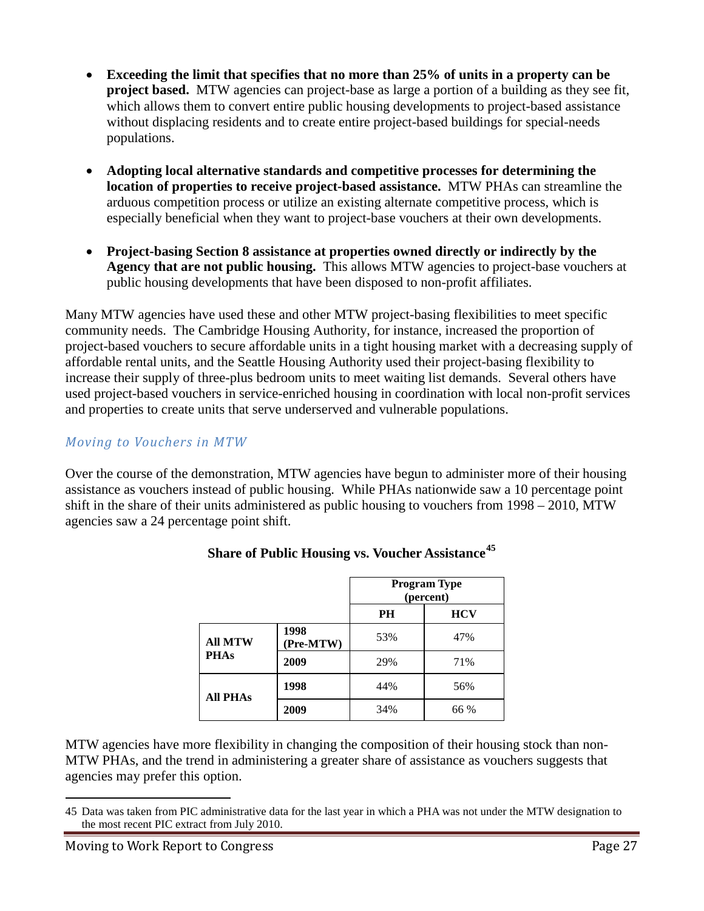- **Exceeding the limit that specifies that no more than 25% of units in a property can be project based.** MTW agencies can project-base as large a portion of a building as they see fit, which allows them to convert entire public housing developments to project-based assistance without displacing residents and to create entire project-based buildings for special-needs populations.

- **Adopting local alternative standards and competitive processes for determining the location of properties to receive project-based assistance.** MTW PHAs can streamline the arduous competition process or utilize an existing alternate competitive process, which is especially beneficial when they want to project-base vouchers at their own developments.

- **Project-basing Section 8 assistance at properties owned directly or indirectly by the Agency that are not public housing.** This allows MTW agencies to project-base vouchers at public housing developments that have been disposed to non-profit affiliates.

Many MTW agencies have used these and other MTW project-basing flexibilities to meet specific community needs. The Cambridge Housing Authority, for instance, increased the proportion of project-based vouchers to secure affordable units in a tight housing market with a decreasing supply of affordable rental units, and the Seattle Housing Authority used their project-basing flexibility to increase their supply of three-plus bedroom units to meet waiting list demands. Several others have used project-based vouchers in service-enriched housing in coordination with local non-profit services and properties to create units that serve underserved and vulnerable populations.

### *Moving to Vouchers in MTW*

Over the course of the demonstration, MTW agencies have begun to administer more of their housing assistance as vouchers instead of public housing. While PHAs nationwide saw a 10 percentage point shift in the share of their units administered as public housing to vouchers from 1998 – 2010, MTW agencies saw a 24 percentage point shift.

**Share of Public Housing vs. Voucher Assistance**[45]

| | | Program Type (percent) | |
|---|---|---|---|
| | | **PH** | **HCV** |
| **All MTW PHAs** | **1998 (Pre-MTW)** | 53% | 47% |
| | **2009** | 29% | 71% |
| **All PHAs** | **1998** | 44% | 56% |
| | **2009** | 34% | 66 % |

MTW agencies have more flexibility in changing the composition of their housing stock than non-MTW PHAs, and the trend in administering a greater share of assistance as vouchers suggests that agencies may prefer this option.

45 Data was taken from PIC administrative data for the last year in which a PHA was not under the MTW designation to the most recent PIC extract from July 2010.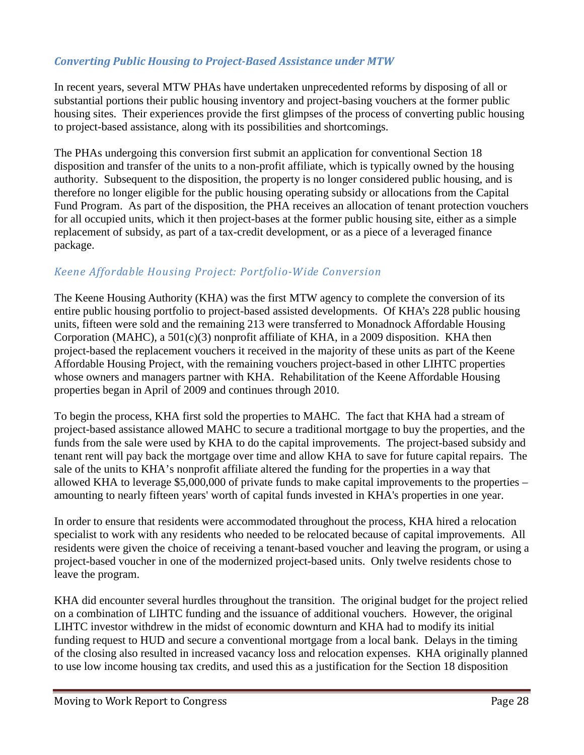### *Converting Public Housing to Project-Based Assistance under MTW*

In recent years, several MTW PHAs have undertaken unprecedented reforms by disposing of all or substantial portions their public housing inventory and project-basing vouchers at the former public housing sites. Their experiences provide the first glimpses of the process of converting public housing to project-based assistance, along with its possibilities and shortcomings.

The PHAs undergoing this conversion first submit an application for conventional Section 18 disposition and transfer of the units to a non-profit affiliate, which is typically owned by the housing authority. Subsequent to the disposition, the property is no longer considered public housing, and is therefore no longer eligible for the public housing operating subsidy or allocations from the Capital Fund Program. As part of the disposition, the PHA receives an allocation of tenant protection vouchers for all occupied units, which it then project-bases at the former public housing site, either as a simple replacement of subsidy, as part of a tax-credit development, or as a piece of a leveraged finance package.

#### *Keene Affordable Housing Project: Portfolio-Wide Conversion*

The Keene Housing Authority (KHA) was the first MTW agency to complete the conversion of its entire public housing portfolio to project-based assisted developments. Of KHA's 228 public housing units, fifteen were sold and the remaining 213 were transferred to Monadnock Affordable Housing Corporation (MAHC), a 501(c)(3) nonprofit affiliate of KHA, in a 2009 disposition. KHA then project-based the replacement vouchers it received in the majority of these units as part of the Keene Affordable Housing Project, with the remaining vouchers project-based in other LIHTC properties whose owners and managers partner with KHA. Rehabilitation of the Keene Affordable Housing properties began in April of 2009 and continues through 2010.

To begin the process, KHA first sold the properties to MAHC. The fact that KHA had a stream of project-based assistance allowed MAHC to secure a traditional mortgage to buy the properties, and the funds from the sale were used by KHA to do the capital improvements. The project-based subsidy and tenant rent will pay back the mortgage over time and allow KHA to save for future capital repairs. The sale of the units to KHA's nonprofit affiliate altered the funding for the properties in a way that allowed KHA to leverage $5,000,000 of private funds to make capital improvements to the properties – amounting to nearly fifteen years' worth of capital funds invested in KHA's properties in one year.

In order to ensure that residents were accommodated throughout the process, KHA hired a relocation specialist to work with any residents who needed to be relocated because of capital improvements. All residents were given the choice of receiving a tenant-based voucher and leaving the program, or using a project-based voucher in one of the modernized project-based units. Only twelve residents chose to leave the program.

KHA did encounter several hurdles throughout the transition. The original budget for the project relied on a combination of LIHTC funding and the issuance of additional vouchers. However, the original LIHTC investor withdrew in the midst of economic downturn and KHA had to modify its initial funding request to HUD and secure a conventional mortgage from a local bank. Delays in the timing of the closing also resulted in increased vacancy loss and relocation expenses. KHA originally planned to use low income housing tax credits, and used this as a justification for the Section 18 disposition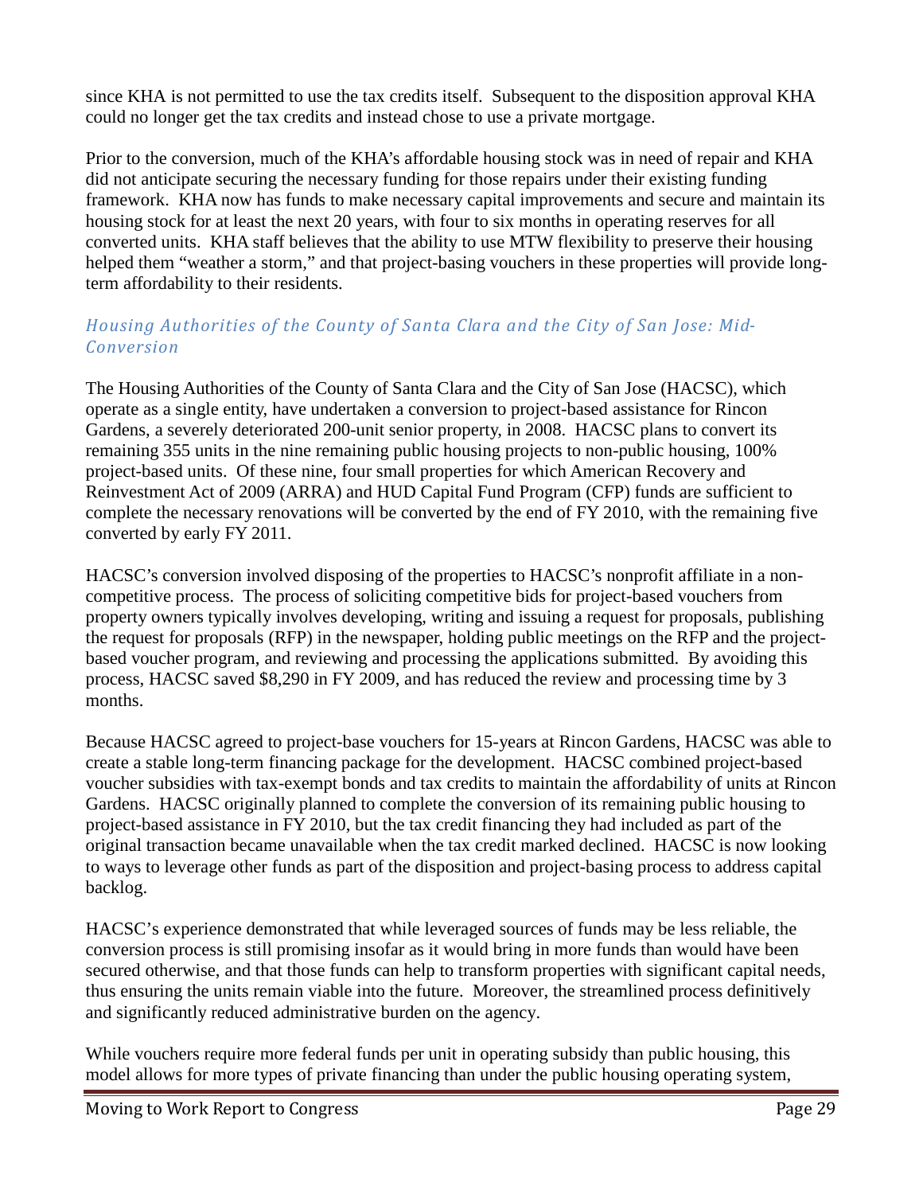since KHA is not permitted to use the tax credits itself. Subsequent to the disposition approval KHA could no longer get the tax credits and instead chose to use a private mortgage.

Prior to the conversion, much of the KHA's affordable housing stock was in need of repair and KHA did not anticipate securing the necessary funding for those repairs under their existing funding framework. KHA now has funds to make necessary capital improvements and secure and maintain its housing stock for at least the next 20 years, with four to six months in operating reserves for all converted units. KHA staff believes that the ability to use MTW flexibility to preserve their housing helped them "weather a storm," and that project-basing vouchers in these properties will provide long-term affordability to their residents.

### *Housing Authorities of the County of Santa Clara and the City of San Jose: Mid-Conversion*

The Housing Authorities of the County of Santa Clara and the City of San Jose (HACSC), which operate as a single entity, have undertaken a conversion to project-based assistance for Rincon Gardens, a severely deteriorated 200-unit senior property, in 2008. HACSC plans to convert its remaining 355 units in the nine remaining public housing projects to non-public housing, 100% project-based units. Of these nine, four small properties for which American Recovery and Reinvestment Act of 2009 (ARRA) and HUD Capital Fund Program (CFP) funds are sufficient to complete the necessary renovations will be converted by the end of FY 2010, with the remaining five converted by early FY 2011.

HACSC's conversion involved disposing of the properties to HACSC's nonprofit affiliate in a non-competitive process. The process of soliciting competitive bids for project-based vouchers from property owners typically involves developing, writing and issuing a request for proposals, publishing the request for proposals (RFP) in the newspaper, holding public meetings on the RFP and the project-based voucher program, and reviewing and processing the applications submitted. By avoiding this process, HACSC saved $8,290 in FY 2009, and has reduced the review and processing time by 3 months.

Because HACSC agreed to project-base vouchers for 15-years at Rincon Gardens, HACSC was able to create a stable long-term financing package for the development. HACSC combined project-based voucher subsidies with tax-exempt bonds and tax credits to maintain the affordability of units at Rincon Gardens. HACSC originally planned to complete the conversion of its remaining public housing to project-based assistance in FY 2010, but the tax credit financing they had included as part of the original transaction became unavailable when the tax credit marked declined. HACSC is now looking to ways to leverage other funds as part of the disposition and project-basing process to address capital backlog.

HACSC's experience demonstrated that while leveraged sources of funds may be less reliable, the conversion process is still promising insofar as it would bring in more funds than would have been secured otherwise, and that those funds can help to transform properties with significant capital needs, thus ensuring the units remain viable into the future. Moreover, the streamlined process definitively and significantly reduced administrative burden on the agency.

While vouchers require more federal funds per unit in operating subsidy than public housing, this model allows for more types of private financing than under the public housing operating system,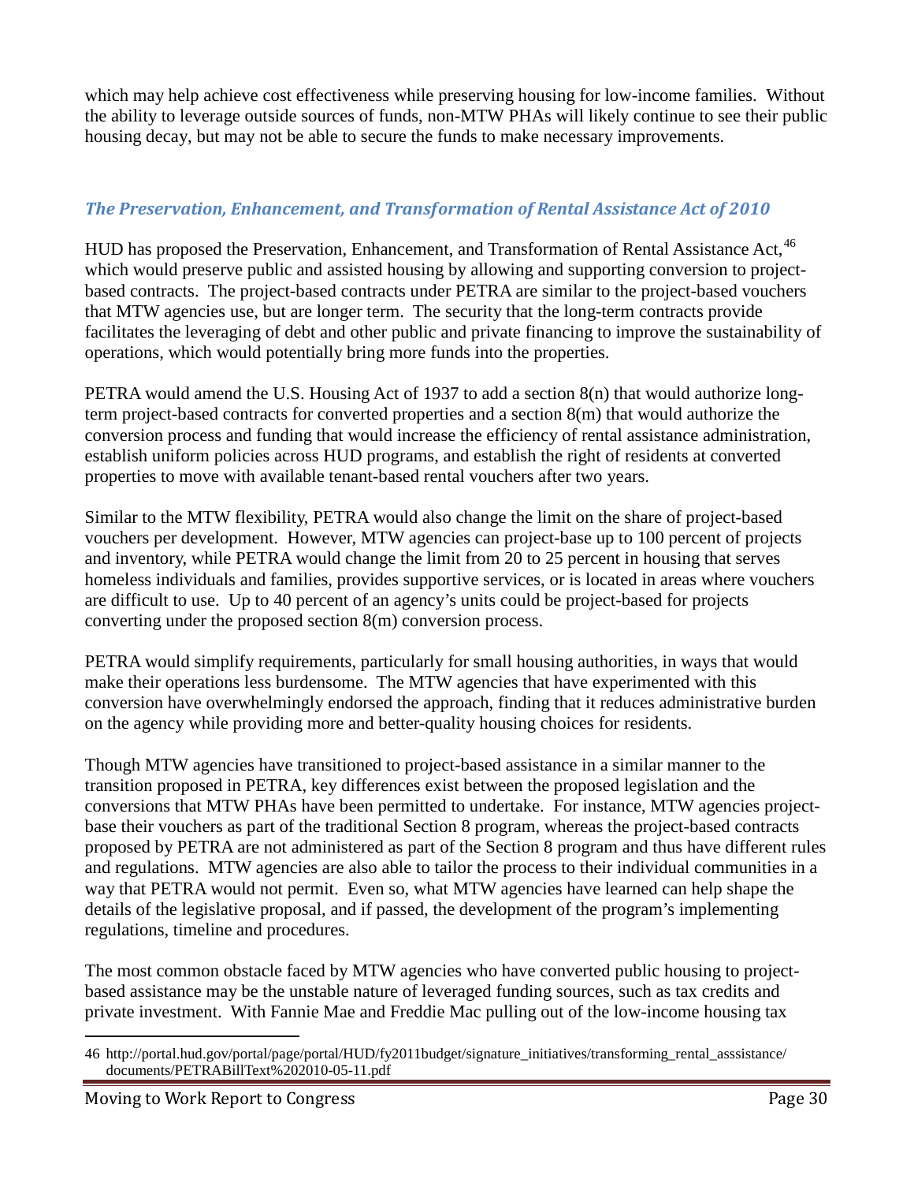which may help achieve cost effectiveness while preserving housing for low-income families. Without the ability to leverage outside sources of funds, non-MTW PHAs will likely continue to see their public housing decay, but may not be able to secure the funds to make necessary improvements.

### *The Preservation, Enhancement, and Transformation of Rental Assistance Act of 2010*

HUD has proposed the Preservation, Enhancement, and Transformation of Rental Assistance Act,[46] which would preserve public and assisted housing by allowing and supporting conversion to project-based contracts. The project-based contracts under PETRA are similar to the project-based vouchers that MTW agencies use, but are longer term. The security that the long-term contracts provide facilitates the leveraging of debt and other public and private financing to improve the sustainability of operations, which would potentially bring more funds into the properties.

PETRA would amend the U.S. Housing Act of 1937 to add a section 8(n) that would authorize long-term project-based contracts for converted properties and a section 8(m) that would authorize the conversion process and funding that would increase the efficiency of rental assistance administration, establish uniform policies across HUD programs, and establish the right of residents at converted properties to move with available tenant-based rental vouchers after two years.

Similar to the MTW flexibility, PETRA would also change the limit on the share of project-based vouchers per development. However, MTW agencies can project-base up to 100 percent of projects and inventory, while PETRA would change the limit from 20 to 25 percent in housing that serves homeless individuals and families, provides supportive services, or is located in areas where vouchers are difficult to use. Up to 40 percent of an agency's units could be project-based for projects converting under the proposed section 8(m) conversion process.

PETRA would simplify requirements, particularly for small housing authorities, in ways that would make their operations less burdensome. The MTW agencies that have experimented with this conversion have overwhelmingly endorsed the approach, finding that it reduces administrative burden on the agency while providing more and better-quality housing choices for residents.

Though MTW agencies have transitioned to project-based assistance in a similar manner to the transition proposed in PETRA, key differences exist between the proposed legislation and the conversions that MTW PHAs have been permitted to undertake. For instance, MTW agencies project-base their vouchers as part of the traditional Section 8 program, whereas the project-based contracts proposed by PETRA are not administered as part of the Section 8 program and thus have different rules and regulations. MTW agencies are also able to tailor the process to their individual communities in a way that PETRA would not permit. Even so, what MTW agencies have learned can help shape the details of the legislative proposal, and if passed, the development of the program's implementing regulations, timeline and procedures.

The most common obstacle faced by MTW agencies who have converted public housing to project-based assistance may be the unstable nature of leveraged funding sources, such as tax credits and private investment. With Fannie Mae and Freddie Mac pulling out of the low-income housing tax

---

46 http://portal.hud.gov/portal/page/portal/HUD/fy2011budget/signature_initiatives/transforming_rental_asssistance/documents/PETRABillText%202010-05-11.pdf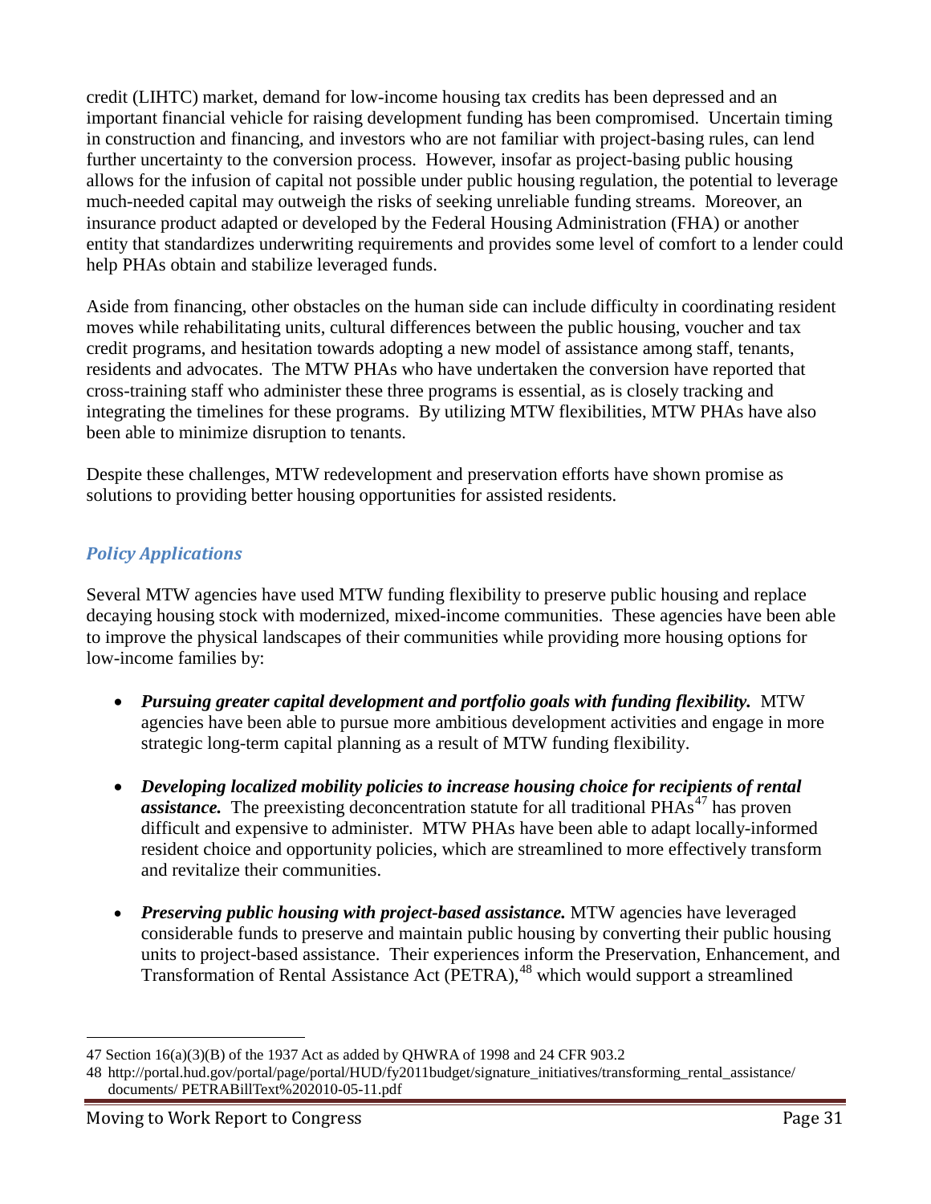credit (LIHTC) market, demand for low-income housing tax credits has been depressed and an important financial vehicle for raising development funding has been compromised. Uncertain timing in construction and financing, and investors who are not familiar with project-basing rules, can lend further uncertainty to the conversion process. However, insofar as project-basing public housing allows for the infusion of capital not possible under public housing regulation, the potential to leverage much-needed capital may outweigh the risks of seeking unreliable funding streams. Moreover, an insurance product adapted or developed by the Federal Housing Administration (FHA) or another entity that standardizes underwriting requirements and provides some level of comfort to a lender could help PHAs obtain and stabilize leveraged funds.

Aside from financing, other obstacles on the human side can include difficulty in coordinating resident moves while rehabilitating units, cultural differences between the public housing, voucher and tax credit programs, and hesitation towards adopting a new model of assistance among staff, tenants, residents and advocates. The MTW PHAs who have undertaken the conversion have reported that cross-training staff who administer these three programs is essential, as is closely tracking and integrating the timelines for these programs. By utilizing MTW flexibilities, MTW PHAs have also been able to minimize disruption to tenants.

Despite these challenges, MTW redevelopment and preservation efforts have shown promise as solutions to providing better housing opportunities for assisted residents.

### *Policy Applications*

Several MTW agencies have used MTW funding flexibility to preserve public housing and replace decaying housing stock with modernized, mixed-income communities. These agencies have been able to improve the physical landscapes of their communities while providing more housing options for low-income families by:

- ***Pursuing greater capital development and portfolio goals with funding flexibility.*** MTW agencies have been able to pursue more ambitious development activities and engage in more strategic long-term capital planning as a result of MTW funding flexibility.

- ***Developing localized mobility policies to increase housing choice for recipients of rental assistance.*** The preexisting deconcentration statute for all traditional PHAs[47] has proven difficult and expensive to administer. MTW PHAs have been able to adapt locally-informed resident choice and opportunity policies, which are streamlined to more effectively transform and revitalize their communities.

- ***Preserving public housing with project-based assistance.*** MTW agencies have leveraged considerable funds to preserve and maintain public housing by converting their public housing units to project-based assistance. Their experiences inform the Preservation, Enhancement, and Transformation of Rental Assistance Act (PETRA),[48] which would support a streamlined

---

47 Section 16(a)(3)(B) of the 1937 Act as added by QHWRA of 1998 and 24 CFR 903.2

48 http://portal.hud.gov/portal/page/portal/HUD/fy2011budget/signature_initiatives/transforming_rental_assistance/documents/ PETRABillText%202010-05-11.pdf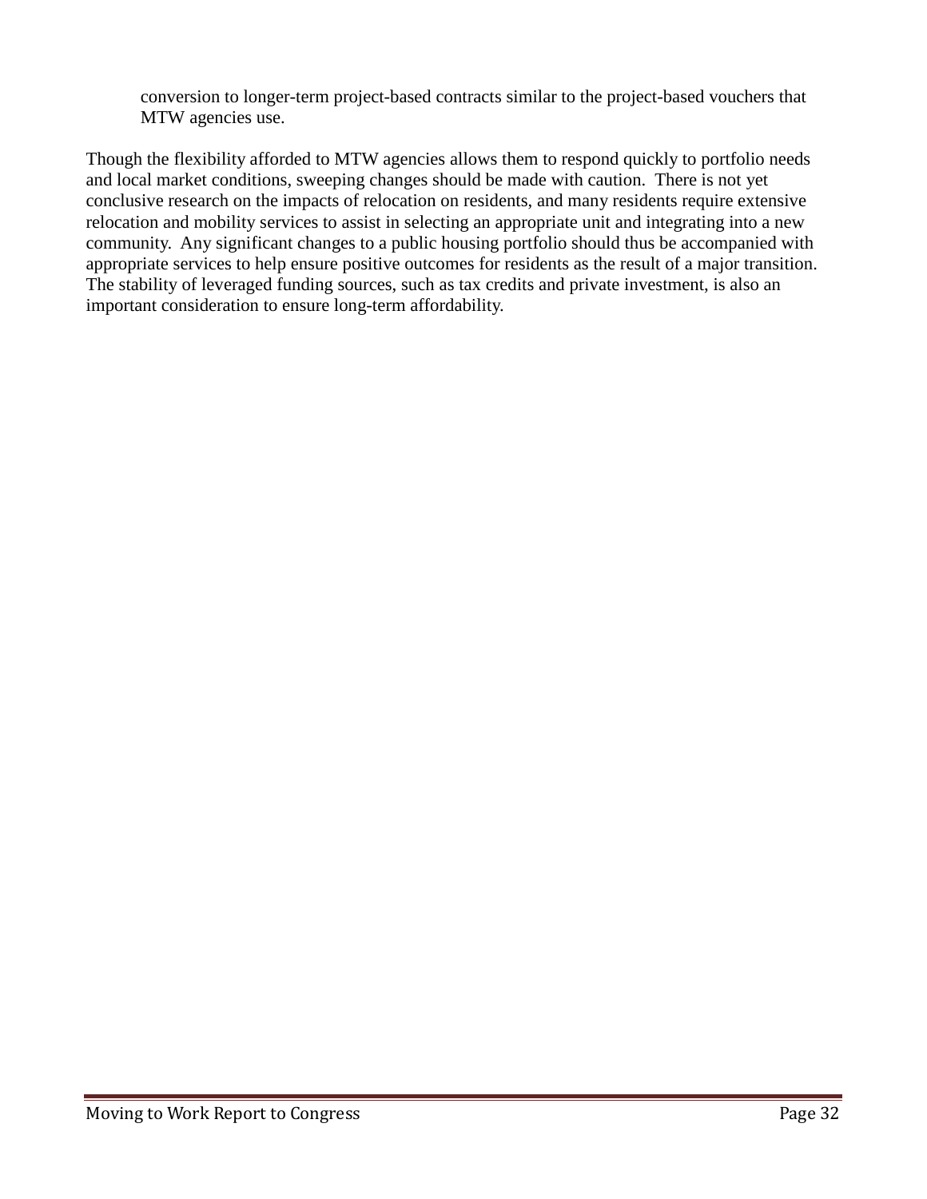conversion to longer-term project-based contracts similar to the project-based vouchers that MTW agencies use.

Though the flexibility afforded to MTW agencies allows them to respond quickly to portfolio needs and local market conditions, sweeping changes should be made with caution. There is not yet conclusive research on the impacts of relocation on residents, and many residents require extensive relocation and mobility services to assist in selecting an appropriate unit and integrating into a new community. Any significant changes to a public housing portfolio should thus be accompanied with appropriate services to help ensure positive outcomes for residents as the result of a major transition. The stability of leveraged funding sources, such as tax credits and private investment, is also an important consideration to ensure long-term affordability.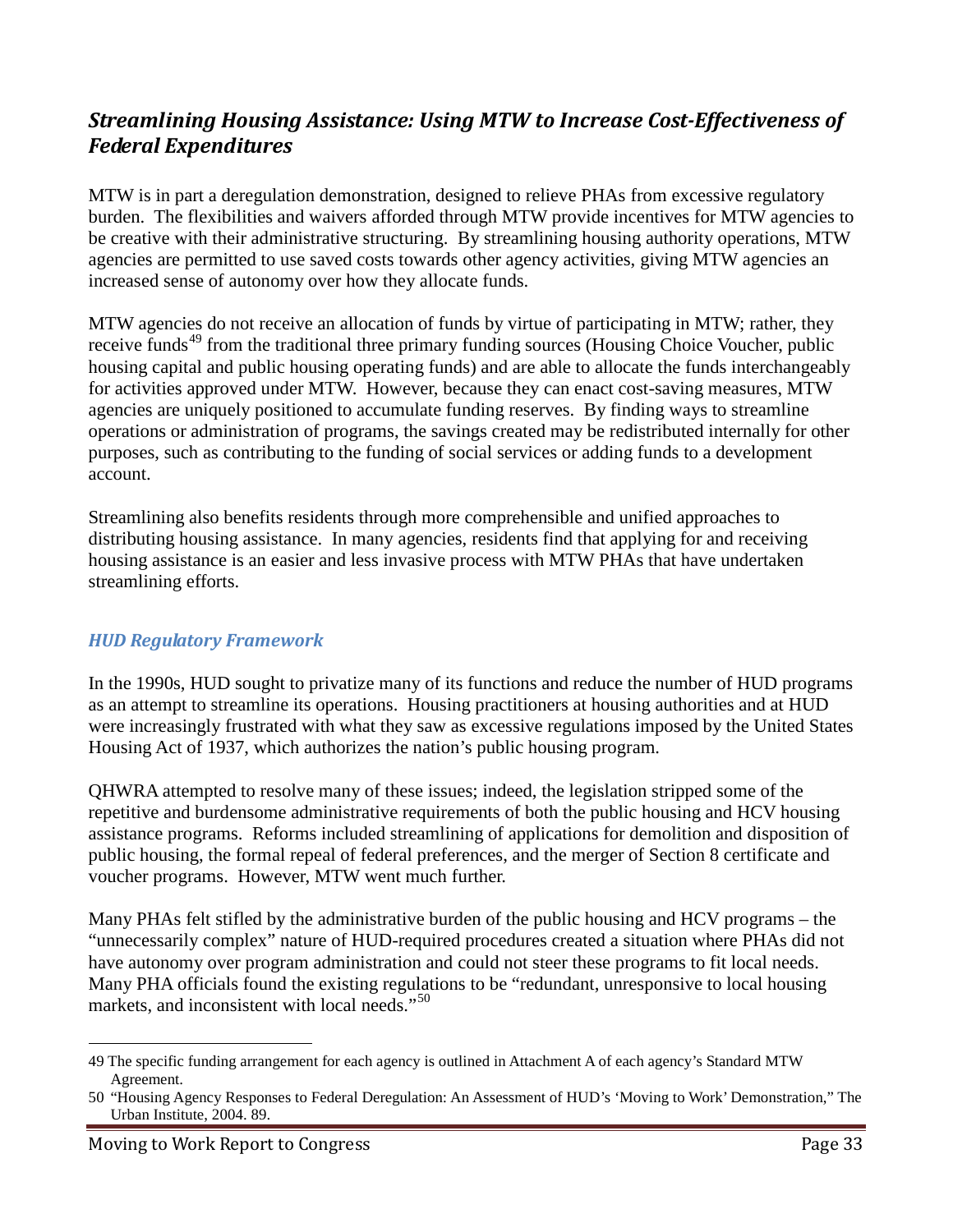## *Streamlining Housing Assistance: Using MTW to Increase Cost-Effectiveness of Federal Expenditures*

MTW is in part a deregulation demonstration, designed to relieve PHAs from excessive regulatory burden. The flexibilities and waivers afforded through MTW provide incentives for MTW agencies to be creative with their administrative structuring. By streamlining housing authority operations, MTW agencies are permitted to use saved costs towards other agency activities, giving MTW agencies an increased sense of autonomy over how they allocate funds.

MTW agencies do not receive an allocation of funds by virtue of participating in MTW; rather, they receive funds[49] from the traditional three primary funding sources (Housing Choice Voucher, public housing capital and public housing operating funds) and are able to allocate the funds interchangeably for activities approved under MTW. However, because they can enact cost-saving measures, MTW agencies are uniquely positioned to accumulate funding reserves. By finding ways to streamline operations or administration of programs, the savings created may be redistributed internally for other purposes, such as contributing to the funding of social services or adding funds to a development account.

Streamlining also benefits residents through more comprehensible and unified approaches to distributing housing assistance. In many agencies, residents find that applying for and receiving housing assistance is an easier and less invasive process with MTW PHAs that have undertaken streamlining efforts.

### *HUD Regulatory Framework*

In the 1990s, HUD sought to privatize many of its functions and reduce the number of HUD programs as an attempt to streamline its operations. Housing practitioners at housing authorities and at HUD were increasingly frustrated with what they saw as excessive regulations imposed by the United States Housing Act of 1937, which authorizes the nation's public housing program.

QHWRA attempted to resolve many of these issues; indeed, the legislation stripped some of the repetitive and burdensome administrative requirements of both the public housing and HCV housing assistance programs. Reforms included streamlining of applications for demolition and disposition of public housing, the formal repeal of federal preferences, and the merger of Section 8 certificate and voucher programs. However, MTW went much further.

Many PHAs felt stifled by the administrative burden of the public housing and HCV programs – the "unnecessarily complex" nature of HUD-required procedures created a situation where PHAs did not have autonomy over program administration and could not steer these programs to fit local needs. Many PHA officials found the existing regulations to be "redundant, unresponsive to local housing markets, and inconsistent with local needs."[50]

---

49 The specific funding arrangement for each agency is outlined in Attachment A of each agency's Standard MTW Agreement.

50 "Housing Agency Responses to Federal Deregulation: An Assessment of HUD's 'Moving to Work' Demonstration," The Urban Institute, 2004. 89.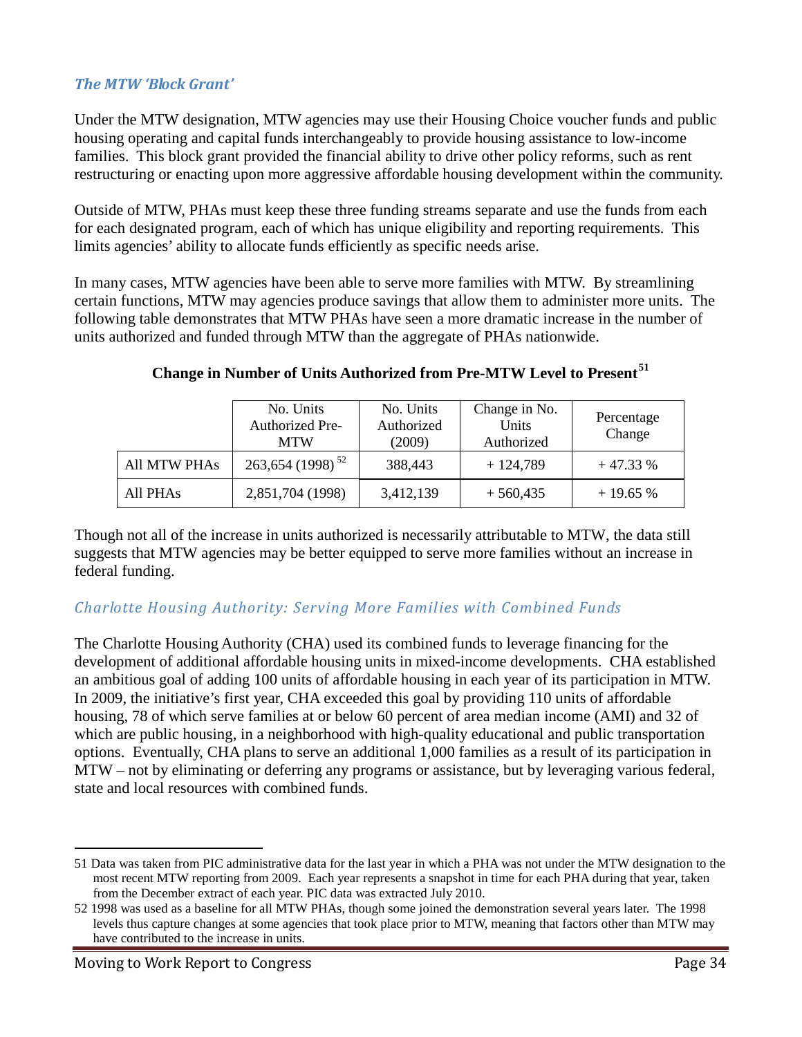### *The MTW 'Block Grant'*

Under the MTW designation, MTW agencies may use their Housing Choice voucher funds and public housing operating and capital funds interchangeably to provide housing assistance to low-income families. This block grant provided the financial ability to drive other policy reforms, such as rent restructuring or enacting upon more aggressive affordable housing development within the community.

Outside of MTW, PHAs must keep these three funding streams separate and use the funds from each for each designated program, each of which has unique eligibility and reporting requirements. This limits agencies' ability to allocate funds efficiently as specific needs arise.

In many cases, MTW agencies have been able to serve more families with MTW. By streamlining certain functions, MTW may agencies produce savings that allow them to administer more units. The following table demonstrates that MTW PHAs have seen a more dramatic increase in the number of units authorized and funded through MTW than the aggregate of PHAs nationwide.

**Change in Number of Units Authorized from Pre-MTW Level to Present[51]**

| | No. Units Authorized Pre-MTW | No. Units Authorized (2009) | Change in No. Units Authorized | Percentage Change |
|---|---|---|---|---|
| All MTW PHAs | 263,654 (1998) [52] | 388,443 | + 124,789 | + 47.33 % |
| All PHAs | 2,851,704 (1998) | 3,412,139 | + 560,435 | + 19.65 % |

Though not all of the increase in units authorized is necessarily attributable to MTW, the data still suggests that MTW agencies may be better equipped to serve more families without an increase in federal funding.

### *Charlotte Housing Authority: Serving More Families with Combined Funds*

The Charlotte Housing Authority (CHA) used its combined funds to leverage financing for the development of additional affordable housing units in mixed-income developments. CHA established an ambitious goal of adding 100 units of affordable housing in each year of its participation in MTW. In 2009, the initiative's first year, CHA exceeded this goal by providing 110 units of affordable housing, 78 of which serve families at or below 60 percent of area median income (AMI) and 32 of which are public housing, in a neighborhood with high-quality educational and public transportation options. Eventually, CHA plans to serve an additional 1,000 families as a result of its participation in MTW – not by eliminating or deferring any programs or assistance, but by leveraging various federal, state and local resources with combined funds.

---

51 Data was taken from PIC administrative data for the last year in which a PHA was not under the MTW designation to the most recent MTW reporting from 2009. Each year represents a snapshot in time for each PHA during that year, taken from the December extract of each year. PIC data was extracted July 2010.

52 1998 was used as a baseline for all MTW PHAs, though some joined the demonstration several years later. The 1998 levels thus capture changes at some agencies that took place prior to MTW, meaning that factors other than MTW may have contributed to the increase in units.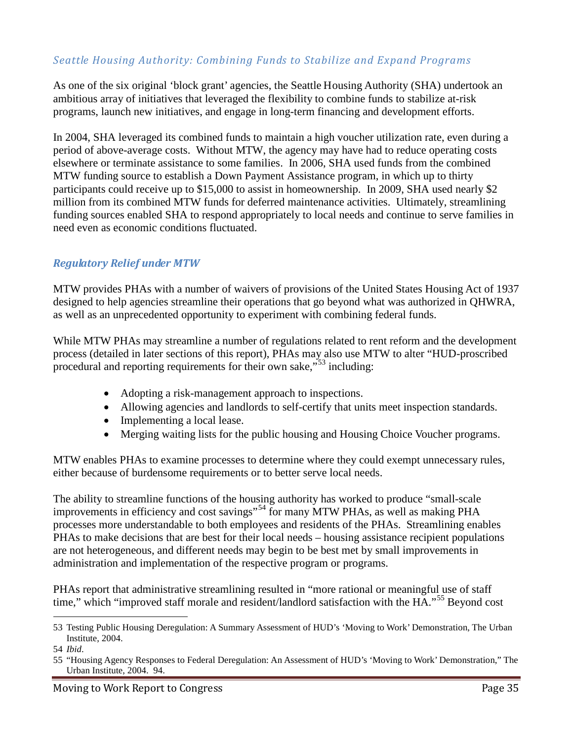### *Seattle Housing Authority: Combining Funds to Stabilize and Expand Programs*

As one of the six original 'block grant' agencies, the Seattle Housing Authority (SHA) undertook an ambitious array of initiatives that leveraged the flexibility to combine funds to stabilize at-risk programs, launch new initiatives, and engage in long-term financing and development efforts.

In 2004, SHA leveraged its combined funds to maintain a high voucher utilization rate, even during a period of above-average costs. Without MTW, the agency may have had to reduce operating costs elsewhere or terminate assistance to some families. In 2006, SHA used funds from the combined MTW funding source to establish a Down Payment Assistance program, in which up to thirty participants could receive up to $15,000 to assist in homeownership. In 2009, SHA used nearly $2 million from its combined MTW funds for deferred maintenance activities. Ultimately, streamlining funding sources enabled SHA to respond appropriately to local needs and continue to serve families in need even as economic conditions fluctuated.

### ***Regulatory Relief under MTW***

MTW provides PHAs with a number of waivers of provisions of the United States Housing Act of 1937 designed to help agencies streamline their operations that go beyond what was authorized in QHWRA, as well as an unprecedented opportunity to experiment with combining federal funds.

While MTW PHAs may streamline a number of regulations related to rent reform and the development process (detailed in later sections of this report), PHAs may also use MTW to alter "HUD-proscribed procedural and reporting requirements for their own sake,"[53] including:

- Adopting a risk-management approach to inspections.
- Allowing agencies and landlords to self-certify that units meet inspection standards.
- Implementing a local lease.
- Merging waiting lists for the public housing and Housing Choice Voucher programs.

MTW enables PHAs to examine processes to determine where they could exempt unnecessary rules, either because of burdensome requirements or to better serve local needs.

The ability to streamline functions of the housing authority has worked to produce "small-scale improvements in efficiency and cost savings"[54] for many MTW PHAs, as well as making PHA processes more understandable to both employees and residents of the PHAs. Streamlining enables PHAs to make decisions that are best for their local needs – housing assistance recipient populations are not heterogeneous, and different needs may begin to be best met by small improvements in administration and implementation of the respective program or programs.

PHAs report that administrative streamlining resulted in "more rational or meaningful use of staff time," which "improved staff morale and resident/landlord satisfaction with the HA."[55] Beyond cost

---

53 Testing Public Housing Deregulation: A Summary Assessment of HUD's 'Moving to Work' Demonstration, The Urban Institute, 2004.

54 *Ibid*.

55 "Housing Agency Responses to Federal Deregulation: An Assessment of HUD's 'Moving to Work' Demonstration," The Urban Institute, 2004. 94.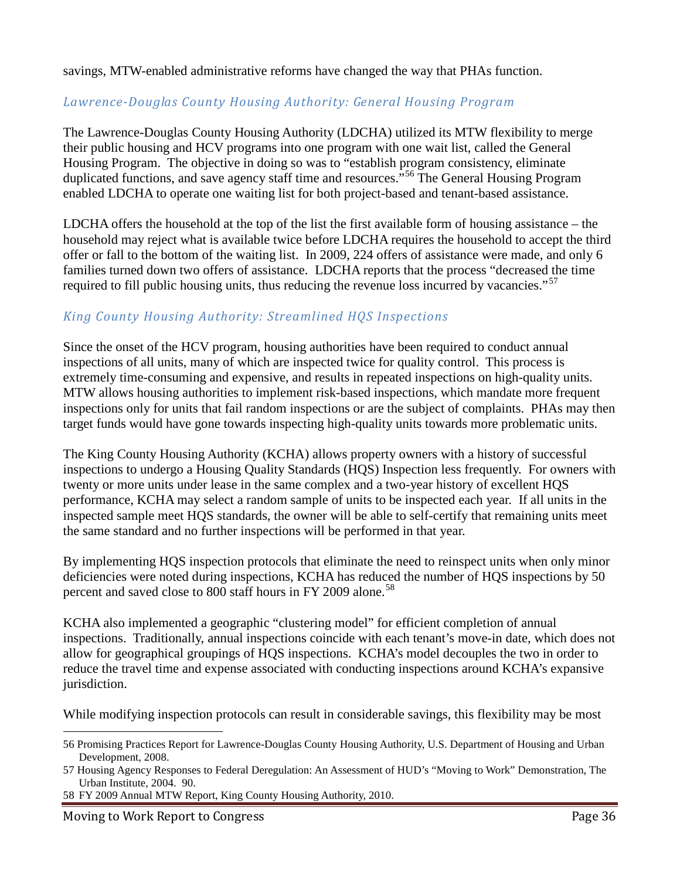savings, MTW-enabled administrative reforms have changed the way that PHAs function.

### *Lawrence-Douglas County Housing Authority: General Housing Program*

The Lawrence-Douglas County Housing Authority (LDCHA) utilized its MTW flexibility to merge their public housing and HCV programs into one program with one wait list, called the General Housing Program. The objective in doing so was to "establish program consistency, eliminate duplicated functions, and save agency staff time and resources."[56] The General Housing Program enabled LDCHA to operate one waiting list for both project-based and tenant-based assistance.

LDCHA offers the household at the top of the list the first available form of housing assistance – the household may reject what is available twice before LDCHA requires the household to accept the third offer or fall to the bottom of the waiting list. In 2009, 224 offers of assistance were made, and only 6 families turned down two offers of assistance. LDCHA reports that the process "decreased the time required to fill public housing units, thus reducing the revenue loss incurred by vacancies."[57]

### *King County Housing Authority: Streamlined HQS Inspections*

Since the onset of the HCV program, housing authorities have been required to conduct annual inspections of all units, many of which are inspected twice for quality control. This process is extremely time-consuming and expensive, and results in repeated inspections on high-quality units. MTW allows housing authorities to implement risk-based inspections, which mandate more frequent inspections only for units that fail random inspections or are the subject of complaints. PHAs may then target funds would have gone towards inspecting high-quality units towards more problematic units.

The King County Housing Authority (KCHA) allows property owners with a history of successful inspections to undergo a Housing Quality Standards (HQS) Inspection less frequently. For owners with twenty or more units under lease in the same complex and a two-year history of excellent HQS performance, KCHA may select a random sample of units to be inspected each year. If all units in the inspected sample meet HQS standards, the owner will be able to self-certify that remaining units meet the same standard and no further inspections will be performed in that year.

By implementing HQS inspection protocols that eliminate the need to reinspect units when only minor deficiencies were noted during inspections, KCHA has reduced the number of HQS inspections by 50 percent and saved close to 800 staff hours in FY 2009 alone.[58]

KCHA also implemented a geographic "clustering model" for efficient completion of annual inspections. Traditionally, annual inspections coincide with each tenant's move-in date, which does not allow for geographical groupings of HQS inspections. KCHA's model decouples the two in order to reduce the travel time and expense associated with conducting inspections around KCHA's expansive jurisdiction.

While modifying inspection protocols can result in considerable savings, this flexibility may be most

---

56 Promising Practices Report for Lawrence-Douglas County Housing Authority, U.S. Department of Housing and Urban Development, 2008.

57 Housing Agency Responses to Federal Deregulation: An Assessment of HUD's "Moving to Work" Demonstration, The Urban Institute, 2004. 90.

58 FY 2009 Annual MTW Report, King County Housing Authority, 2010.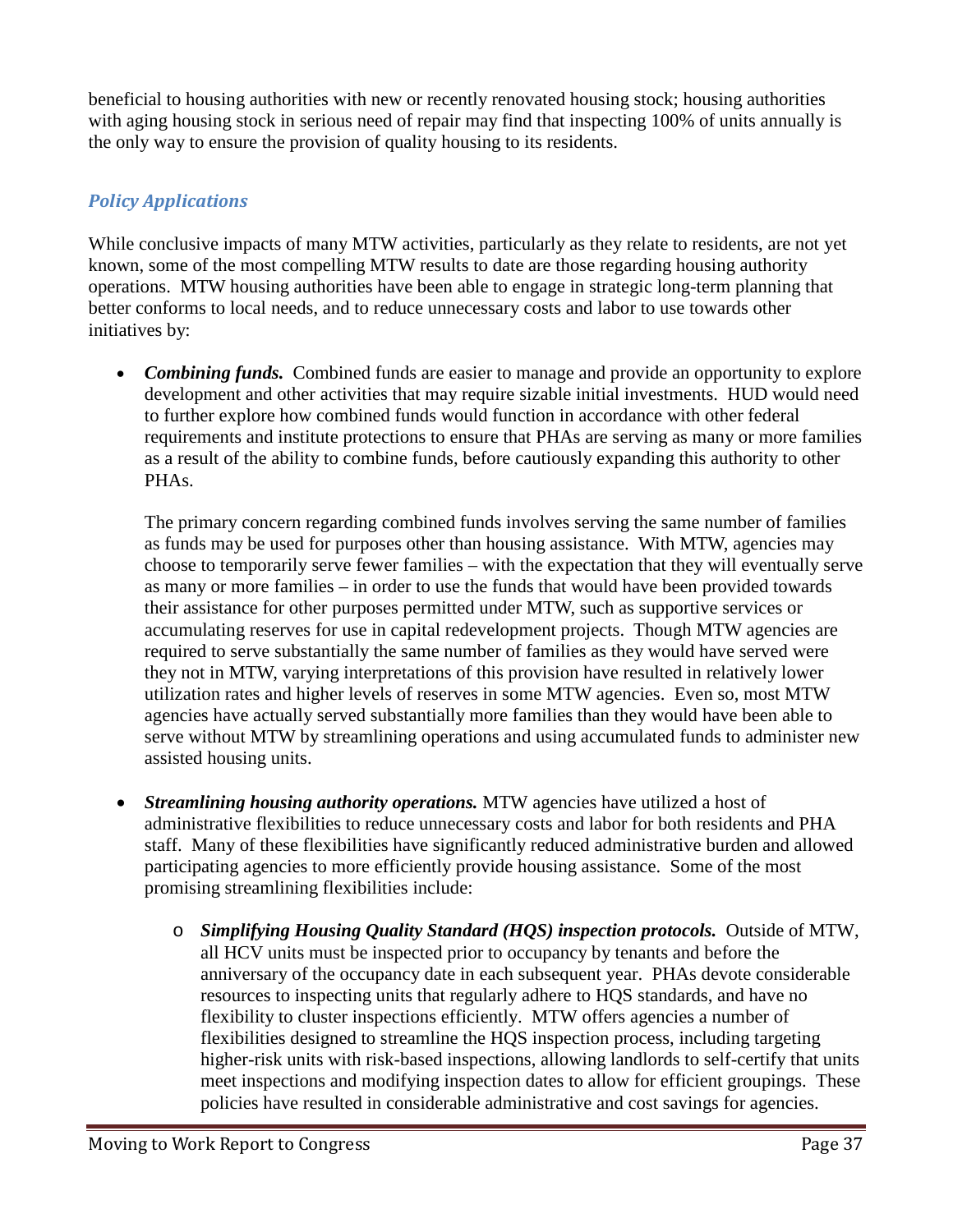beneficial to housing authorities with new or recently renovated housing stock; housing authorities with aging housing stock in serious need of repair may find that inspecting 100% of units annually is the only way to ensure the provision of quality housing to its residents.

### *Policy Applications*

While conclusive impacts of many MTW activities, particularly as they relate to residents, are not yet known, some of the most compelling MTW results to date are those regarding housing authority operations. MTW housing authorities have been able to engage in strategic long-term planning that better conforms to local needs, and to reduce unnecessary costs and labor to use towards other initiatives by:

- ***Combining funds.*** Combined funds are easier to manage and provide an opportunity to explore development and other activities that may require sizable initial investments. HUD would need to further explore how combined funds would function in accordance with other federal requirements and institute protections to ensure that PHAs are serving as many or more families as a result of the ability to combine funds, before cautiously expanding this authority to other PHAs.

  The primary concern regarding combined funds involves serving the same number of families as funds may be used for purposes other than housing assistance. With MTW, agencies may choose to temporarily serve fewer families – with the expectation that they will eventually serve as many or more families – in order to use the funds that would have been provided towards their assistance for other purposes permitted under MTW, such as supportive services or accumulating reserves for use in capital redevelopment projects. Though MTW agencies are required to serve substantially the same number of families as they would have served were they not in MTW, varying interpretations of this provision have resulted in relatively lower utilization rates and higher levels of reserves in some MTW agencies. Even so, most MTW agencies have actually served substantially more families than they would have been able to serve without MTW by streamlining operations and using accumulated funds to administer new assisted housing units.

- ***Streamlining housing authority operations.*** MTW agencies have utilized a host of administrative flexibilities to reduce unnecessary costs and labor for both residents and PHA staff. Many of these flexibilities have significantly reduced administrative burden and allowed participating agencies to more efficiently provide housing assistance. Some of the most promising streamlining flexibilities include:

  - ***Simplifying Housing Quality Standard (HQS) inspection protocols.*** Outside of MTW, all HCV units must be inspected prior to occupancy by tenants and before the anniversary of the occupancy date in each subsequent year. PHAs devote considerable resources to inspecting units that regularly adhere to HQS standards, and have no flexibility to cluster inspections efficiently. MTW offers agencies a number of flexibilities designed to streamline the HQS inspection process, including targeting higher-risk units with risk-based inspections, allowing landlords to self-certify that units meet inspections and modifying inspection dates to allow for efficient groupings. These policies have resulted in considerable administrative and cost savings for agencies.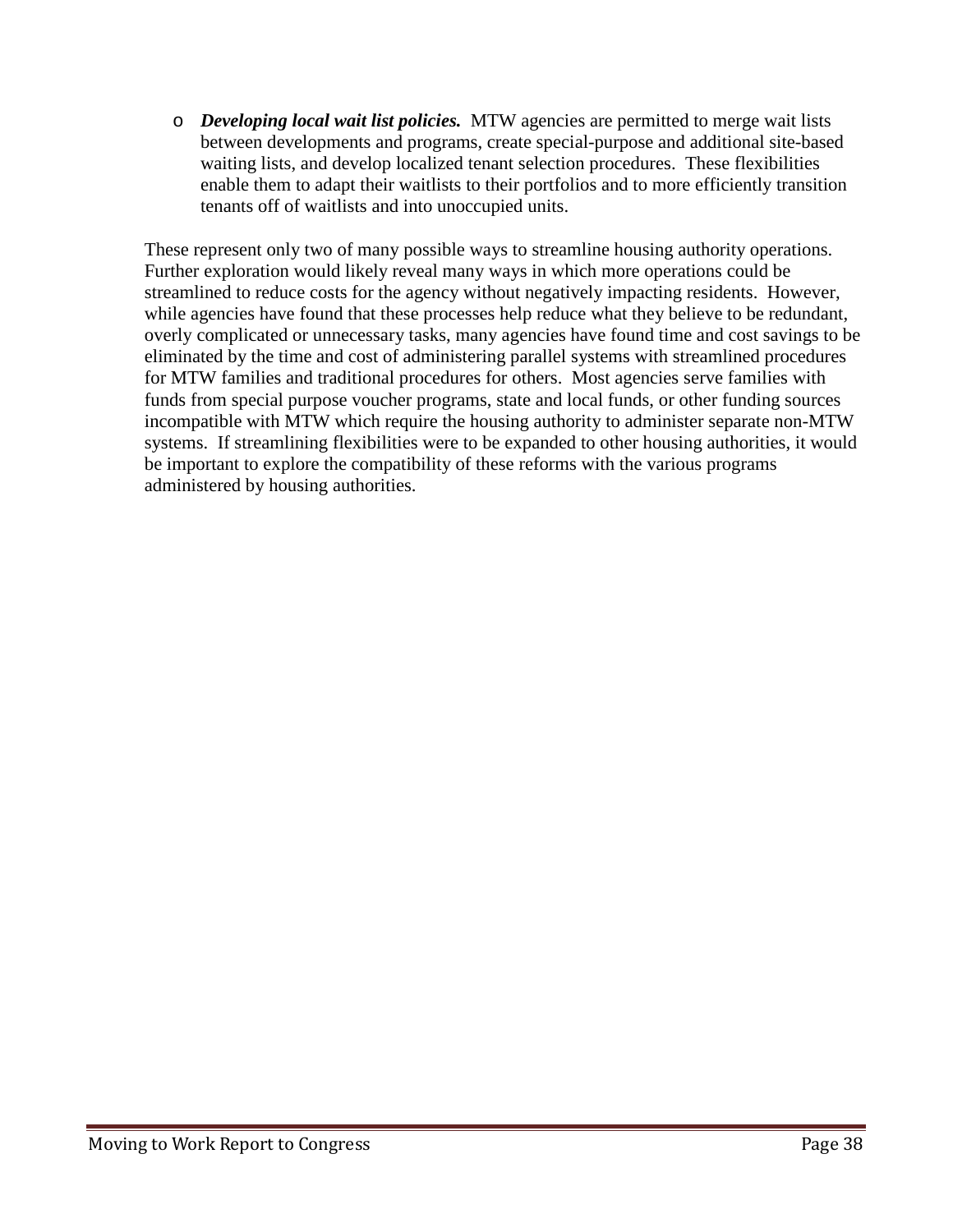- ***Developing local wait list policies.*** MTW agencies are permitted to merge wait lists between developments and programs, create special-purpose and additional site-based waiting lists, and develop localized tenant selection procedures. These flexibilities enable them to adapt their waitlists to their portfolios and to more efficiently transition tenants off of waitlists and into unoccupied units.

These represent only two of many possible ways to streamline housing authority operations. Further exploration would likely reveal many ways in which more operations could be streamlined to reduce costs for the agency without negatively impacting residents. However, while agencies have found that these processes help reduce what they believe to be redundant, overly complicated or unnecessary tasks, many agencies have found time and cost savings to be eliminated by the time and cost of administering parallel systems with streamlined procedures for MTW families and traditional procedures for others. Most agencies serve families with funds from special purpose voucher programs, state and local funds, or other funding sources incompatible with MTW which require the housing authority to administer separate non-MTW systems. If streamlining flexibilities were to be expanded to other housing authorities, it would be important to explore the compatibility of these reforms with the various programs administered by housing authorities.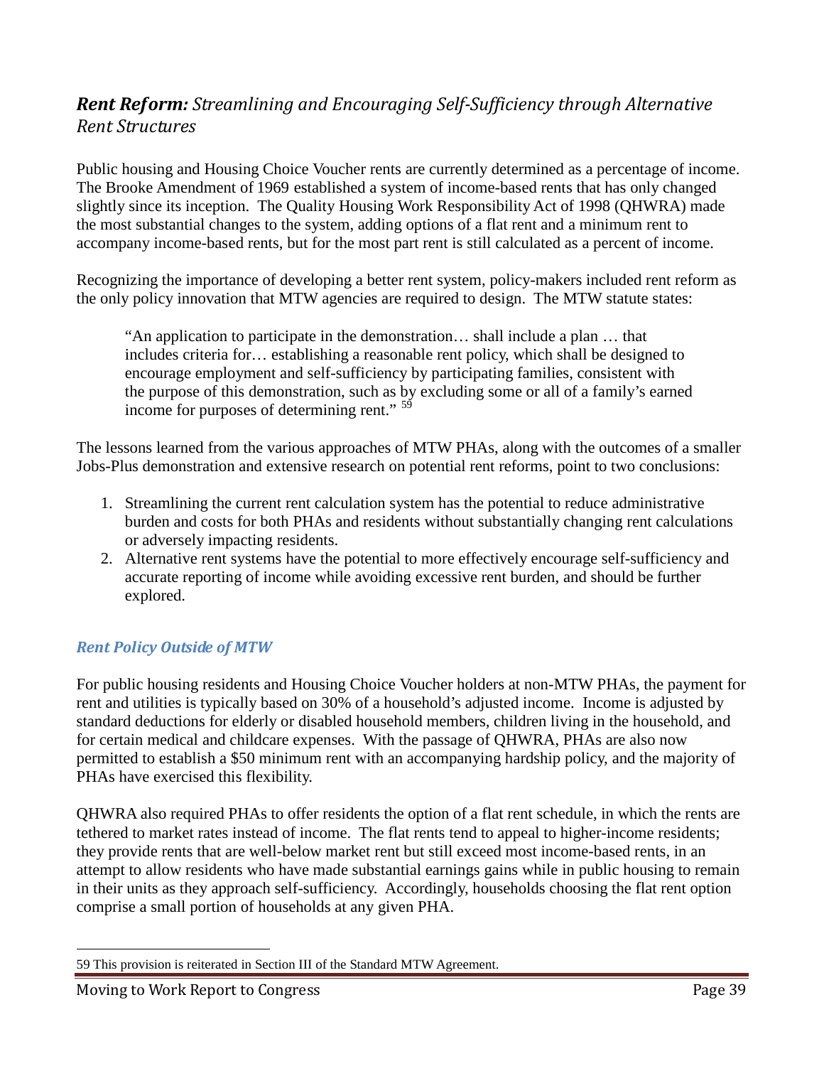## ***Rent Reform:*** *Streamlining and Encouraging Self-Sufficiency through Alternative Rent Structures*

Public housing and Housing Choice Voucher rents are currently determined as a percentage of income. The Brooke Amendment of 1969 established a system of income-based rents that has only changed slightly since its inception. The Quality Housing Work Responsibility Act of 1998 (QHWRA) made the most substantial changes to the system, adding options of a flat rent and a minimum rent to accompany income-based rents, but for the most part rent is still calculated as a percent of income.

Recognizing the importance of developing a better rent system, policy-makers included rent reform as the only policy innovation that MTW agencies are required to design. The MTW statute states:

> "An application to participate in the demonstration… shall include a plan … that includes criteria for… establishing a reasonable rent policy, which shall be designed to encourage employment and self-sufficiency by participating families, consistent with the purpose of this demonstration, such as by excluding some or all of a family's earned income for purposes of determining rent." [59]

The lessons learned from the various approaches of MTW PHAs, along with the outcomes of a smaller Jobs-Plus demonstration and extensive research on potential rent reforms, point to two conclusions:

1. Streamlining the current rent calculation system has the potential to reduce administrative burden and costs for both PHAs and residents without substantially changing rent calculations or adversely impacting residents.
2. Alternative rent systems have the potential to more effectively encourage self-sufficiency and accurate reporting of income while avoiding excessive rent burden, and should be further explored.

### *Rent Policy Outside of MTW*

For public housing residents and Housing Choice Voucher holders at non-MTW PHAs, the payment for rent and utilities is typically based on 30% of a household's adjusted income. Income is adjusted by standard deductions for elderly or disabled household members, children living in the household, and for certain medical and childcare expenses. With the passage of QHWRA, PHAs are also now permitted to establish a $50 minimum rent with an accompanying hardship policy, and the majority of PHAs have exercised this flexibility.

QHWRA also required PHAs to offer residents the option of a flat rent schedule, in which the rents are tethered to market rates instead of income. The flat rents tend to appeal to higher-income residents; they provide rents that are well-below market rent but still exceed most income-based rents, in an attempt to allow residents who have made substantial earnings gains while in public housing to remain in their units as they approach self-sufficiency. Accordingly, households choosing the flat rent option comprise a small portion of households at any given PHA.

---

59 This provision is reiterated in Section III of the Standard MTW Agreement.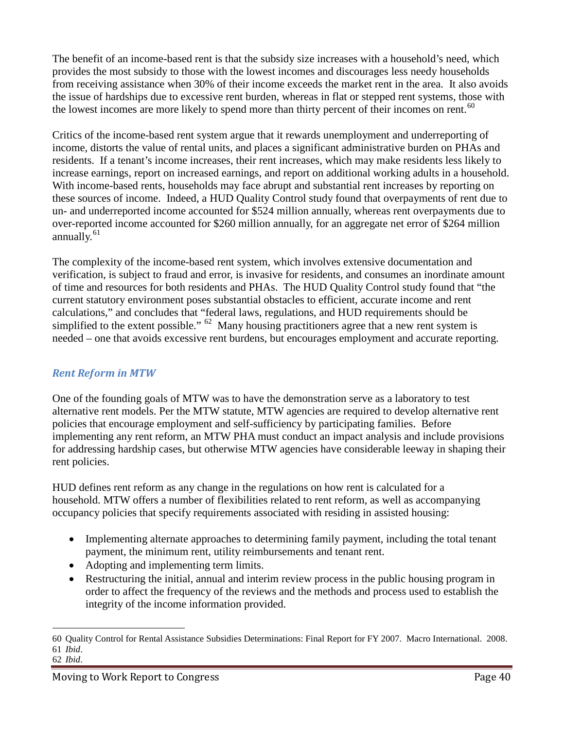The benefit of an income-based rent is that the subsidy size increases with a household's need, which provides the most subsidy to those with the lowest incomes and discourages less needy households from receiving assistance when 30% of their income exceeds the market rent in the area. It also avoids the issue of hardships due to excessive rent burden, whereas in flat or stepped rent systems, those with the lowest incomes are more likely to spend more than thirty percent of their incomes on rent.[60]

Critics of the income-based rent system argue that it rewards unemployment and underreporting of income, distorts the value of rental units, and places a significant administrative burden on PHAs and residents. If a tenant's income increases, their rent increases, which may make residents less likely to increase earnings, report on increased earnings, and report on additional working adults in a household. With income-based rents, households may face abrupt and substantial rent increases by reporting on these sources of income. Indeed, a HUD Quality Control study found that overpayments of rent due to un- and underreported income accounted for $524 million annually, whereas rent overpayments due to over-reported income accounted for $260 million annually, for an aggregate net error of $264 million annually.[61]

The complexity of the income-based rent system, which involves extensive documentation and verification, is subject to fraud and error, is invasive for residents, and consumes an inordinate amount of time and resources for both residents and PHAs. The HUD Quality Control study found that "the current statutory environment poses substantial obstacles to efficient, accurate income and rent calculations," and concludes that "federal laws, regulations, and HUD requirements should be simplified to the extent possible." [62] Many housing practitioners agree that a new rent system is needed – one that avoids excessive rent burdens, but encourages employment and accurate reporting.

### *Rent Reform in MTW*

One of the founding goals of MTW was to have the demonstration serve as a laboratory to test alternative rent models. Per the MTW statute, MTW agencies are required to develop alternative rent policies that encourage employment and self-sufficiency by participating families. Before implementing any rent reform, an MTW PHA must conduct an impact analysis and include provisions for addressing hardship cases, but otherwise MTW agencies have considerable leeway in shaping their rent policies.

HUD defines rent reform as any change in the regulations on how rent is calculated for a household. MTW offers a number of flexibilities related to rent reform, as well as accompanying occupancy policies that specify requirements associated with residing in assisted housing:

- Implementing alternate approaches to determining family payment, including the total tenant payment, the minimum rent, utility reimbursements and tenant rent.
- Adopting and implementing term limits.
- Restructuring the initial, annual and interim review process in the public housing program in order to affect the frequency of the reviews and the methods and process used to establish the integrity of the income information provided.

---

60 Quality Control for Rental Assistance Subsidies Determinations: Final Report for FY 2007. Macro International. 2008.
61 *Ibid*.
62 *Ibid*.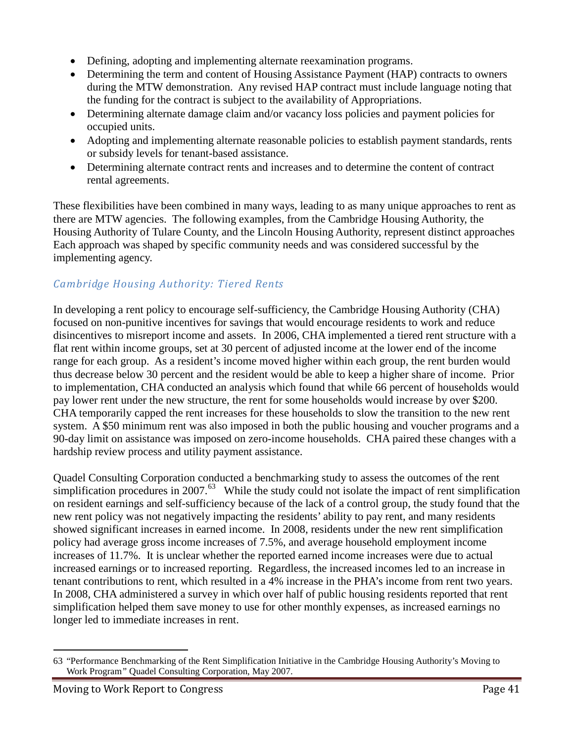- Defining, adopting and implementing alternate reexamination programs.
- Determining the term and content of Housing Assistance Payment (HAP) contracts to owners during the MTW demonstration. Any revised HAP contract must include language noting that the funding for the contract is subject to the availability of Appropriations.
- Determining alternate damage claim and/or vacancy loss policies and payment policies for occupied units.
- Adopting and implementing alternate reasonable policies to establish payment standards, rents or subsidy levels for tenant-based assistance.
- Determining alternate contract rents and increases and to determine the content of contract rental agreements.

These flexibilities have been combined in many ways, leading to as many unique approaches to rent as there are MTW agencies. The following examples, from the Cambridge Housing Authority, the Housing Authority of Tulare County, and the Lincoln Housing Authority, represent distinct approaches Each approach was shaped by specific community needs and was considered successful by the implementing agency.

### *Cambridge Housing Authority: Tiered Rents*

In developing a rent policy to encourage self-sufficiency, the Cambridge Housing Authority (CHA) focused on non-punitive incentives for savings that would encourage residents to work and reduce disincentives to misreport income and assets. In 2006, CHA implemented a tiered rent structure with a flat rent within income groups, set at 30 percent of adjusted income at the lower end of the income range for each group. As a resident's income moved higher within each group, the rent burden would thus decrease below 30 percent and the resident would be able to keep a higher share of income. Prior to implementation, CHA conducted an analysis which found that while 66 percent of households would pay lower rent under the new structure, the rent for some households would increase by over $200. CHA temporarily capped the rent increases for these households to slow the transition to the new rent system. A $50 minimum rent was also imposed in both the public housing and voucher programs and a 90-day limit on assistance was imposed on zero-income households. CHA paired these changes with a hardship review process and utility payment assistance.

Quadel Consulting Corporation conducted a benchmarking study to assess the outcomes of the rent simplification procedures in 2007.[63] While the study could not isolate the impact of rent simplification on resident earnings and self-sufficiency because of the lack of a control group, the study found that the new rent policy was not negatively impacting the residents' ability to pay rent, and many residents showed significant increases in earned income. In 2008, residents under the new rent simplification policy had average gross income increases of 7.5%, and average household employment income increases of 11.7%. It is unclear whether the reported earned income increases were due to actual increased earnings or to increased reporting. Regardless, the increased incomes led to an increase in tenant contributions to rent, which resulted in a 4% increase in the PHA's income from rent two years. In 2008, CHA administered a survey in which over half of public housing residents reported that rent simplification helped them save money to use for other monthly expenses, as increased earnings no longer led to immediate increases in rent.

---

63 "Performance Benchmarking of the Rent Simplification Initiative in the Cambridge Housing Authority's Moving to Work Program" Quadel Consulting Corporation, May 2007.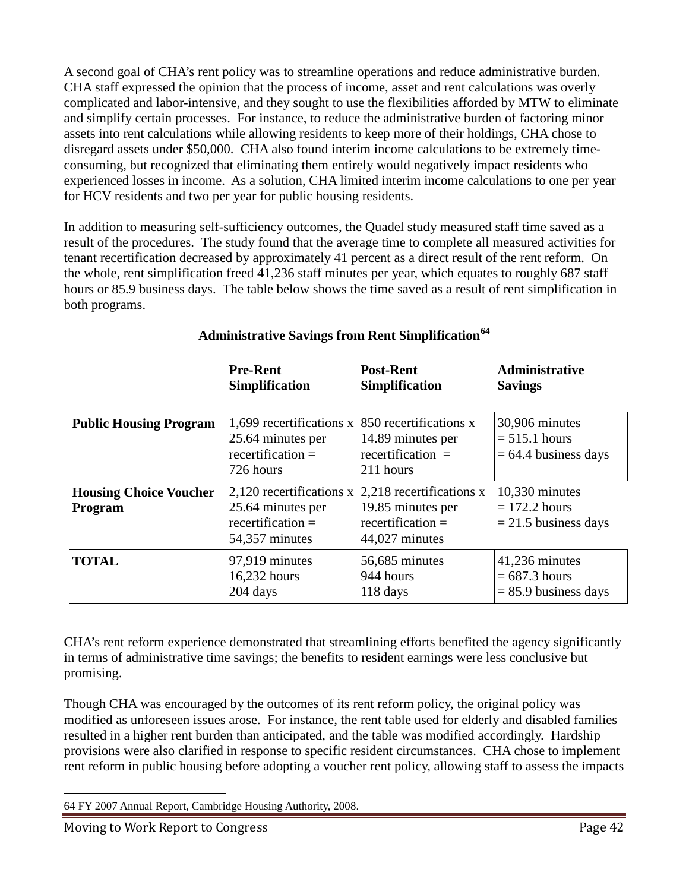A second goal of CHA's rent policy was to streamline operations and reduce administrative burden. CHA staff expressed the opinion that the process of income, asset and rent calculations was overly complicated and labor-intensive, and they sought to use the flexibilities afforded by MTW to eliminate and simplify certain processes. For instance, to reduce the administrative burden of factoring minor assets into rent calculations while allowing residents to keep more of their holdings, CHA chose to disregard assets under $50,000. CHA also found interim income calculations to be extremely time-consuming, but recognized that eliminating them entirely would negatively impact residents who experienced losses in income. As a solution, CHA limited interim income calculations to one per year for HCV residents and two per year for public housing residents.

In addition to measuring self-sufficiency outcomes, the Quadel study measured staff time saved as a result of the procedures. The study found that the average time to complete all measured activities for tenant recertification decreased by approximately 41 percent as a direct result of the rent reform. On the whole, rent simplification freed 41,236 staff minutes per year, which equates to roughly 687 staff hours or 85.9 business days. The table below shows the time saved as a result of rent simplification in both programs.

**Administrative Savings from Rent Simplification[64]**

| | Pre-Rent Simplification | Post-Rent Simplification | Administrative Savings |
|---|---|---|---|
| **Public Housing Program** | 1,699 recertifications x 25.64 minutes per recertification = 726 hours | 850 recertifications x 14.89 minutes per recertification = 211 hours | 30,906 minutes = 515.1 hours = 64.4 business days |
| **Housing Choice Voucher Program** | 2,120 recertifications x 25.64 minutes per recertification = 54,357 minutes | 2,218 recertifications x 19.85 minutes per recertification = 44,027 minutes | 10,330 minutes = 172.2 hours = 21.5 business days |
| **TOTAL** | 97,919 minutes 16,232 hours 204 days | 56,685 minutes 944 hours 118 days | 41,236 minutes = 687.3 hours = 85.9 business days |

CHA's rent reform experience demonstrated that streamlining efforts benefited the agency significantly in terms of administrative time savings; the benefits to resident earnings were less conclusive but promising.

Though CHA was encouraged by the outcomes of its rent reform policy, the original policy was modified as unforeseen issues arose. For instance, the rent table used for elderly and disabled families resulted in a higher rent burden than anticipated, and the table was modified accordingly. Hardship provisions were also clarified in response to specific resident circumstances. CHA chose to implement rent reform in public housing before adopting a voucher rent policy, allowing staff to assess the impacts

64 FY 2007 Annual Report, Cambridge Housing Authority, 2008.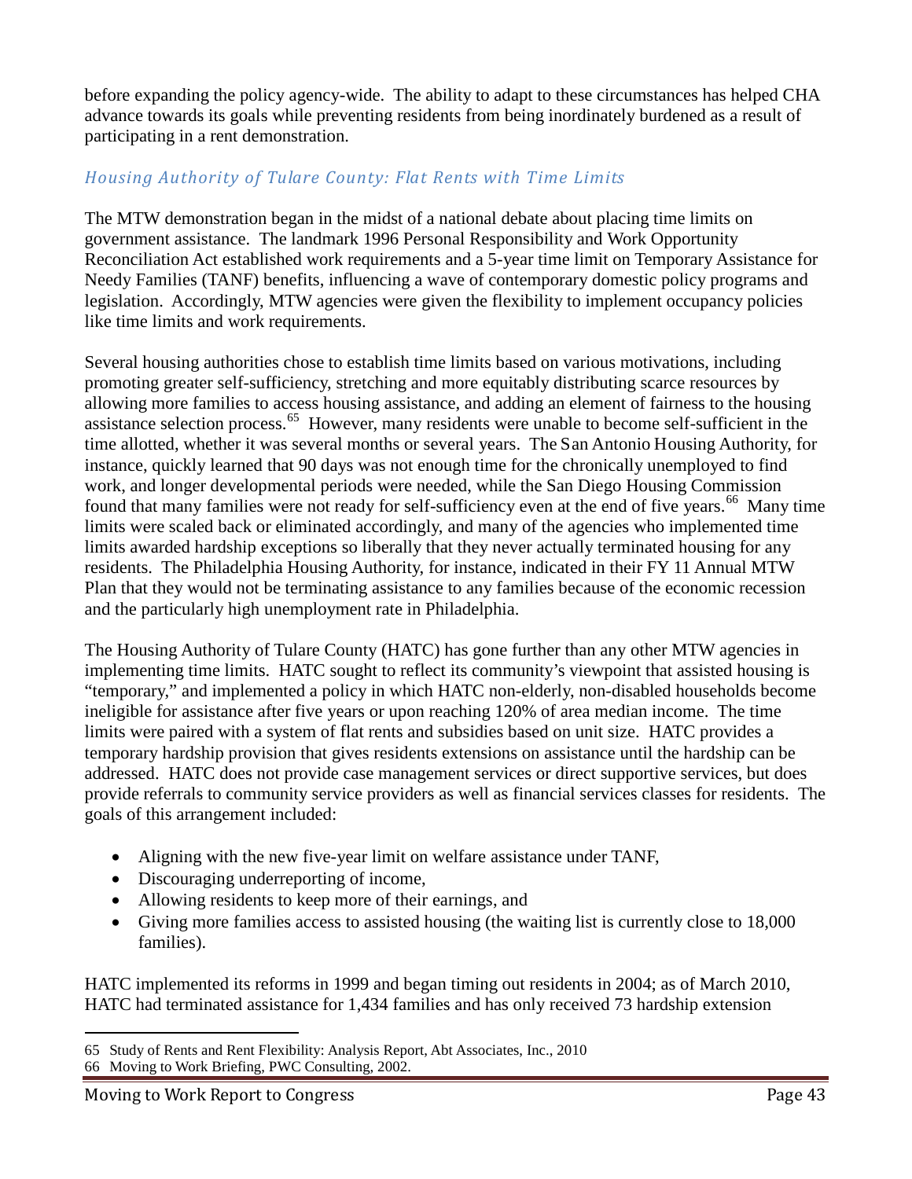before expanding the policy agency-wide. The ability to adapt to these circumstances has helped CHA advance towards its goals while preventing residents from being inordinately burdened as a result of participating in a rent demonstration.

### *Housing Authority of Tulare County: Flat Rents with Time Limits*

The MTW demonstration began in the midst of a national debate about placing time limits on government assistance. The landmark 1996 Personal Responsibility and Work Opportunity Reconciliation Act established work requirements and a 5-year time limit on Temporary Assistance for Needy Families (TANF) benefits, influencing a wave of contemporary domestic policy programs and legislation. Accordingly, MTW agencies were given the flexibility to implement occupancy policies like time limits and work requirements.

Several housing authorities chose to establish time limits based on various motivations, including promoting greater self-sufficiency, stretching and more equitably distributing scarce resources by allowing more families to access housing assistance, and adding an element of fairness to the housing assistance selection process.[65] However, many residents were unable to become self-sufficient in the time allotted, whether it was several months or several years. The San Antonio Housing Authority, for instance, quickly learned that 90 days was not enough time for the chronically unemployed to find work, and longer developmental periods were needed, while the San Diego Housing Commission found that many families were not ready for self-sufficiency even at the end of five years.[66] Many time limits were scaled back or eliminated accordingly, and many of the agencies who implemented time limits awarded hardship exceptions so liberally that they never actually terminated housing for any residents. The Philadelphia Housing Authority, for instance, indicated in their FY 11 Annual MTW Plan that they would not be terminating assistance to any families because of the economic recession and the particularly high unemployment rate in Philadelphia.

The Housing Authority of Tulare County (HATC) has gone further than any other MTW agencies in implementing time limits. HATC sought to reflect its community's viewpoint that assisted housing is "temporary," and implemented a policy in which HATC non-elderly, non-disabled households become ineligible for assistance after five years or upon reaching 120% of area median income. The time limits were paired with a system of flat rents and subsidies based on unit size. HATC provides a temporary hardship provision that gives residents extensions on assistance until the hardship can be addressed. HATC does not provide case management services or direct supportive services, but does provide referrals to community service providers as well as financial services classes for residents. The goals of this arrangement included:

- Aligning with the new five-year limit on welfare assistance under TANF,
- Discouraging underreporting of income,
- Allowing residents to keep more of their earnings, and
- Giving more families access to assisted housing (the waiting list is currently close to 18,000 families).

HATC implemented its reforms in 1999 and began timing out residents in 2004; as of March 2010, HATC had terminated assistance for 1,434 families and has only received 73 hardship extension

---

65 Study of Rents and Rent Flexibility: Analysis Report, Abt Associates, Inc., 2010

66 Moving to Work Briefing, PWC Consulting, 2002.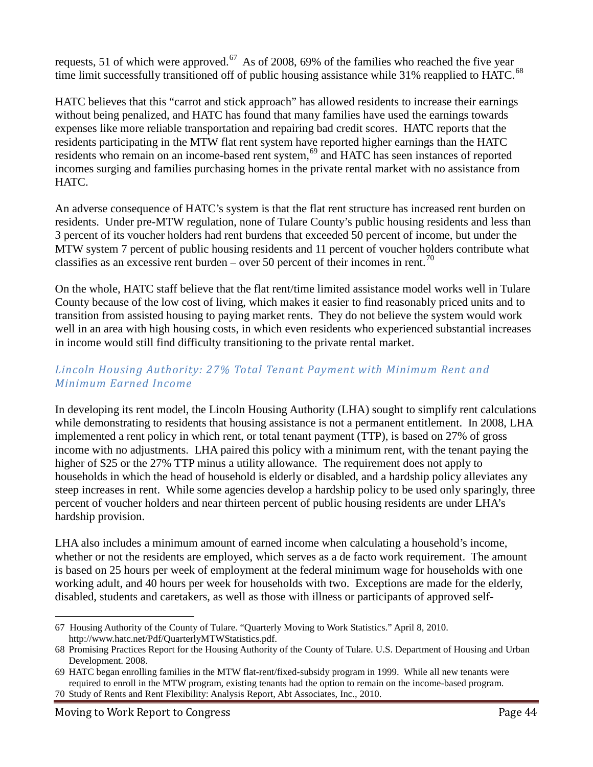requests, 51 of which were approved.[67] As of 2008, 69% of the families who reached the five year time limit successfully transitioned off of public housing assistance while 31% reapplied to HATC.[68]

HATC believes that this "carrot and stick approach" has allowed residents to increase their earnings without being penalized, and HATC has found that many families have used the earnings towards expenses like more reliable transportation and repairing bad credit scores. HATC reports that the residents participating in the MTW flat rent system have reported higher earnings than the HATC residents who remain on an income-based rent system,[69] and HATC has seen instances of reported incomes surging and families purchasing homes in the private rental market with no assistance from HATC.

An adverse consequence of HATC's system is that the flat rent structure has increased rent burden on residents. Under pre-MTW regulation, none of Tulare County's public housing residents and less than 3 percent of its voucher holders had rent burdens that exceeded 50 percent of income, but under the MTW system 7 percent of public housing residents and 11 percent of voucher holders contribute what classifies as an excessive rent burden – over 50 percent of their incomes in rent.[70]

On the whole, HATC staff believe that the flat rent/time limited assistance model works well in Tulare County because of the low cost of living, which makes it easier to find reasonably priced units and to transition from assisted housing to paying market rents. They do not believe the system would work well in an area with high housing costs, in which even residents who experienced substantial increases in income would still find difficulty transitioning to the private rental market.

### *Lincoln Housing Authority: 27% Total Tenant Payment with Minimum Rent and Minimum Earned Income*

In developing its rent model, the Lincoln Housing Authority (LHA) sought to simplify rent calculations while demonstrating to residents that housing assistance is not a permanent entitlement. In 2008, LHA implemented a rent policy in which rent, or total tenant payment (TTP), is based on 27% of gross income with no adjustments. LHA paired this policy with a minimum rent, with the tenant paying the higher of $25 or the 27% TTP minus a utility allowance. The requirement does not apply to households in which the head of household is elderly or disabled, and a hardship policy alleviates any steep increases in rent. While some agencies develop a hardship policy to be used only sparingly, three percent of voucher holders and near thirteen percent of public housing residents are under LHA's hardship provision.

LHA also includes a minimum amount of earned income when calculating a household's income, whether or not the residents are employed, which serves as a de facto work requirement. The amount is based on 25 hours per week of employment at the federal minimum wage for households with one working adult, and 40 hours per week for households with two. Exceptions are made for the elderly, disabled, students and caretakers, as well as those with illness or participants of approved self-

---

67 Housing Authority of the County of Tulare. "Quarterly Moving to Work Statistics." April 8, 2010. http://www.hatc.net/Pdf/QuarterlyMTWStatistics.pdf.

68 Promising Practices Report for the Housing Authority of the County of Tulare. U.S. Department of Housing and Urban Development. 2008.

69 HATC began enrolling families in the MTW flat-rent/fixed-subsidy program in 1999. While all new tenants were required to enroll in the MTW program, existing tenants had the option to remain on the income-based program.

70 Study of Rents and Rent Flexibility: Analysis Report, Abt Associates, Inc., 2010.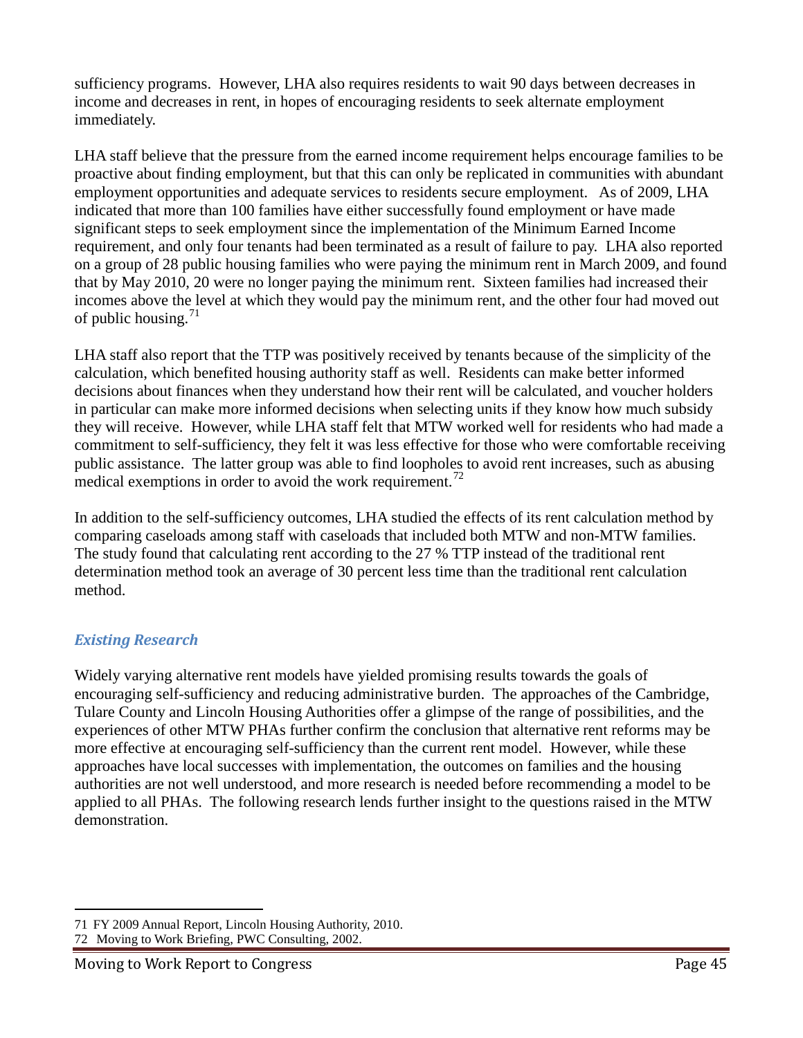sufficiency programs. However, LHA also requires residents to wait 90 days between decreases in income and decreases in rent, in hopes of encouraging residents to seek alternate employment immediately.

LHA staff believe that the pressure from the earned income requirement helps encourage families to be proactive about finding employment, but that this can only be replicated in communities with abundant employment opportunities and adequate services to residents secure employment. As of 2009, LHA indicated that more than 100 families have either successfully found employment or have made significant steps to seek employment since the implementation of the Minimum Earned Income requirement, and only four tenants had been terminated as a result of failure to pay. LHA also reported on a group of 28 public housing families who were paying the minimum rent in March 2009, and found that by May 2010, 20 were no longer paying the minimum rent. Sixteen families had increased their incomes above the level at which they would pay the minimum rent, and the other four had moved out of public housing.[71]

LHA staff also report that the TTP was positively received by tenants because of the simplicity of the calculation, which benefited housing authority staff as well. Residents can make better informed decisions about finances when they understand how their rent will be calculated, and voucher holders in particular can make more informed decisions when selecting units if they know how much subsidy they will receive. However, while LHA staff felt that MTW worked well for residents who had made a commitment to self-sufficiency, they felt it was less effective for those who were comfortable receiving public assistance. The latter group was able to find loopholes to avoid rent increases, such as abusing medical exemptions in order to avoid the work requirement.[72]

In addition to the self-sufficiency outcomes, LHA studied the effects of its rent calculation method by comparing caseloads among staff with caseloads that included both MTW and non-MTW families. The study found that calculating rent according to the 27 % TTP instead of the traditional rent determination method took an average of 30 percent less time than the traditional rent calculation method.

### *Existing Research*

Widely varying alternative rent models have yielded promising results towards the goals of encouraging self-sufficiency and reducing administrative burden. The approaches of the Cambridge, Tulare County and Lincoln Housing Authorities offer a glimpse of the range of possibilities, and the experiences of other MTW PHAs further confirm the conclusion that alternative rent reforms may be more effective at encouraging self-sufficiency than the current rent model. However, while these approaches have local successes with implementation, the outcomes on families and the housing authorities are not well understood, and more research is needed before recommending a model to be applied to all PHAs. The following research lends further insight to the questions raised in the MTW demonstration.

---

71 FY 2009 Annual Report, Lincoln Housing Authority, 2010.

72 Moving to Work Briefing, PWC Consulting, 2002.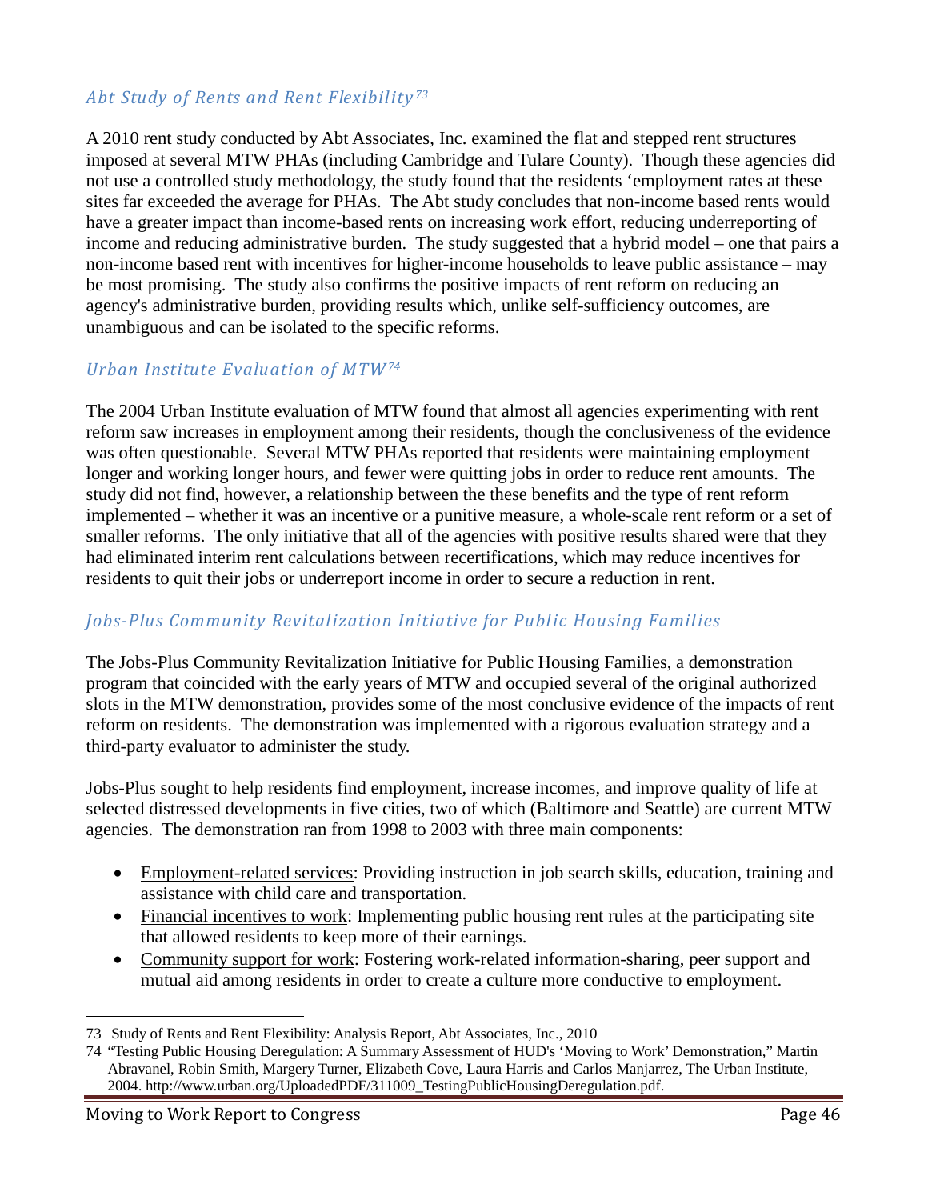### *Abt Study of Rents and Rent Flexibility*[73]

A 2010 rent study conducted by Abt Associates, Inc. examined the flat and stepped rent structures imposed at several MTW PHAs (including Cambridge and Tulare County). Though these agencies did not use a controlled study methodology, the study found that the residents 'employment rates at these sites far exceeded the average for PHAs. The Abt study concludes that non-income based rents would have a greater impact than income-based rents on increasing work effort, reducing underreporting of income and reducing administrative burden. The study suggested that a hybrid model – one that pairs a non-income based rent with incentives for higher-income households to leave public assistance – may be most promising. The study also confirms the positive impacts of rent reform on reducing an agency's administrative burden, providing results which, unlike self-sufficiency outcomes, are unambiguous and can be isolated to the specific reforms.

### *Urban Institute Evaluation of MTW*[74]

The 2004 Urban Institute evaluation of MTW found that almost all agencies experimenting with rent reform saw increases in employment among their residents, though the conclusiveness of the evidence was often questionable. Several MTW PHAs reported that residents were maintaining employment longer and working longer hours, and fewer were quitting jobs in order to reduce rent amounts. The study did not find, however, a relationship between the these benefits and the type of rent reform implemented – whether it was an incentive or a punitive measure, a whole-scale rent reform or a set of smaller reforms. The only initiative that all of the agencies with positive results shared were that they had eliminated interim rent calculations between recertifications, which may reduce incentives for residents to quit their jobs or underreport income in order to secure a reduction in rent.

### *Jobs-Plus Community Revitalization Initiative for Public Housing Families*

The Jobs-Plus Community Revitalization Initiative for Public Housing Families, a demonstration program that coincided with the early years of MTW and occupied several of the original authorized slots in the MTW demonstration, provides some of the most conclusive evidence of the impacts of rent reform on residents. The demonstration was implemented with a rigorous evaluation strategy and a third-party evaluator to administer the study.

Jobs-Plus sought to help residents find employment, increase incomes, and improve quality of life at selected distressed developments in five cities, two of which (Baltimore and Seattle) are current MTW agencies. The demonstration ran from 1998 to 2003 with three main components:

- Employment-related services: Providing instruction in job search skills, education, training and assistance with child care and transportation.
- Financial incentives to work: Implementing public housing rent rules at the participating site that allowed residents to keep more of their earnings.
- Community support for work: Fostering work-related information-sharing, peer support and mutual aid among residents in order to create a culture more conductive to employment.

---

73 Study of Rents and Rent Flexibility: Analysis Report, Abt Associates, Inc., 2010

74 "Testing Public Housing Deregulation: A Summary Assessment of HUD's 'Moving to Work' Demonstration," Martin Abravanel, Robin Smith, Margery Turner, Elizabeth Cove, Laura Harris and Carlos Manjarrez, The Urban Institute, 2004. http://www.urban.org/UploadedPDF/311009_TestingPublicHousingDeregulation.pdf.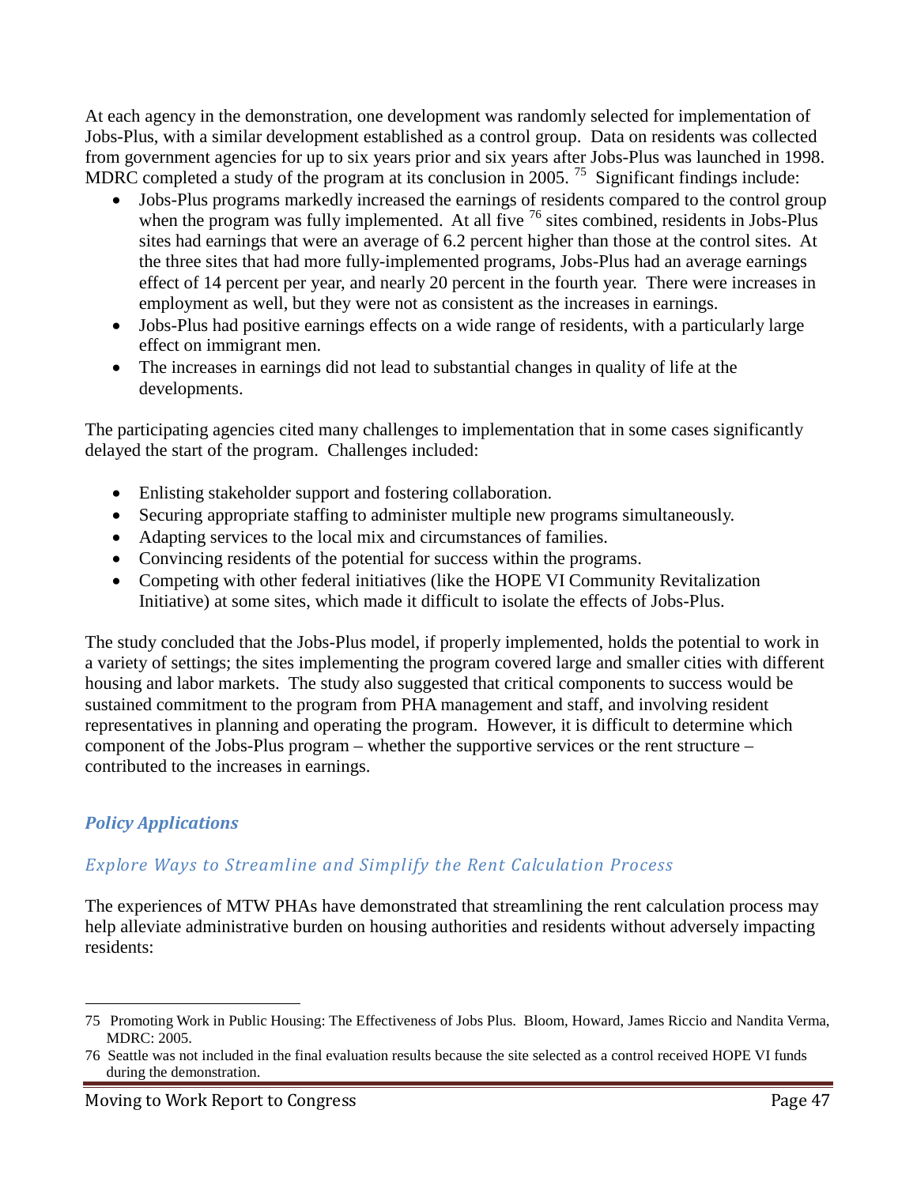At each agency in the demonstration, one development was randomly selected for implementation of Jobs-Plus, with a similar development established as a control group. Data on residents was collected from government agencies for up to six years prior and six years after Jobs-Plus was launched in 1998. MDRC completed a study of the program at its conclusion in 2005. [75] Significant findings include:

- Jobs-Plus programs markedly increased the earnings of residents compared to the control group when the program was fully implemented. At all five [76] sites combined, residents in Jobs-Plus sites had earnings that were an average of 6.2 percent higher than those at the control sites. At the three sites that had more fully-implemented programs, Jobs-Plus had an average earnings effect of 14 percent per year, and nearly 20 percent in the fourth year. There were increases in employment as well, but they were not as consistent as the increases in earnings.
- Jobs-Plus had positive earnings effects on a wide range of residents, with a particularly large effect on immigrant men.
- The increases in earnings did not lead to substantial changes in quality of life at the developments.

The participating agencies cited many challenges to implementation that in some cases significantly delayed the start of the program. Challenges included:

- Enlisting stakeholder support and fostering collaboration.
- Securing appropriate staffing to administer multiple new programs simultaneously.
- Adapting services to the local mix and circumstances of families.
- Convincing residents of the potential for success within the programs.
- Competing with other federal initiatives (like the HOPE VI Community Revitalization Initiative) at some sites, which made it difficult to isolate the effects of Jobs-Plus.

The study concluded that the Jobs-Plus model, if properly implemented, holds the potential to work in a variety of settings; the sites implementing the program covered large and smaller cities with different housing and labor markets. The study also suggested that critical components to success would be sustained commitment to the program from PHA management and staff, and involving resident representatives in planning and operating the program. However, it is difficult to determine which component of the Jobs-Plus program – whether the supportive services or the rent structure – contributed to the increases in earnings.

### *Policy Applications*

#### *Explore Ways to Streamline and Simplify the Rent Calculation Process*

The experiences of MTW PHAs have demonstrated that streamlining the rent calculation process may help alleviate administrative burden on housing authorities and residents without adversely impacting residents:

---

75 Promoting Work in Public Housing: The Effectiveness of Jobs Plus. Bloom, Howard, James Riccio and Nandita Verma, MDRC: 2005.

76 Seattle was not included in the final evaluation results because the site selected as a control received HOPE VI funds during the demonstration.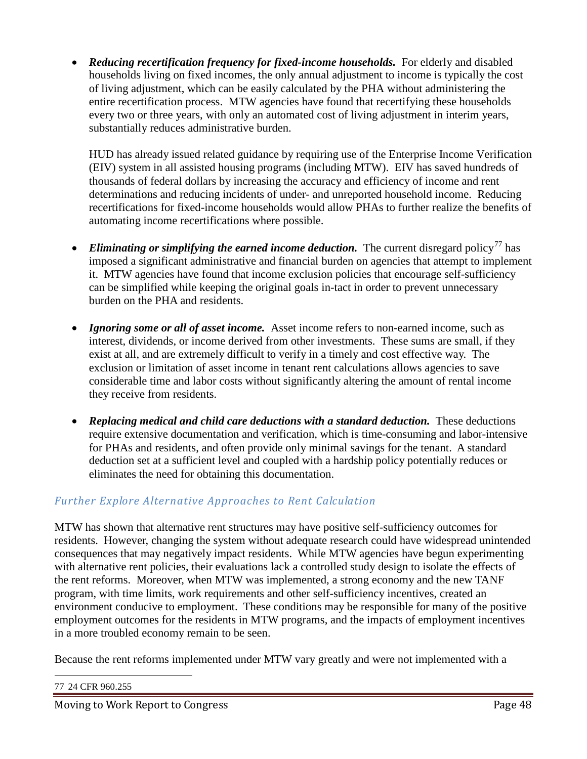- ***Reducing recertification frequency for fixed-income households.*** For elderly and disabled households living on fixed incomes, the only annual adjustment to income is typically the cost of living adjustment, which can be easily calculated by the PHA without administering the entire recertification process. MTW agencies have found that recertifying these households every two or three years, with only an automated cost of living adjustment in interim years, substantially reduces administrative burden.

  HUD has already issued related guidance by requiring use of the Enterprise Income Verification (EIV) system in all assisted housing programs (including MTW). EIV has saved hundreds of thousands of federal dollars by increasing the accuracy and efficiency of income and rent determinations and reducing incidents of under- and unreported household income. Reducing recertifications for fixed-income households would allow PHAs to further realize the benefits of automating income recertifications where possible.

- ***Eliminating or simplifying the earned income deduction.*** The current disregard policy[77] has imposed a significant administrative and financial burden on agencies that attempt to implement it. MTW agencies have found that income exclusion policies that encourage self-sufficiency can be simplified while keeping the original goals in-tact in order to prevent unnecessary burden on the PHA and residents.

- ***Ignoring some or all of asset income.*** Asset income refers to non-earned income, such as interest, dividends, or income derived from other investments. These sums are small, if they exist at all, and are extremely difficult to verify in a timely and cost effective way. The exclusion or limitation of asset income in tenant rent calculations allows agencies to save considerable time and labor costs without significantly altering the amount of rental income they receive from residents.

- ***Replacing medical and child care deductions with a standard deduction.*** These deductions require extensive documentation and verification, which is time-consuming and labor-intensive for PHAs and residents, and often provide only minimal savings for the tenant. A standard deduction set at a sufficient level and coupled with a hardship policy potentially reduces or eliminates the need for obtaining this documentation.

### *Further Explore Alternative Approaches to Rent Calculation*

MTW has shown that alternative rent structures may have positive self-sufficiency outcomes for residents. However, changing the system without adequate research could have widespread unintended consequences that may negatively impact residents. While MTW agencies have begun experimenting with alternative rent policies, their evaluations lack a controlled study design to isolate the effects of the rent reforms. Moreover, when MTW was implemented, a strong economy and the new TANF program, with time limits, work requirements and other self-sufficiency incentives, created an environment conducive to employment. These conditions may be responsible for many of the positive employment outcomes for the residents in MTW programs, and the impacts of employment incentives in a more troubled economy remain to be seen.

Because the rent reforms implemented under MTW vary greatly and were not implemented with a

[77] 24 CFR 960.255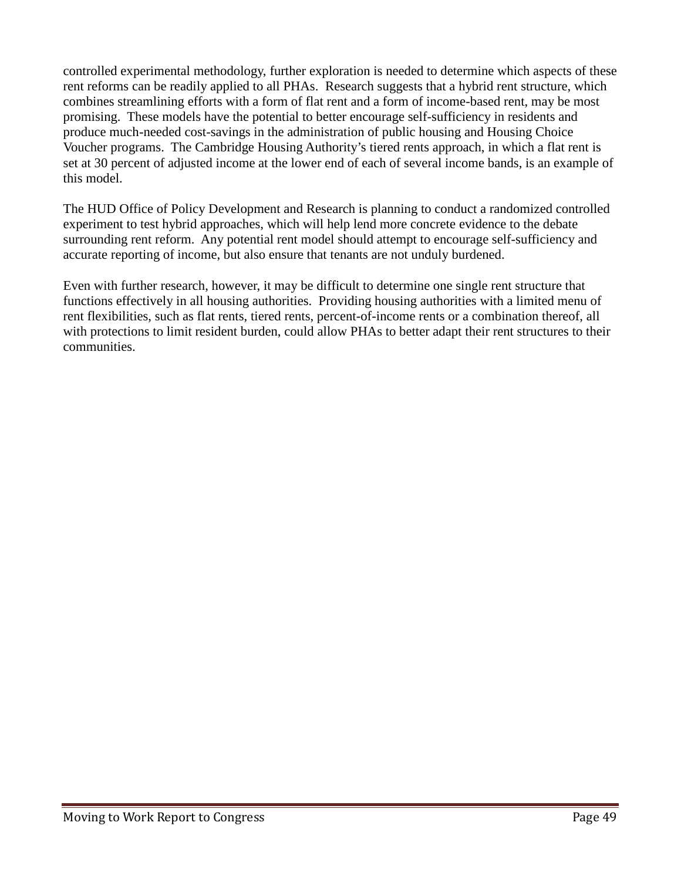controlled experimental methodology, further exploration is needed to determine which aspects of these rent reforms can be readily applied to all PHAs. Research suggests that a hybrid rent structure, which combines streamlining efforts with a form of flat rent and a form of income-based rent, may be most promising. These models have the potential to better encourage self-sufficiency in residents and produce much-needed cost-savings in the administration of public housing and Housing Choice Voucher programs. The Cambridge Housing Authority's tiered rents approach, in which a flat rent is set at 30 percent of adjusted income at the lower end of each of several income bands, is an example of this model.

The HUD Office of Policy Development and Research is planning to conduct a randomized controlled experiment to test hybrid approaches, which will help lend more concrete evidence to the debate surrounding rent reform. Any potential rent model should attempt to encourage self-sufficiency and accurate reporting of income, but also ensure that tenants are not unduly burdened.

Even with further research, however, it may be difficult to determine one single rent structure that functions effectively in all housing authorities. Providing housing authorities with a limited menu of rent flexibilities, such as flat rents, tiered rents, percent-of-income rents or a combination thereof, all with protections to limit resident burden, could allow PHAs to better adapt their rent structures to their communities.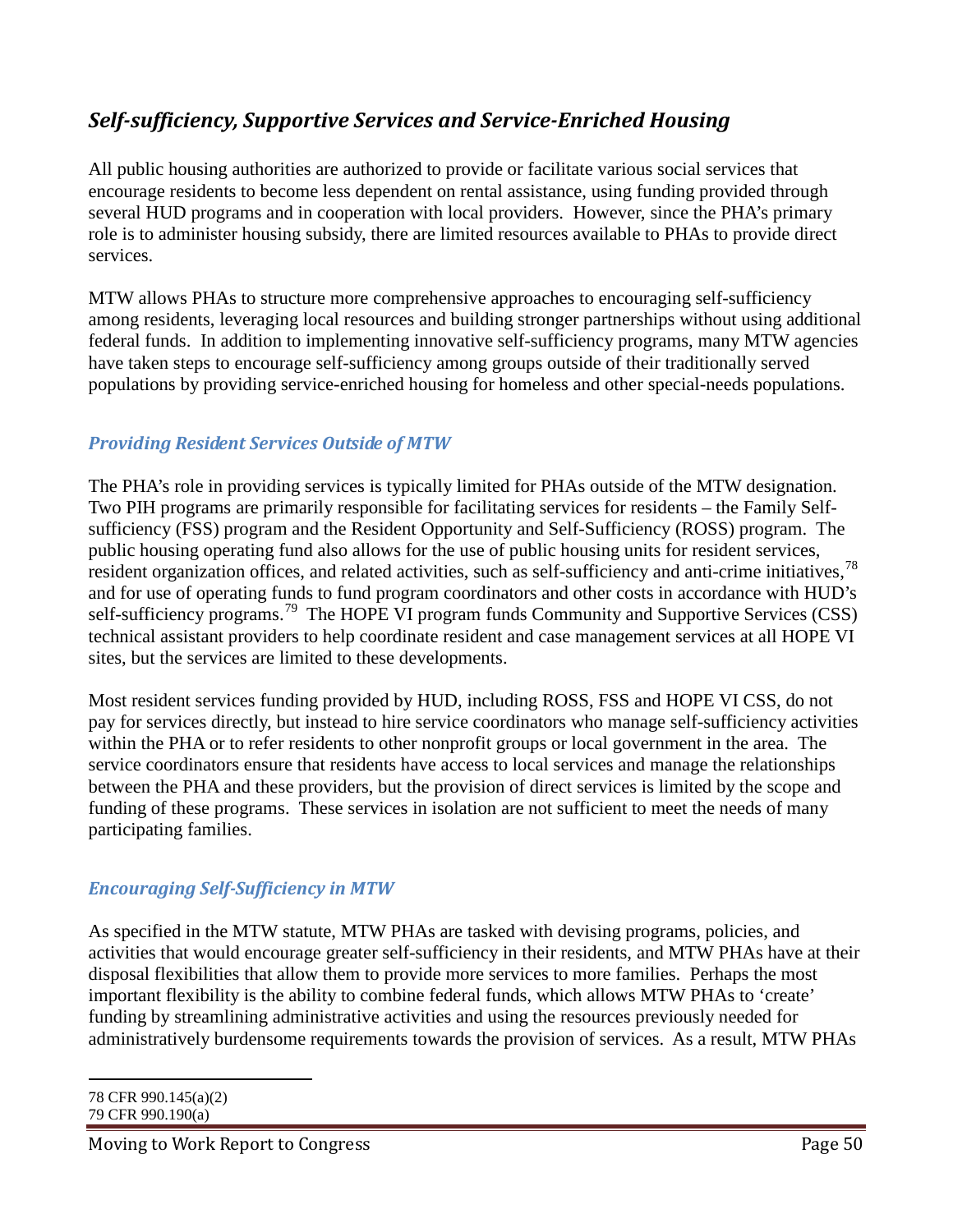## *Self-sufficiency, Supportive Services and Service-Enriched Housing*

All public housing authorities are authorized to provide or facilitate various social services that encourage residents to become less dependent on rental assistance, using funding provided through several HUD programs and in cooperation with local providers. However, since the PHA's primary role is to administer housing subsidy, there are limited resources available to PHAs to provide direct services.

MTW allows PHAs to structure more comprehensive approaches to encouraging self-sufficiency among residents, leveraging local resources and building stronger partnerships without using additional federal funds. In addition to implementing innovative self-sufficiency programs, many MTW agencies have taken steps to encourage self-sufficiency among groups outside of their traditionally served populations by providing service-enriched housing for homeless and other special-needs populations.

### *Providing Resident Services Outside of MTW*

The PHA's role in providing services is typically limited for PHAs outside of the MTW designation. Two PIH programs are primarily responsible for facilitating services for residents – the Family Self-sufficiency (FSS) program and the Resident Opportunity and Self-Sufficiency (ROSS) program. The public housing operating fund also allows for the use of public housing units for resident services, resident organization offices, and related activities, such as self-sufficiency and anti-crime initiatives,[78] and for use of operating funds to fund program coordinators and other costs in accordance with HUD's self-sufficiency programs.[79] The HOPE VI program funds Community and Supportive Services (CSS) technical assistant providers to help coordinate resident and case management services at all HOPE VI sites, but the services are limited to these developments.

Most resident services funding provided by HUD, including ROSS, FSS and HOPE VI CSS, do not pay for services directly, but instead to hire service coordinators who manage self-sufficiency activities within the PHA or to refer residents to other nonprofit groups or local government in the area. The service coordinators ensure that residents have access to local services and manage the relationships between the PHA and these providers, but the provision of direct services is limited by the scope and funding of these programs. These services in isolation are not sufficient to meet the needs of many participating families.

### *Encouraging Self-Sufficiency in MTW*

As specified in the MTW statute, MTW PHAs are tasked with devising programs, policies, and activities that would encourage greater self-sufficiency in their residents, and MTW PHAs have at their disposal flexibilities that allow them to provide more services to more families. Perhaps the most important flexibility is the ability to combine federal funds, which allows MTW PHAs to 'create' funding by streamlining administrative activities and using the resources previously needed for administratively burdensome requirements towards the provision of services. As a result, MTW PHAs

[78] CFR 990.145(a)(2)
[79] CFR 990.190(a)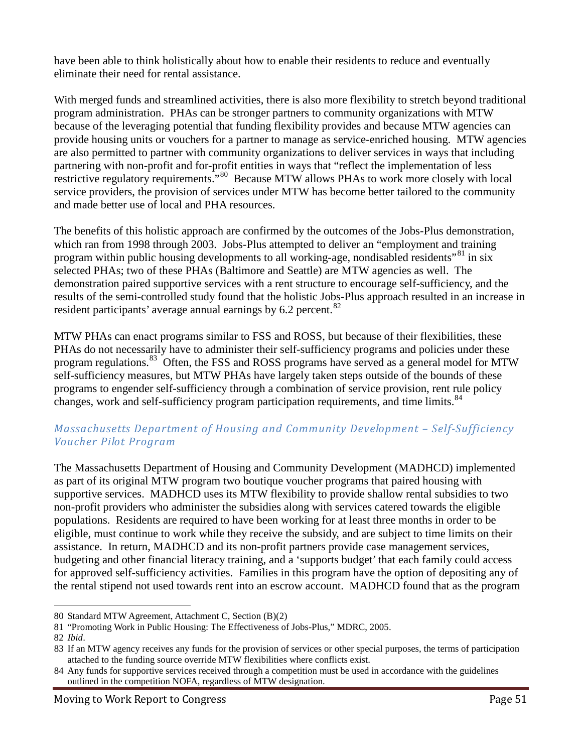have been able to think holistically about how to enable their residents to reduce and eventually eliminate their need for rental assistance.

With merged funds and streamlined activities, there is also more flexibility to stretch beyond traditional program administration. PHAs can be stronger partners to community organizations with MTW because of the leveraging potential that funding flexibility provides and because MTW agencies can provide housing units or vouchers for a partner to manage as service-enriched housing. MTW agencies are also permitted to partner with community organizations to deliver services in ways that including partnering with non-profit and for-profit entities in ways that "reflect the implementation of less restrictive regulatory requirements."[80] Because MTW allows PHAs to work more closely with local service providers, the provision of services under MTW has become better tailored to the community and made better use of local and PHA resources.

The benefits of this holistic approach are confirmed by the outcomes of the Jobs-Plus demonstration, which ran from 1998 through 2003. Jobs-Plus attempted to deliver an "employment and training program within public housing developments to all working-age, nondisabled residents"[81] in six selected PHAs; two of these PHAs (Baltimore and Seattle) are MTW agencies as well. The demonstration paired supportive services with a rent structure to encourage self-sufficiency, and the results of the semi-controlled study found that the holistic Jobs-Plus approach resulted in an increase in resident participants' average annual earnings by 6.2 percent.[82]

MTW PHAs can enact programs similar to FSS and ROSS, but because of their flexibilities, these PHAs do not necessarily have to administer their self-sufficiency programs and policies under these program regulations.[83] Often, the FSS and ROSS programs have served as a general model for MTW self-sufficiency measures, but MTW PHAs have largely taken steps outside of the bounds of these programs to engender self-sufficiency through a combination of service provision, rent rule policy changes, work and self-sufficiency program participation requirements, and time limits.[84]

### *Massachusetts Department of Housing and Community Development – Self-Sufficiency Voucher Pilot Program*

The Massachusetts Department of Housing and Community Development (MADHCD) implemented as part of its original MTW program two boutique voucher programs that paired housing with supportive services. MADHCD uses its MTW flexibility to provide shallow rental subsidies to two non-profit providers who administer the subsidies along with services catered towards the eligible populations. Residents are required to have been working for at least three months in order to be eligible, must continue to work while they receive the subsidy, and are subject to time limits on their assistance. In return, MADHCD and its non-profit partners provide case management services, budgeting and other financial literacy training, and a 'supports budget' that each family could access for approved self-sufficiency activities. Families in this program have the option of depositing any of the rental stipend not used towards rent into an escrow account. MADHCD found that as the program

---

80 Standard MTW Agreement, Attachment C, Section (B)(2)

81 "Promoting Work in Public Housing: The Effectiveness of Jobs-Plus," MDRC, 2005.

82 *Ibid*.

83 If an MTW agency receives any funds for the provision of services or other special purposes, the terms of participation attached to the funding source override MTW flexibilities where conflicts exist.

84 Any funds for supportive services received through a competition must be used in accordance with the guidelines outlined in the competition NOFA, regardless of MTW designation.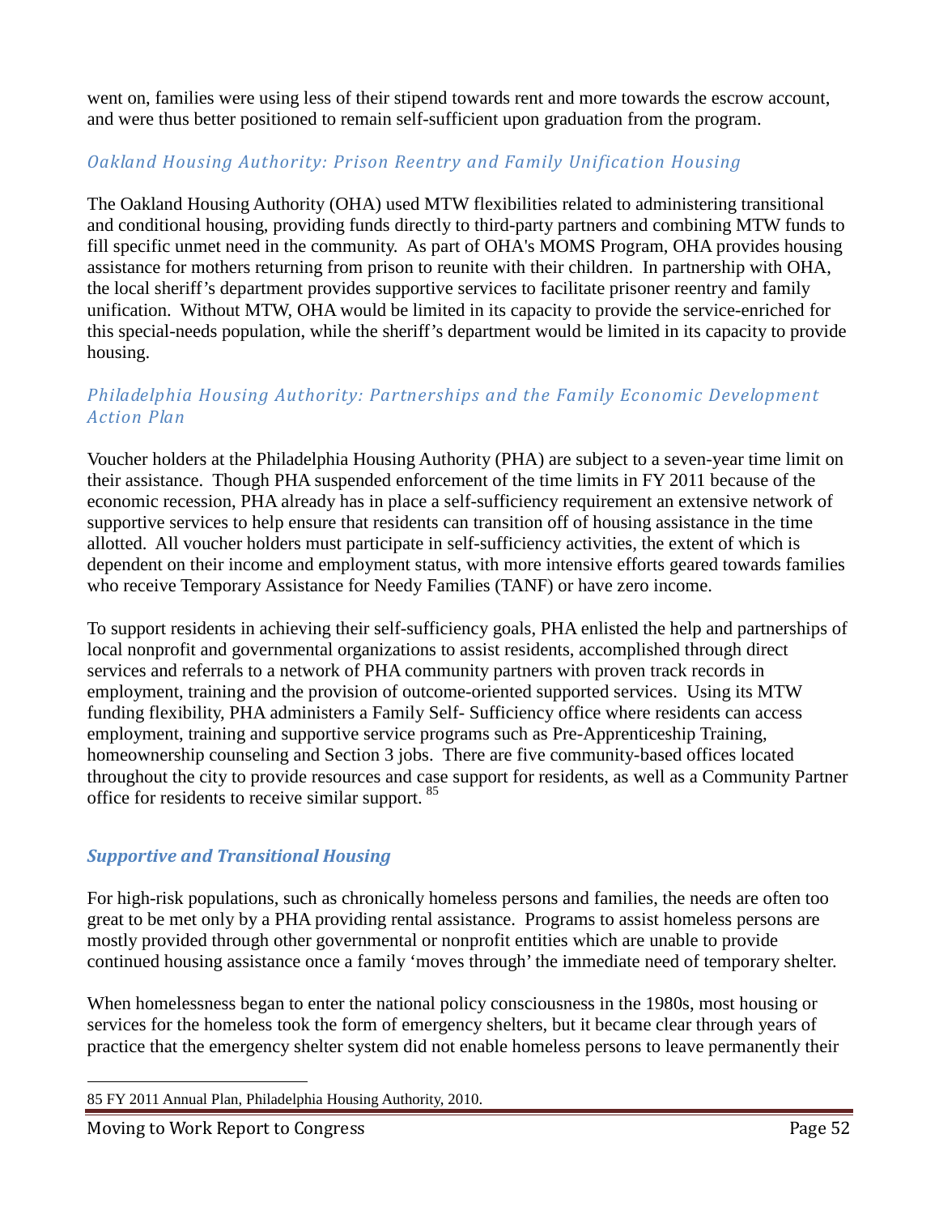went on, families were using less of their stipend towards rent and more towards the escrow account, and were thus better positioned to remain self-sufficient upon graduation from the program.

### *Oakland Housing Authority: Prison Reentry and Family Unification Housing*

The Oakland Housing Authority (OHA) used MTW flexibilities related to administering transitional and conditional housing, providing funds directly to third-party partners and combining MTW funds to fill specific unmet need in the community. As part of OHA's MOMS Program, OHA provides housing assistance for mothers returning from prison to reunite with their children. In partnership with OHA, the local sheriff's department provides supportive services to facilitate prisoner reentry and family unification. Without MTW, OHA would be limited in its capacity to provide the service-enriched for this special-needs population, while the sheriff's department would be limited in its capacity to provide housing.

### *Philadelphia Housing Authority: Partnerships and the Family Economic Development Action Plan*

Voucher holders at the Philadelphia Housing Authority (PHA) are subject to a seven-year time limit on their assistance. Though PHA suspended enforcement of the time limits in FY 2011 because of the economic recession, PHA already has in place a self-sufficiency requirement an extensive network of supportive services to help ensure that residents can transition off of housing assistance in the time allotted. All voucher holders must participate in self-sufficiency activities, the extent of which is dependent on their income and employment status, with more intensive efforts geared towards families who receive Temporary Assistance for Needy Families (TANF) or have zero income.

To support residents in achieving their self-sufficiency goals, PHA enlisted the help and partnerships of local nonprofit and governmental organizations to assist residents, accomplished through direct services and referrals to a network of PHA community partners with proven track records in employment, training and the provision of outcome-oriented supported services. Using its MTW funding flexibility, PHA administers a Family Self- Sufficiency office where residents can access employment, training and supportive service programs such as Pre-Apprenticeship Training, homeownership counseling and Section 3 jobs. There are five community-based offices located throughout the city to provide resources and case support for residents, as well as a Community Partner office for residents to receive similar support. [85]

## ***Supportive and Transitional Housing***

For high-risk populations, such as chronically homeless persons and families, the needs are often too great to be met only by a PHA providing rental assistance. Programs to assist homeless persons are mostly provided through other governmental or nonprofit entities which are unable to provide continued housing assistance once a family 'moves through' the immediate need of temporary shelter.

When homelessness began to enter the national policy consciousness in the 1980s, most housing or services for the homeless took the form of emergency shelters, but it became clear through years of practice that the emergency shelter system did not enable homeless persons to leave permanently their

85 FY 2011 Annual Plan, Philadelphia Housing Authority, 2010.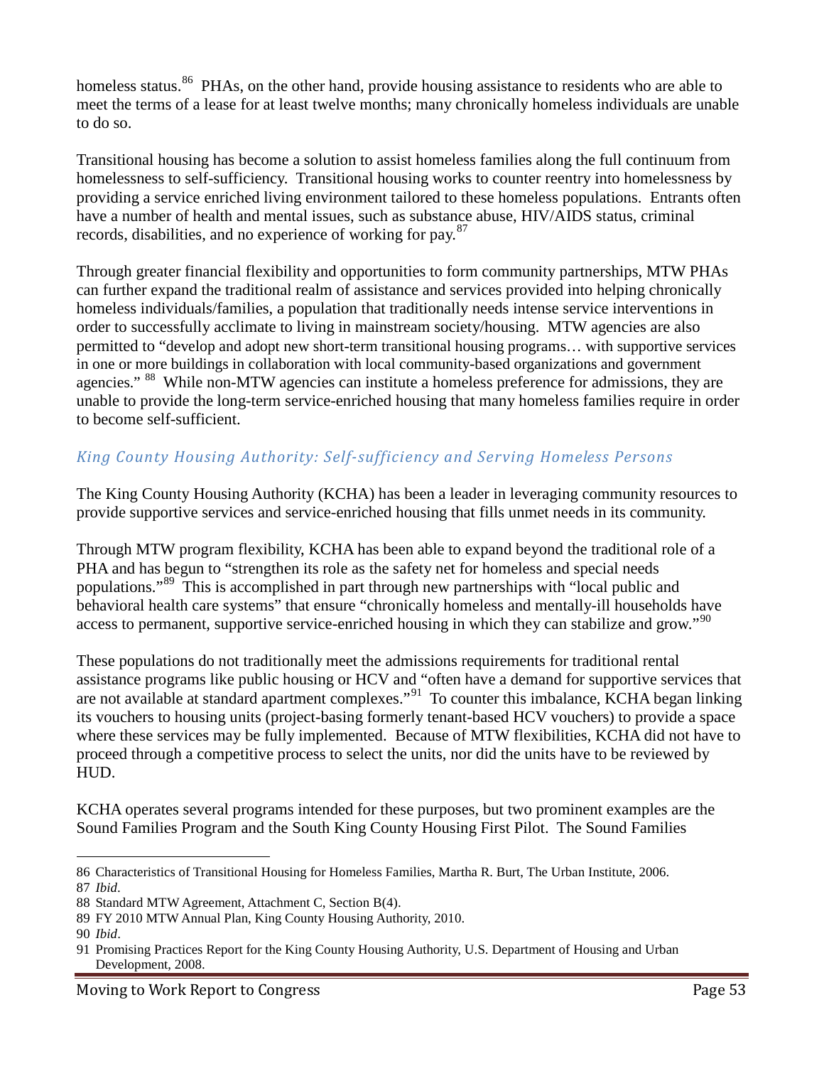homeless status.[86] PHAs, on the other hand, provide housing assistance to residents who are able to meet the terms of a lease for at least twelve months; many chronically homeless individuals are unable to do so.

Transitional housing has become a solution to assist homeless families along the full continuum from homelessness to self-sufficiency. Transitional housing works to counter reentry into homelessness by providing a service enriched living environment tailored to these homeless populations. Entrants often have a number of health and mental issues, such as substance abuse, HIV/AIDS status, criminal records, disabilities, and no experience of working for pay.[87]

Through greater financial flexibility and opportunities to form community partnerships, MTW PHAs can further expand the traditional realm of assistance and services provided into helping chronically homeless individuals/families, a population that traditionally needs intense service interventions in order to successfully acclimate to living in mainstream society/housing. MTW agencies are also permitted to "develop and adopt new short-term transitional housing programs… with supportive services in one or more buildings in collaboration with local community-based organizations and government agencies." [88] While non-MTW agencies can institute a homeless preference for admissions, they are unable to provide the long-term service-enriched housing that many homeless families require in order to become self-sufficient.

### *King County Housing Authority: Self-sufficiency and Serving Homeless Persons*

The King County Housing Authority (KCHA) has been a leader in leveraging community resources to provide supportive services and service-enriched housing that fills unmet needs in its community.

Through MTW program flexibility, KCHA has been able to expand beyond the traditional role of a PHA and has begun to "strengthen its role as the safety net for homeless and special needs populations."[89] This is accomplished in part through new partnerships with "local public and behavioral health care systems" that ensure "chronically homeless and mentally-ill households have access to permanent, supportive service-enriched housing in which they can stabilize and grow."[90]

These populations do not traditionally meet the admissions requirements for traditional rental assistance programs like public housing or HCV and "often have a demand for supportive services that are not available at standard apartment complexes."[91] To counter this imbalance, KCHA began linking its vouchers to housing units (project-basing formerly tenant-based HCV vouchers) to provide a space where these services may be fully implemented. Because of MTW flexibilities, KCHA did not have to proceed through a competitive process to select the units, nor did the units have to be reviewed by HUD.

KCHA operates several programs intended for these purposes, but two prominent examples are the Sound Families Program and the South King County Housing First Pilot. The Sound Families

---

86 Characteristics of Transitional Housing for Homeless Families, Martha R. Burt, The Urban Institute, 2006.

87 *Ibid*.

88 Standard MTW Agreement, Attachment C, Section B(4).

89 FY 2010 MTW Annual Plan, King County Housing Authority, 2010.

90 *Ibid*.

91 Promising Practices Report for the King County Housing Authority, U.S. Department of Housing and Urban Development, 2008.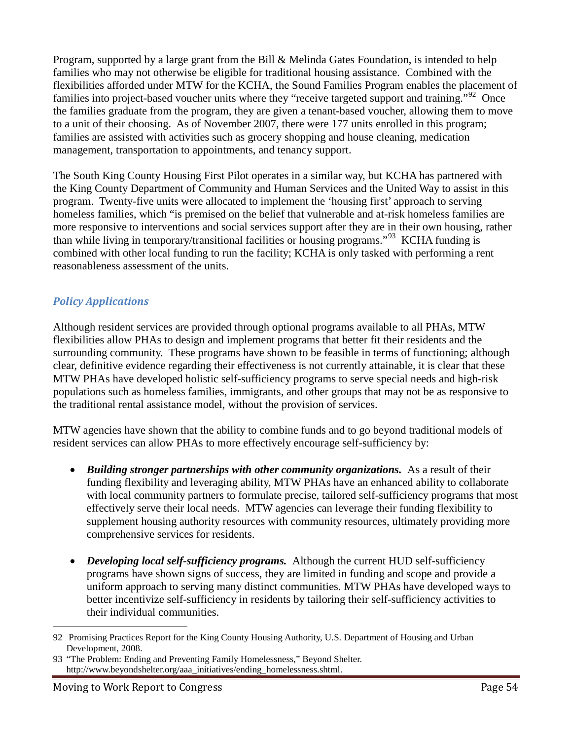Program, supported by a large grant from the Bill & Melinda Gates Foundation, is intended to help families who may not otherwise be eligible for traditional housing assistance. Combined with the flexibilities afforded under MTW for the KCHA, the Sound Families Program enables the placement of families into project-based voucher units where they "receive targeted support and training."[92] Once the families graduate from the program, they are given a tenant-based voucher, allowing them to move to a unit of their choosing. As of November 2007, there were 177 units enrolled in this program; families are assisted with activities such as grocery shopping and house cleaning, medication management, transportation to appointments, and tenancy support.

The South King County Housing First Pilot operates in a similar way, but KCHA has partnered with the King County Department of Community and Human Services and the United Way to assist in this program. Twenty-five units were allocated to implement the 'housing first' approach to serving homeless families, which "is premised on the belief that vulnerable and at-risk homeless families are more responsive to interventions and social services support after they are in their own housing, rather than while living in temporary/transitional facilities or housing programs."[93] KCHA funding is combined with other local funding to run the facility; KCHA is only tasked with performing a rent reasonableness assessment of the units.

### *Policy Applications*

Although resident services are provided through optional programs available to all PHAs, MTW flexibilities allow PHAs to design and implement programs that better fit their residents and the surrounding community. These programs have shown to be feasible in terms of functioning; although clear, definitive evidence regarding their effectiveness is not currently attainable, it is clear that these MTW PHAs have developed holistic self-sufficiency programs to serve special needs and high-risk populations such as homeless families, immigrants, and other groups that may not be as responsive to the traditional rental assistance model, without the provision of services.

MTW agencies have shown that the ability to combine funds and to go beyond traditional models of resident services can allow PHAs to more effectively encourage self-sufficiency by:

- ***Building stronger partnerships with other community organizations.*** As a result of their funding flexibility and leveraging ability, MTW PHAs have an enhanced ability to collaborate with local community partners to formulate precise, tailored self-sufficiency programs that most effectively serve their local needs. MTW agencies can leverage their funding flexibility to supplement housing authority resources with community resources, ultimately providing more comprehensive services for residents.

- ***Developing local self-sufficiency programs.*** Although the current HUD self-sufficiency programs have shown signs of success, they are limited in funding and scope and provide a uniform approach to serving many distinct communities. MTW PHAs have developed ways to better incentivize self-sufficiency in residents by tailoring their self-sufficiency activities to their individual communities.

---

92 Promising Practices Report for the King County Housing Authority, U.S. Department of Housing and Urban Development, 2008.

93 "The Problem: Ending and Preventing Family Homelessness," Beyond Shelter. http://www.beyondshelter.org/aaa_initiatives/ending_homelessness.shtml.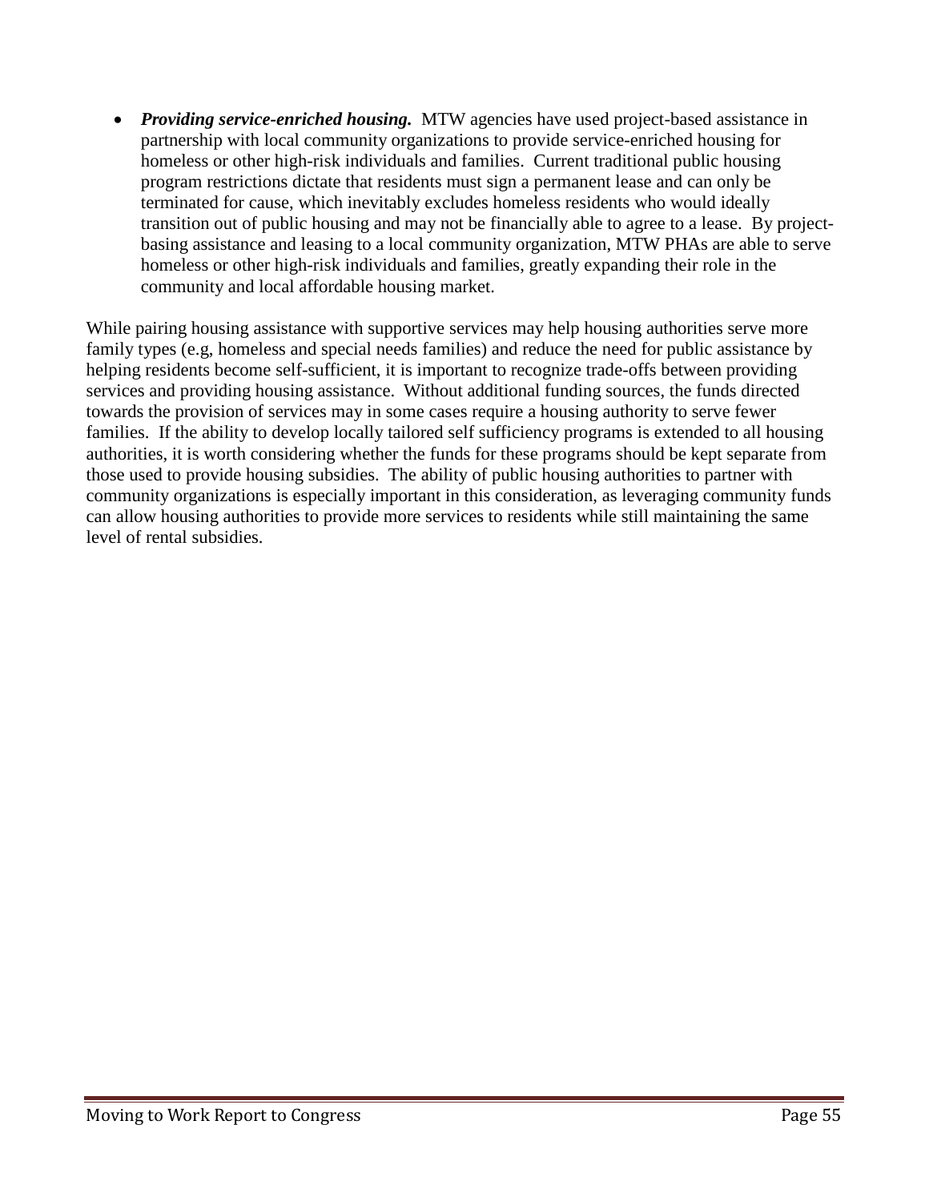- ***Providing service-enriched housing.*** MTW agencies have used project-based assistance in partnership with local community organizations to provide service-enriched housing for homeless or other high-risk individuals and families. Current traditional public housing program restrictions dictate that residents must sign a permanent lease and can only be terminated for cause, which inevitably excludes homeless residents who would ideally transition out of public housing and may not be financially able to agree to a lease. By project-basing assistance and leasing to a local community organization, MTW PHAs are able to serve homeless or other high-risk individuals and families, greatly expanding their role in the community and local affordable housing market.

While pairing housing assistance with supportive services may help housing authorities serve more family types (e.g, homeless and special needs families) and reduce the need for public assistance by helping residents become self-sufficient, it is important to recognize trade-offs between providing services and providing housing assistance. Without additional funding sources, the funds directed towards the provision of services may in some cases require a housing authority to serve fewer families. If the ability to develop locally tailored self sufficiency programs is extended to all housing authorities, it is worth considering whether the funds for these programs should be kept separate from those used to provide housing subsidies. The ability of public housing authorities to partner with community organizations is especially important in this consideration, as leveraging community funds can allow housing authorities to provide more services to residents while still maintaining the same level of rental subsidies.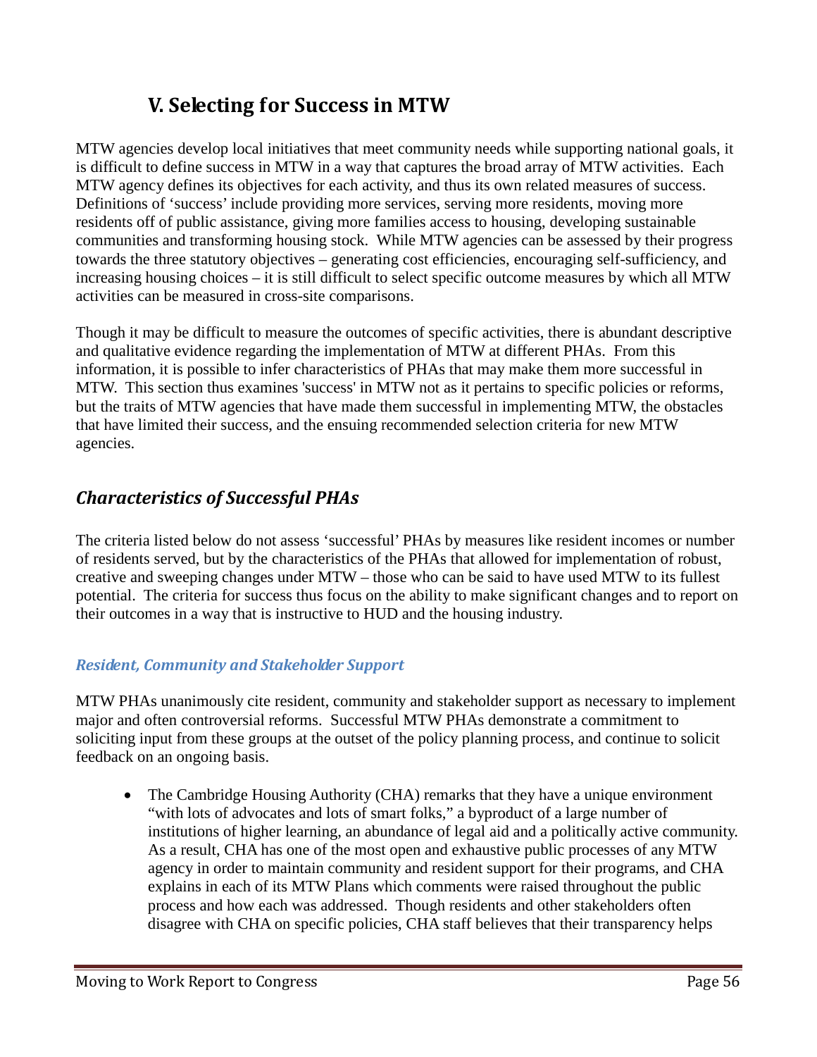# V. Selecting for Success in MTW

MTW agencies develop local initiatives that meet community needs while supporting national goals, it is difficult to define success in MTW in a way that captures the broad array of MTW activities. Each MTW agency defines its objectives for each activity, and thus its own related measures of success. Definitions of 'success' include providing more services, serving more residents, moving more residents off of public assistance, giving more families access to housing, developing sustainable communities and transforming housing stock. While MTW agencies can be assessed by their progress towards the three statutory objectives – generating cost efficiencies, encouraging self-sufficiency, and increasing housing choices – it is still difficult to select specific outcome measures by which all MTW activities can be measured in cross-site comparisons.

Though it may be difficult to measure the outcomes of specific activities, there is abundant descriptive and qualitative evidence regarding the implementation of MTW at different PHAs. From this information, it is possible to infer characteristics of PHAs that may make them more successful in MTW. This section thus examines 'success' in MTW not as it pertains to specific policies or reforms, but the traits of MTW agencies that have made them successful in implementing MTW, the obstacles that have limited their success, and the ensuing recommended selection criteria for new MTW agencies.

## *Characteristics of Successful PHAs*

The criteria listed below do not assess 'successful' PHAs by measures like resident incomes or number of residents served, but by the characteristics of the PHAs that allowed for implementation of robust, creative and sweeping changes under MTW – those who can be said to have used MTW to its fullest potential. The criteria for success thus focus on the ability to make significant changes and to report on their outcomes in a way that is instructive to HUD and the housing industry.

### *Resident, Community and Stakeholder Support*

MTW PHAs unanimously cite resident, community and stakeholder support as necessary to implement major and often controversial reforms. Successful MTW PHAs demonstrate a commitment to soliciting input from these groups at the outset of the policy planning process, and continue to solicit feedback on an ongoing basis.

- The Cambridge Housing Authority (CHA) remarks that they have a unique environment "with lots of advocates and lots of smart folks," a byproduct of a large number of institutions of higher learning, an abundance of legal aid and a politically active community. As a result, CHA has one of the most open and exhaustive public processes of any MTW agency in order to maintain community and resident support for their programs, and CHA explains in each of its MTW Plans which comments were raised throughout the public process and how each was addressed. Though residents and other stakeholders often disagree with CHA on specific policies, CHA staff believes that their transparency helps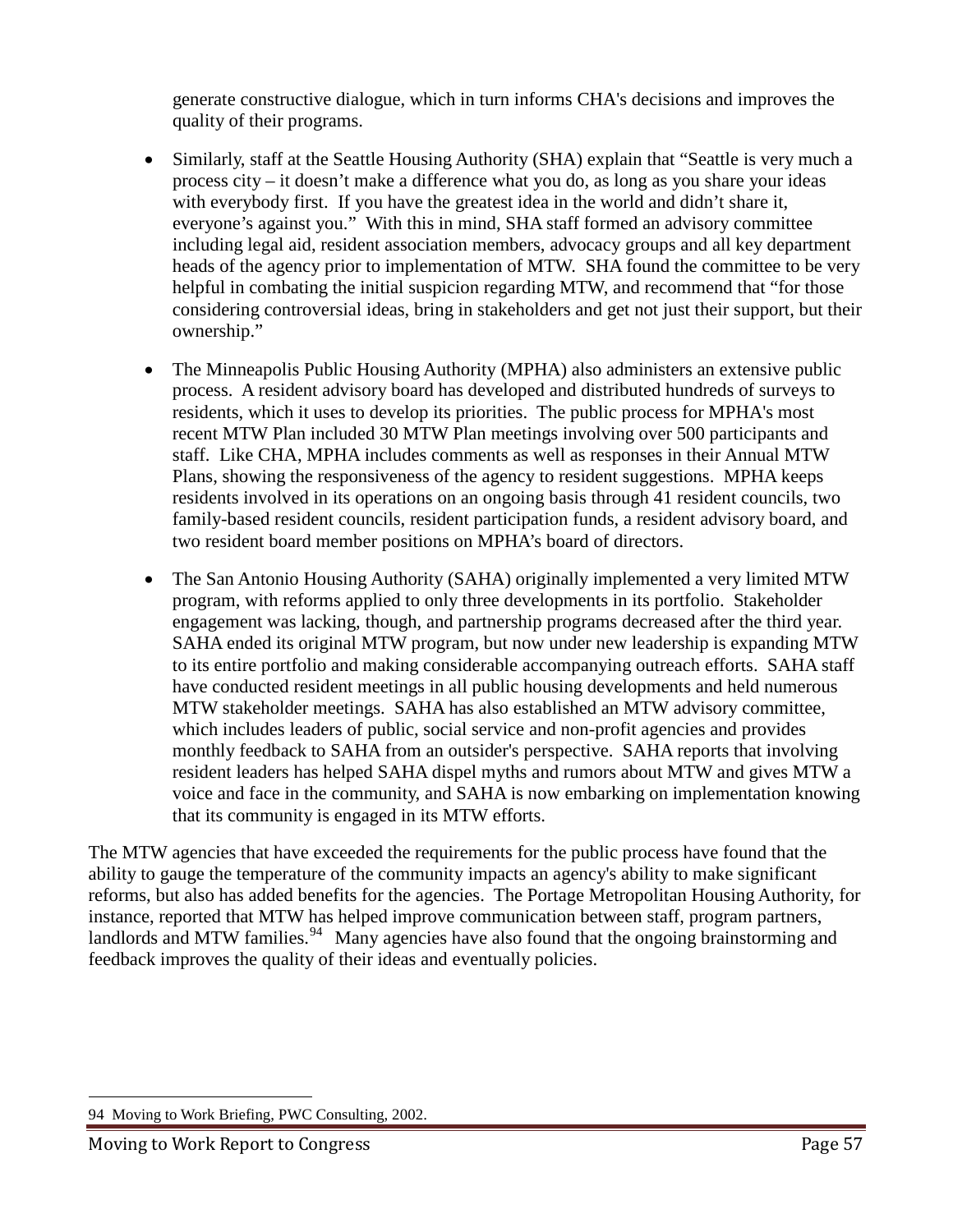generate constructive dialogue, which in turn informs CHA's decisions and improves the quality of their programs.

- Similarly, staff at the Seattle Housing Authority (SHA) explain that "Seattle is very much a process city – it doesn't make a difference what you do, as long as you share your ideas with everybody first. If you have the greatest idea in the world and didn't share it, everyone's against you." With this in mind, SHA staff formed an advisory committee including legal aid, resident association members, advocacy groups and all key department heads of the agency prior to implementation of MTW. SHA found the committee to be very helpful in combating the initial suspicion regarding MTW, and recommend that "for those considering controversial ideas, bring in stakeholders and get not just their support, but their ownership."

- The Minneapolis Public Housing Authority (MPHA) also administers an extensive public process. A resident advisory board has developed and distributed hundreds of surveys to residents, which it uses to develop its priorities. The public process for MPHA's most recent MTW Plan included 30 MTW Plan meetings involving over 500 participants and staff. Like CHA, MPHA includes comments as well as responses in their Annual MTW Plans, showing the responsiveness of the agency to resident suggestions. MPHA keeps residents involved in its operations on an ongoing basis through 41 resident councils, two family-based resident councils, resident participation funds, a resident advisory board, and two resident board member positions on MPHA's board of directors.

- The San Antonio Housing Authority (SAHA) originally implemented a very limited MTW program, with reforms applied to only three developments in its portfolio. Stakeholder engagement was lacking, though, and partnership programs decreased after the third year. SAHA ended its original MTW program, but now under new leadership is expanding MTW to its entire portfolio and making considerable accompanying outreach efforts. SAHA staff have conducted resident meetings in all public housing developments and held numerous MTW stakeholder meetings. SAHA has also established an MTW advisory committee, which includes leaders of public, social service and non-profit agencies and provides monthly feedback to SAHA from an outsider's perspective. SAHA reports that involving resident leaders has helped SAHA dispel myths and rumors about MTW and gives MTW a voice and face in the community, and SAHA is now embarking on implementation knowing that its community is engaged in its MTW efforts.

The MTW agencies that have exceeded the requirements for the public process have found that the ability to gauge the temperature of the community impacts an agency's ability to make significant reforms, but also has added benefits for the agencies. The Portage Metropolitan Housing Authority, for instance, reported that MTW has helped improve communication between staff, program partners, landlords and MTW families.[94] Many agencies have also found that the ongoing brainstorming and feedback improves the quality of their ideas and eventually policies.

---

94 Moving to Work Briefing, PWC Consulting, 2002.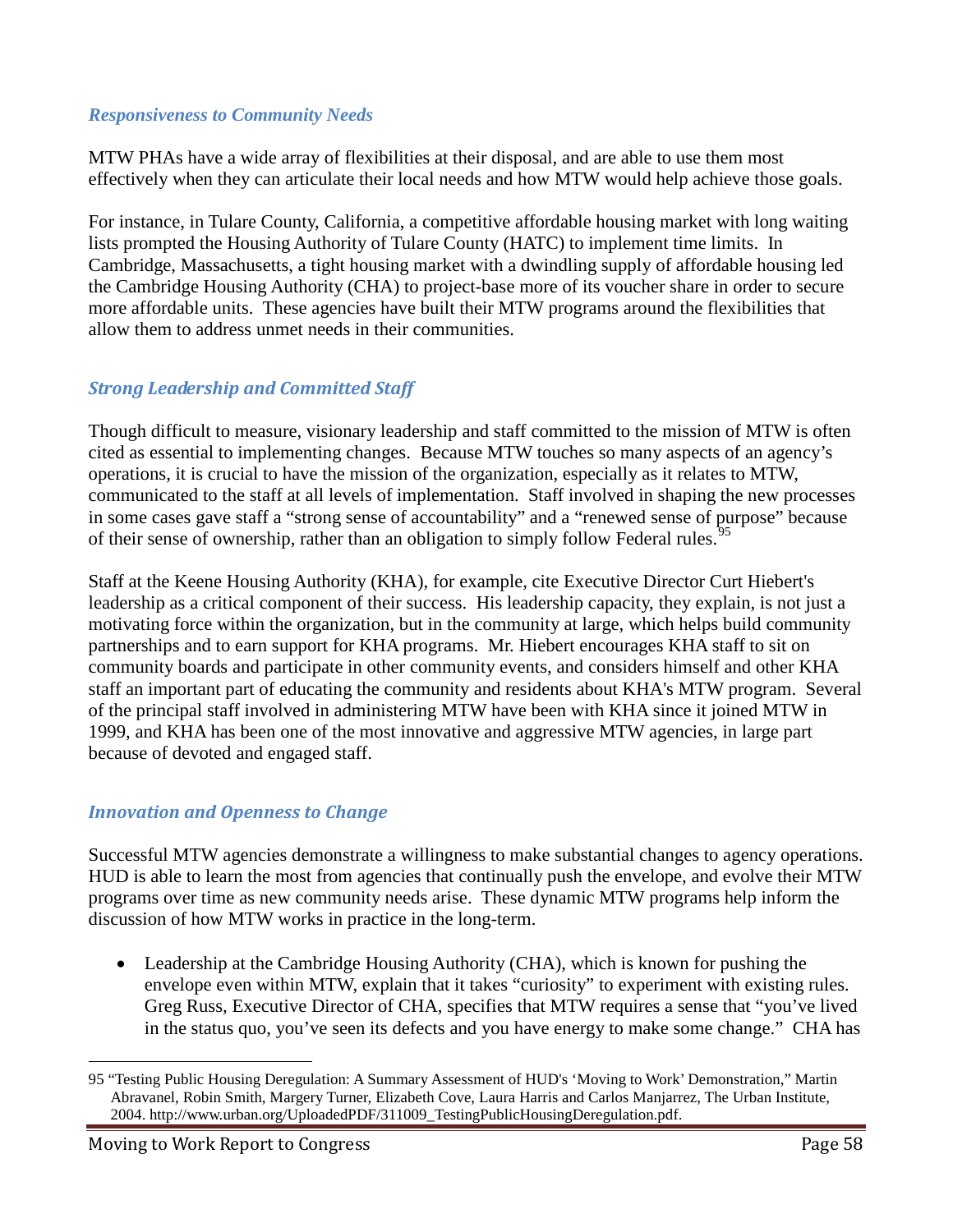### *Responsiveness to Community Needs*

MTW PHAs have a wide array of flexibilities at their disposal, and are able to use them most effectively when they can articulate their local needs and how MTW would help achieve those goals.

For instance, in Tulare County, California, a competitive affordable housing market with long waiting lists prompted the Housing Authority of Tulare County (HATC) to implement time limits. In Cambridge, Massachusetts, a tight housing market with a dwindling supply of affordable housing led the Cambridge Housing Authority (CHA) to project-base more of its voucher share in order to secure more affordable units. These agencies have built their MTW programs around the flexibilities that allow them to address unmet needs in their communities.

### *Strong Leadership and Committed Staff*

Though difficult to measure, visionary leadership and staff committed to the mission of MTW is often cited as essential to implementing changes. Because MTW touches so many aspects of an agency's operations, it is crucial to have the mission of the organization, especially as it relates to MTW, communicated to the staff at all levels of implementation. Staff involved in shaping the new processes in some cases gave staff a "strong sense of accountability" and a "renewed sense of purpose" because of their sense of ownership, rather than an obligation to simply follow Federal rules.[95]

Staff at the Keene Housing Authority (KHA), for example, cite Executive Director Curt Hiebert's leadership as a critical component of their success. His leadership capacity, they explain, is not just a motivating force within the organization, but in the community at large, which helps build community partnerships and to earn support for KHA programs. Mr. Hiebert encourages KHA staff to sit on community boards and participate in other community events, and considers himself and other KHA staff an important part of educating the community and residents about KHA's MTW program. Several of the principal staff involved in administering MTW have been with KHA since it joined MTW in 1999, and KHA has been one of the most innovative and aggressive MTW agencies, in large part because of devoted and engaged staff.

### *Innovation and Openness to Change*

Successful MTW agencies demonstrate a willingness to make substantial changes to agency operations. HUD is able to learn the most from agencies that continually push the envelope, and evolve their MTW programs over time as new community needs arise. These dynamic MTW programs help inform the discussion of how MTW works in practice in the long-term.

- Leadership at the Cambridge Housing Authority (CHA), which is known for pushing the envelope even within MTW, explain that it takes "curiosity" to experiment with existing rules. Greg Russ, Executive Director of CHA, specifies that MTW requires a sense that "you've lived in the status quo, you've seen its defects and you have energy to make some change." CHA has

---

95 "Testing Public Housing Deregulation: A Summary Assessment of HUD's 'Moving to Work' Demonstration," Martin Abravanel, Robin Smith, Margery Turner, Elizabeth Cove, Laura Harris and Carlos Manjarrez, The Urban Institute, 2004. http://www.urban.org/UploadedPDF/311009_TestingPublicHousingDeregulation.pdf.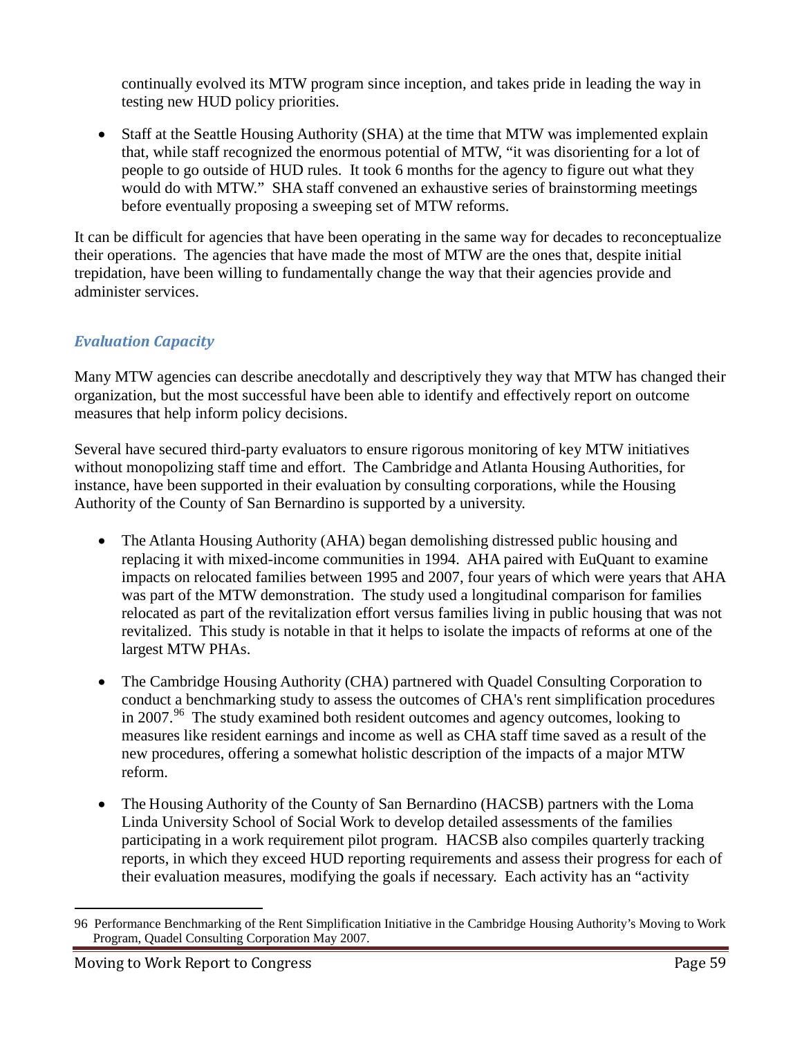continually evolved its MTW program since inception, and takes pride in leading the way in testing new HUD policy priorities.

- Staff at the Seattle Housing Authority (SHA) at the time that MTW was implemented explain that, while staff recognized the enormous potential of MTW, "it was disorienting for a lot of people to go outside of HUD rules. It took 6 months for the agency to figure out what they would do with MTW." SHA staff convened an exhaustive series of brainstorming meetings before eventually proposing a sweeping set of MTW reforms.

It can be difficult for agencies that have been operating in the same way for decades to reconceptualize their operations. The agencies that have made the most of MTW are the ones that, despite initial trepidation, have been willing to fundamentally change the way that their agencies provide and administer services.

### *Evaluation Capacity*

Many MTW agencies can describe anecdotally and descriptively they way that MTW has changed their organization, but the most successful have been able to identify and effectively report on outcome measures that help inform policy decisions.

Several have secured third-party evaluators to ensure rigorous monitoring of key MTW initiatives without monopolizing staff time and effort. The Cambridge and Atlanta Housing Authorities, for instance, have been supported in their evaluation by consulting corporations, while the Housing Authority of the County of San Bernardino is supported by a university.

- The Atlanta Housing Authority (AHA) began demolishing distressed public housing and replacing it with mixed-income communities in 1994. AHA paired with EuQuant to examine impacts on relocated families between 1995 and 2007, four years of which were years that AHA was part of the MTW demonstration. The study used a longitudinal comparison for families relocated as part of the revitalization effort versus families living in public housing that was not revitalized. This study is notable in that it helps to isolate the impacts of reforms at one of the largest MTW PHAs.

- The Cambridge Housing Authority (CHA) partnered with Quadel Consulting Corporation to conduct a benchmarking study to assess the outcomes of CHA's rent simplification procedures in 2007.[96] The study examined both resident outcomes and agency outcomes, looking to measures like resident earnings and income as well as CHA staff time saved as a result of the new procedures, offering a somewhat holistic description of the impacts of a major MTW reform.

- The Housing Authority of the County of San Bernardino (HACSB) partners with the Loma Linda University School of Social Work to develop detailed assessments of the families participating in a work requirement pilot program. HACSB also compiles quarterly tracking reports, in which they exceed HUD reporting requirements and assess their progress for each of their evaluation measures, modifying the goals if necessary. Each activity has an "activity

96 Performance Benchmarking of the Rent Simplification Initiative in the Cambridge Housing Authority's Moving to Work Program, Quadel Consulting Corporation May 2007.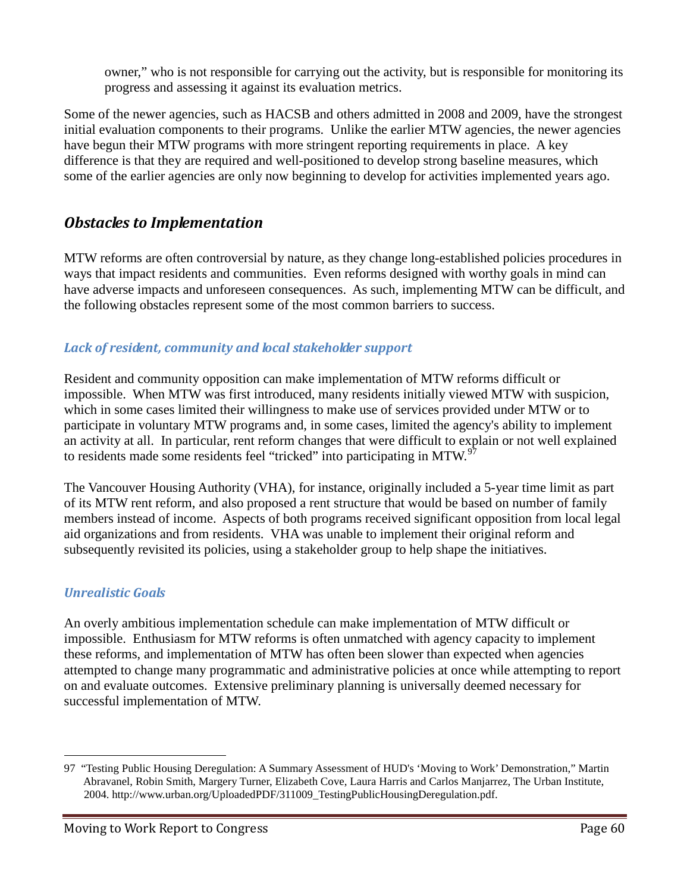owner," who is not responsible for carrying out the activity, but is responsible for monitoring its progress and assessing it against its evaluation metrics.

Some of the newer agencies, such as HACSB and others admitted in 2008 and 2009, have the strongest initial evaluation components to their programs. Unlike the earlier MTW agencies, the newer agencies have begun their MTW programs with more stringent reporting requirements in place. A key difference is that they are required and well-positioned to develop strong baseline measures, which some of the earlier agencies are only now beginning to develop for activities implemented years ago.

## *Obstacles to Implementation*

MTW reforms are often controversial by nature, as they change long-established policies procedures in ways that impact residents and communities. Even reforms designed with worthy goals in mind can have adverse impacts and unforeseen consequences. As such, implementing MTW can be difficult, and the following obstacles represent some of the most common barriers to success.

### *Lack of resident, community and local stakeholder support*

Resident and community opposition can make implementation of MTW reforms difficult or impossible. When MTW was first introduced, many residents initially viewed MTW with suspicion, which in some cases limited their willingness to make use of services provided under MTW or to participate in voluntary MTW programs and, in some cases, limited the agency's ability to implement an activity at all. In particular, rent reform changes that were difficult to explain or not well explained to residents made some residents feel "tricked" into participating in MTW.[97]

The Vancouver Housing Authority (VHA), for instance, originally included a 5-year time limit as part of its MTW rent reform, and also proposed a rent structure that would be based on number of family members instead of income. Aspects of both programs received significant opposition from local legal aid organizations and from residents. VHA was unable to implement their original reform and subsequently revisited its policies, using a stakeholder group to help shape the initiatives.

### *Unrealistic Goals*

An overly ambitious implementation schedule can make implementation of MTW difficult or impossible. Enthusiasm for MTW reforms is often unmatched with agency capacity to implement these reforms, and implementation of MTW has often been slower than expected when agencies attempted to change many programmatic and administrative policies at once while attempting to report on and evaluate outcomes. Extensive preliminary planning is universally deemed necessary for successful implementation of MTW.

---

97 "Testing Public Housing Deregulation: A Summary Assessment of HUD's 'Moving to Work' Demonstration," Martin Abravanel, Robin Smith, Margery Turner, Elizabeth Cove, Laura Harris and Carlos Manjarrez, The Urban Institute, 2004. http://www.urban.org/UploadedPDF/311009_TestingPublicHousingDeregulation.pdf.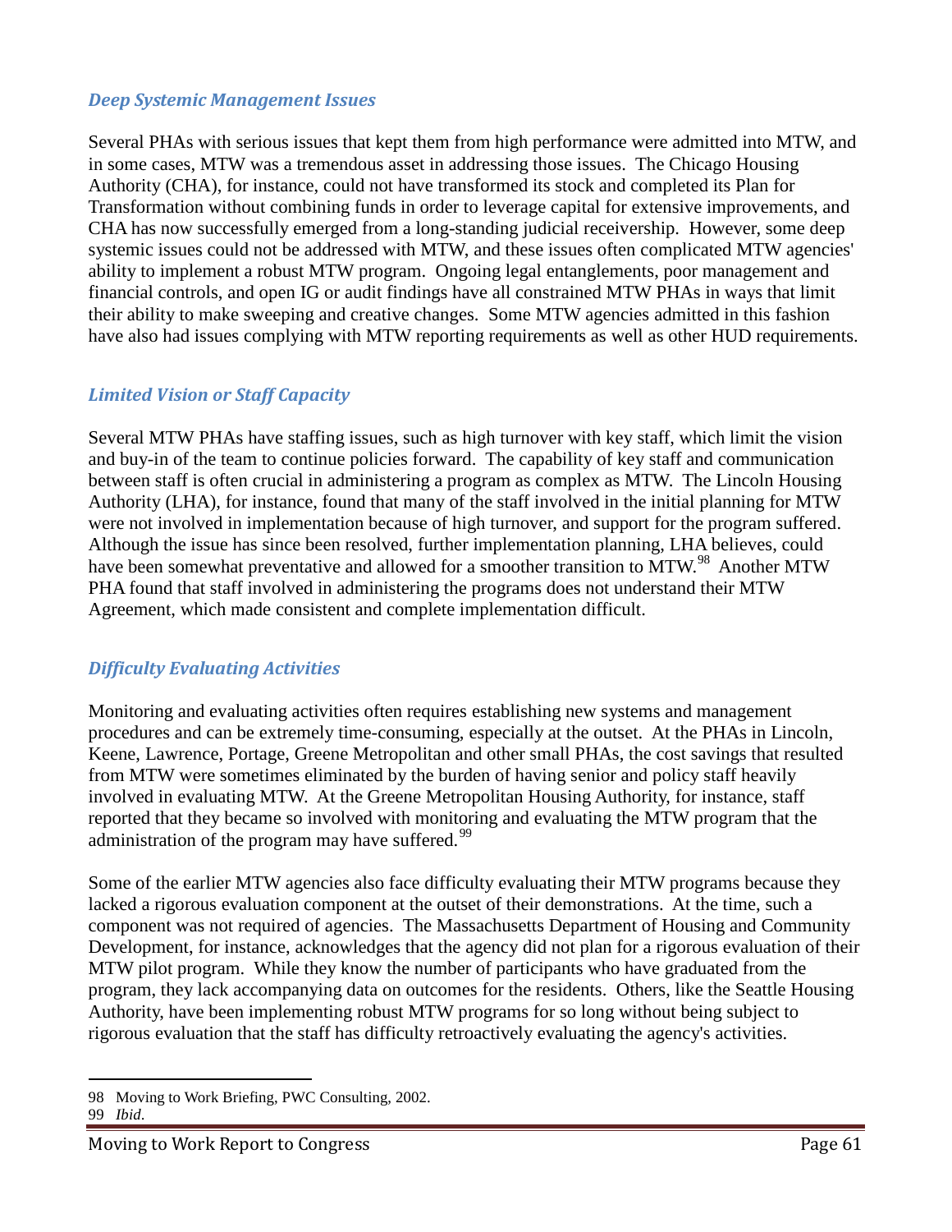### *Deep Systemic Management Issues*

Several PHAs with serious issues that kept them from high performance were admitted into MTW, and in some cases, MTW was a tremendous asset in addressing those issues. The Chicago Housing Authority (CHA), for instance, could not have transformed its stock and completed its Plan for Transformation without combining funds in order to leverage capital for extensive improvements, and CHA has now successfully emerged from a long-standing judicial receivership. However, some deep systemic issues could not be addressed with MTW, and these issues often complicated MTW agencies' ability to implement a robust MTW program. Ongoing legal entanglements, poor management and financial controls, and open IG or audit findings have all constrained MTW PHAs in ways that limit their ability to make sweeping and creative changes. Some MTW agencies admitted in this fashion have also had issues complying with MTW reporting requirements as well as other HUD requirements.

### *Limited Vision or Staff Capacity*

Several MTW PHAs have staffing issues, such as high turnover with key staff, which limit the vision and buy-in of the team to continue policies forward. The capability of key staff and communication between staff is often crucial in administering a program as complex as MTW. The Lincoln Housing Authority (LHA), for instance, found that many of the staff involved in the initial planning for MTW were not involved in implementation because of high turnover, and support for the program suffered. Although the issue has since been resolved, further implementation planning, LHA believes, could have been somewhat preventative and allowed for a smoother transition to MTW.[98] Another MTW PHA found that staff involved in administering the programs does not understand their MTW Agreement, which made consistent and complete implementation difficult.

### *Difficulty Evaluating Activities*

Monitoring and evaluating activities often requires establishing new systems and management procedures and can be extremely time-consuming, especially at the outset. At the PHAs in Lincoln, Keene, Lawrence, Portage, Greene Metropolitan and other small PHAs, the cost savings that resulted from MTW were sometimes eliminated by the burden of having senior and policy staff heavily involved in evaluating MTW. At the Greene Metropolitan Housing Authority, for instance, staff reported that they became so involved with monitoring and evaluating the MTW program that the administration of the program may have suffered.[99]

Some of the earlier MTW agencies also face difficulty evaluating their MTW programs because they lacked a rigorous evaluation component at the outset of their demonstrations. At the time, such a component was not required of agencies. The Massachusetts Department of Housing and Community Development, for instance, acknowledges that the agency did not plan for a rigorous evaluation of their MTW pilot program. While they know the number of participants who have graduated from the program, they lack accompanying data on outcomes for the residents. Others, like the Seattle Housing Authority, have been implementing robust MTW programs for so long without being subject to rigorous evaluation that the staff has difficulty retroactively evaluating the agency's activities.

---

98 Moving to Work Briefing, PWC Consulting, 2002.
99 *Ibid.*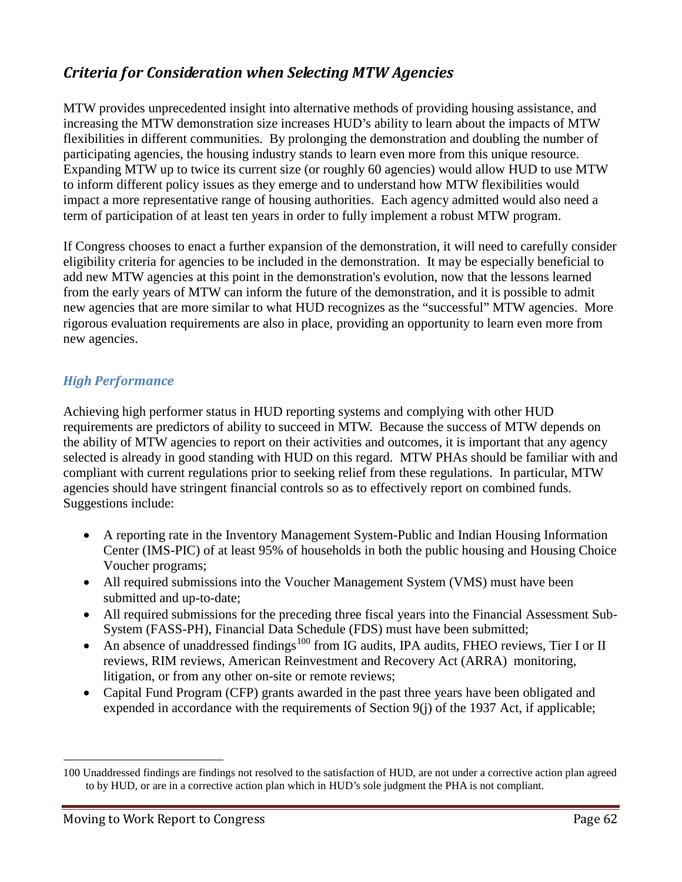## *Criteria for Consideration when Selecting MTW Agencies*

MTW provides unprecedented insight into alternative methods of providing housing assistance, and increasing the MTW demonstration size increases HUD's ability to learn about the impacts of MTW flexibilities in different communities. By prolonging the demonstration and doubling the number of participating agencies, the housing industry stands to learn even more from this unique resource. Expanding MTW up to twice its current size (or roughly 60 agencies) would allow HUD to use MTW to inform different policy issues as they emerge and to understand how MTW flexibilities would impact a more representative range of housing authorities. Each agency admitted would also need a term of participation of at least ten years in order to fully implement a robust MTW program.

If Congress chooses to enact a further expansion of the demonstration, it will need to carefully consider eligibility criteria for agencies to be included in the demonstration. It may be especially beneficial to add new MTW agencies at this point in the demonstration's evolution, now that the lessons learned from the early years of MTW can inform the future of the demonstration, and it is possible to admit new agencies that are more similar to what HUD recognizes as the "successful" MTW agencies. More rigorous evaluation requirements are also in place, providing an opportunity to learn even more from new agencies.

### *High Performance*

Achieving high performer status in HUD reporting systems and complying with other HUD requirements are predictors of ability to succeed in MTW. Because the success of MTW depends on the ability of MTW agencies to report on their activities and outcomes, it is important that any agency selected is already in good standing with HUD on this regard. MTW PHAs should be familiar with and compliant with current regulations prior to seeking relief from these regulations. In particular, MTW agencies should have stringent financial controls so as to effectively report on combined funds. Suggestions include:

- A reporting rate in the Inventory Management System-Public and Indian Housing Information Center (IMS-PIC) of at least 95% of households in both the public housing and Housing Choice Voucher programs;
- All required submissions into the Voucher Management System (VMS) must have been submitted and up-to-date;
- All required submissions for the preceding three fiscal years into the Financial Assessment Sub-System (FASS-PH), Financial Data Schedule (FDS) must have been submitted;
- An absence of unaddressed findings[100] from IG audits, IPA audits, FHEO reviews, Tier I or II reviews, RIM reviews, American Reinvestment and Recovery Act (ARRA) monitoring, litigation, or from any other on-site or remote reviews;
- Capital Fund Program (CFP) grants awarded in the past three years have been obligated and expended in accordance with the requirements of Section 9(j) of the 1937 Act, if applicable;

100 Unaddressed findings are findings not resolved to the satisfaction of HUD, are not under a corrective action plan agreed to by HUD, or are in a corrective action plan which in HUD's sole judgment the PHA is not compliant.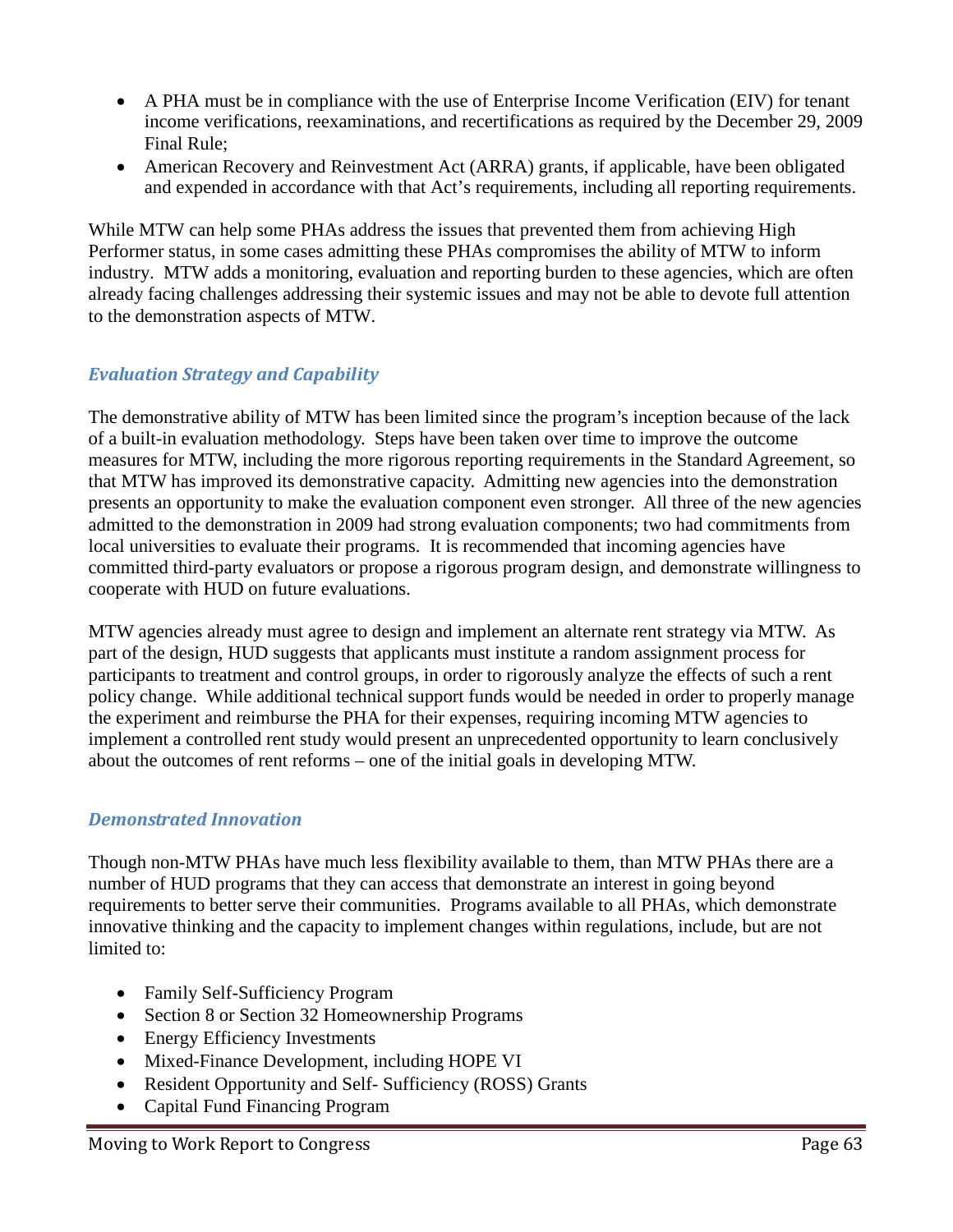- A PHA must be in compliance with the use of Enterprise Income Verification (EIV) for tenant income verifications, reexaminations, and recertifications as required by the December 29, 2009 Final Rule;
- American Recovery and Reinvestment Act (ARRA) grants, if applicable, have been obligated and expended in accordance with that Act's requirements, including all reporting requirements.

While MTW can help some PHAs address the issues that prevented them from achieving High Performer status, in some cases admitting these PHAs compromises the ability of MTW to inform industry. MTW adds a monitoring, evaluation and reporting burden to these agencies, which are often already facing challenges addressing their systemic issues and may not be able to devote full attention to the demonstration aspects of MTW.

### *Evaluation Strategy and Capability*

The demonstrative ability of MTW has been limited since the program's inception because of the lack of a built-in evaluation methodology. Steps have been taken over time to improve the outcome measures for MTW, including the more rigorous reporting requirements in the Standard Agreement, so that MTW has improved its demonstrative capacity. Admitting new agencies into the demonstration presents an opportunity to make the evaluation component even stronger. All three of the new agencies admitted to the demonstration in 2009 had strong evaluation components; two had commitments from local universities to evaluate their programs. It is recommended that incoming agencies have committed third-party evaluators or propose a rigorous program design, and demonstrate willingness to cooperate with HUD on future evaluations.

MTW agencies already must agree to design and implement an alternate rent strategy via MTW. As part of the design, HUD suggests that applicants must institute a random assignment process for participants to treatment and control groups, in order to rigorously analyze the effects of such a rent policy change. While additional technical support funds would be needed in order to properly manage the experiment and reimburse the PHA for their expenses, requiring incoming MTW agencies to implement a controlled rent study would present an unprecedented opportunity to learn conclusively about the outcomes of rent reforms – one of the initial goals in developing MTW.

### *Demonstrated Innovation*

Though non-MTW PHAs have much less flexibility available to them, than MTW PHAs there are a number of HUD programs that they can access that demonstrate an interest in going beyond requirements to better serve their communities. Programs available to all PHAs, which demonstrate innovative thinking and the capacity to implement changes within regulations, include, but are not limited to:

- Family Self-Sufficiency Program
- Section 8 or Section 32 Homeownership Programs
- Energy Efficiency Investments
- Mixed-Finance Development, including HOPE VI
- Resident Opportunity and Self- Sufficiency (ROSS) Grants
- Capital Fund Financing Program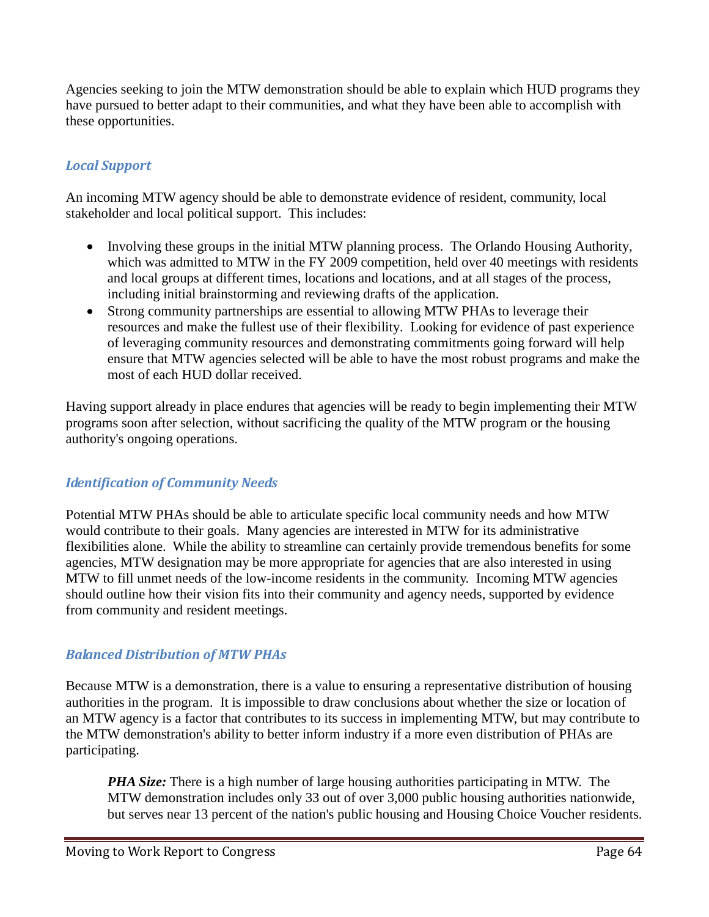Agencies seeking to join the MTW demonstration should be able to explain which HUD programs they have pursued to better adapt to their communities, and what they have been able to accomplish with these opportunities.

### *Local Support*

An incoming MTW agency should be able to demonstrate evidence of resident, community, local stakeholder and local political support. This includes:

- Involving these groups in the initial MTW planning process. The Orlando Housing Authority, which was admitted to MTW in the FY 2009 competition, held over 40 meetings with residents and local groups at different times, locations and locations, and at all stages of the process, including initial brainstorming and reviewing drafts of the application.
- Strong community partnerships are essential to allowing MTW PHAs to leverage their resources and make the fullest use of their flexibility. Looking for evidence of past experience of leveraging community resources and demonstrating commitments going forward will help ensure that MTW agencies selected will be able to have the most robust programs and make the most of each HUD dollar received.

Having support already in place endures that agencies will be ready to begin implementing their MTW programs soon after selection, without sacrificing the quality of the MTW program or the housing authority's ongoing operations.

### *Identification of Community Needs*

Potential MTW PHAs should be able to articulate specific local community needs and how MTW would contribute to their goals. Many agencies are interested in MTW for its administrative flexibilities alone. While the ability to streamline can certainly provide tremendous benefits for some agencies, MTW designation may be more appropriate for agencies that are also interested in using MTW to fill unmet needs of the low-income residents in the community. Incoming MTW agencies should outline how their vision fits into their community and agency needs, supported by evidence from community and resident meetings.

### *Balanced Distribution of MTW PHAs*

Because MTW is a demonstration, there is a value to ensuring a representative distribution of housing authorities in the program. It is impossible to draw conclusions about whether the size or location of an MTW agency is a factor that contributes to its success in implementing MTW, but may contribute to the MTW demonstration's ability to better inform industry if a more even distribution of PHAs are participating.

> ***PHA Size:*** There is a high number of large housing authorities participating in MTW. The MTW demonstration includes only 33 out of over 3,000 public housing authorities nationwide, but serves near 13 percent of the nation's public housing and Housing Choice Voucher residents.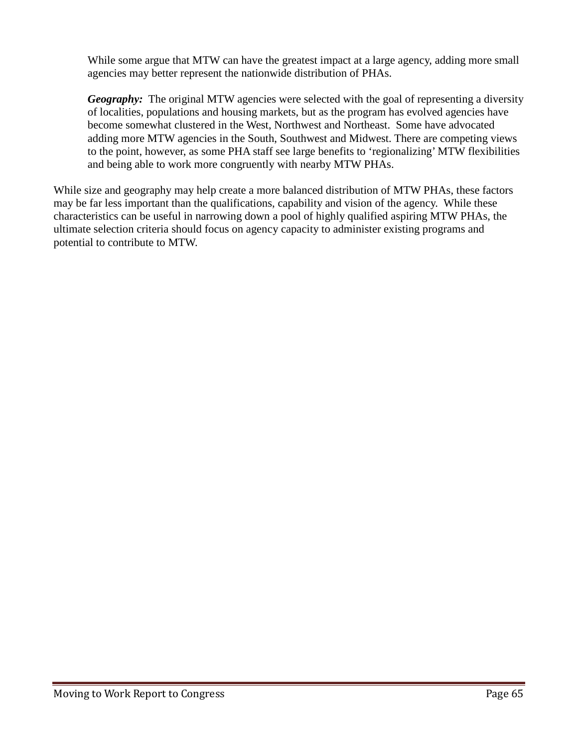While some argue that MTW can have the greatest impact at a large agency, adding more small agencies may better represent the nationwide distribution of PHAs.

***Geography:*** The original MTW agencies were selected with the goal of representing a diversity of localities, populations and housing markets, but as the program has evolved agencies have become somewhat clustered in the West, Northwest and Northeast. Some have advocated adding more MTW agencies in the South, Southwest and Midwest. There are competing views to the point, however, as some PHA staff see large benefits to 'regionalizing' MTW flexibilities and being able to work more congruently with nearby MTW PHAs.

While size and geography may help create a more balanced distribution of MTW PHAs, these factors may be far less important than the qualifications, capability and vision of the agency. While these characteristics can be useful in narrowing down a pool of highly qualified aspiring MTW PHAs, the ultimate selection criteria should focus on agency capacity to administer existing programs and potential to contribute to MTW.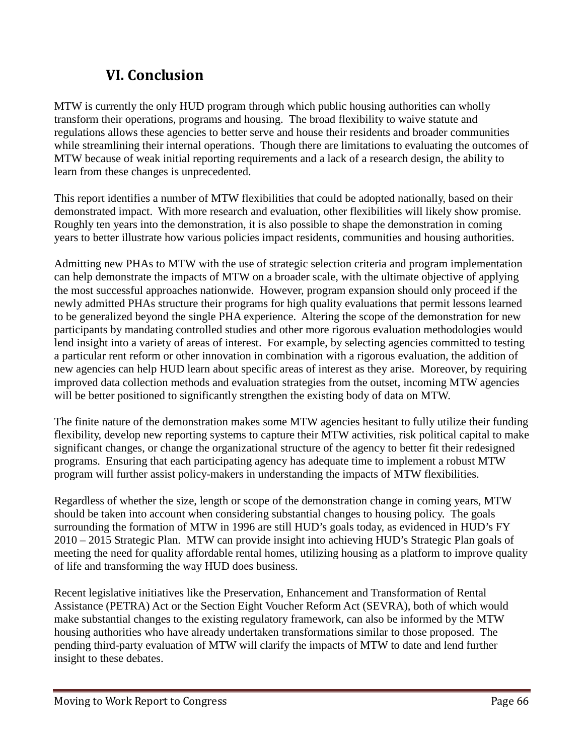## VI. Conclusion

MTW is currently the only HUD program through which public housing authorities can wholly transform their operations, programs and housing. The broad flexibility to waive statute and regulations allows these agencies to better serve and house their residents and broader communities while streamlining their internal operations. Though there are limitations to evaluating the outcomes of MTW because of weak initial reporting requirements and a lack of a research design, the ability to learn from these changes is unprecedented.

This report identifies a number of MTW flexibilities that could be adopted nationally, based on their demonstrated impact. With more research and evaluation, other flexibilities will likely show promise. Roughly ten years into the demonstration, it is also possible to shape the demonstration in coming years to better illustrate how various policies impact residents, communities and housing authorities.

Admitting new PHAs to MTW with the use of strategic selection criteria and program implementation can help demonstrate the impacts of MTW on a broader scale, with the ultimate objective of applying the most successful approaches nationwide. However, program expansion should only proceed if the newly admitted PHAs structure their programs for high quality evaluations that permit lessons learned to be generalized beyond the single PHA experience. Altering the scope of the demonstration for new participants by mandating controlled studies and other more rigorous evaluation methodologies would lend insight into a variety of areas of interest. For example, by selecting agencies committed to testing a particular rent reform or other innovation in combination with a rigorous evaluation, the addition of new agencies can help HUD learn about specific areas of interest as they arise. Moreover, by requiring improved data collection methods and evaluation strategies from the outset, incoming MTW agencies will be better positioned to significantly strengthen the existing body of data on MTW.

The finite nature of the demonstration makes some MTW agencies hesitant to fully utilize their funding flexibility, develop new reporting systems to capture their MTW activities, risk political capital to make significant changes, or change the organizational structure of the agency to better fit their redesigned programs. Ensuring that each participating agency has adequate time to implement a robust MTW program will further assist policy-makers in understanding the impacts of MTW flexibilities.

Regardless of whether the size, length or scope of the demonstration change in coming years, MTW should be taken into account when considering substantial changes to housing policy. The goals surrounding the formation of MTW in 1996 are still HUD's goals today, as evidenced in HUD's FY 2010 – 2015 Strategic Plan. MTW can provide insight into achieving HUD's Strategic Plan goals of meeting the need for quality affordable rental homes, utilizing housing as a platform to improve quality of life and transforming the way HUD does business.

Recent legislative initiatives like the Preservation, Enhancement and Transformation of Rental Assistance (PETRA) Act or the Section Eight Voucher Reform Act (SEVRA), both of which would make substantial changes to the existing regulatory framework, can also be informed by the MTW housing authorities who have already undertaken transformations similar to those proposed. The pending third-party evaluation of MTW will clarify the impacts of MTW to date and lend further insight to these debates.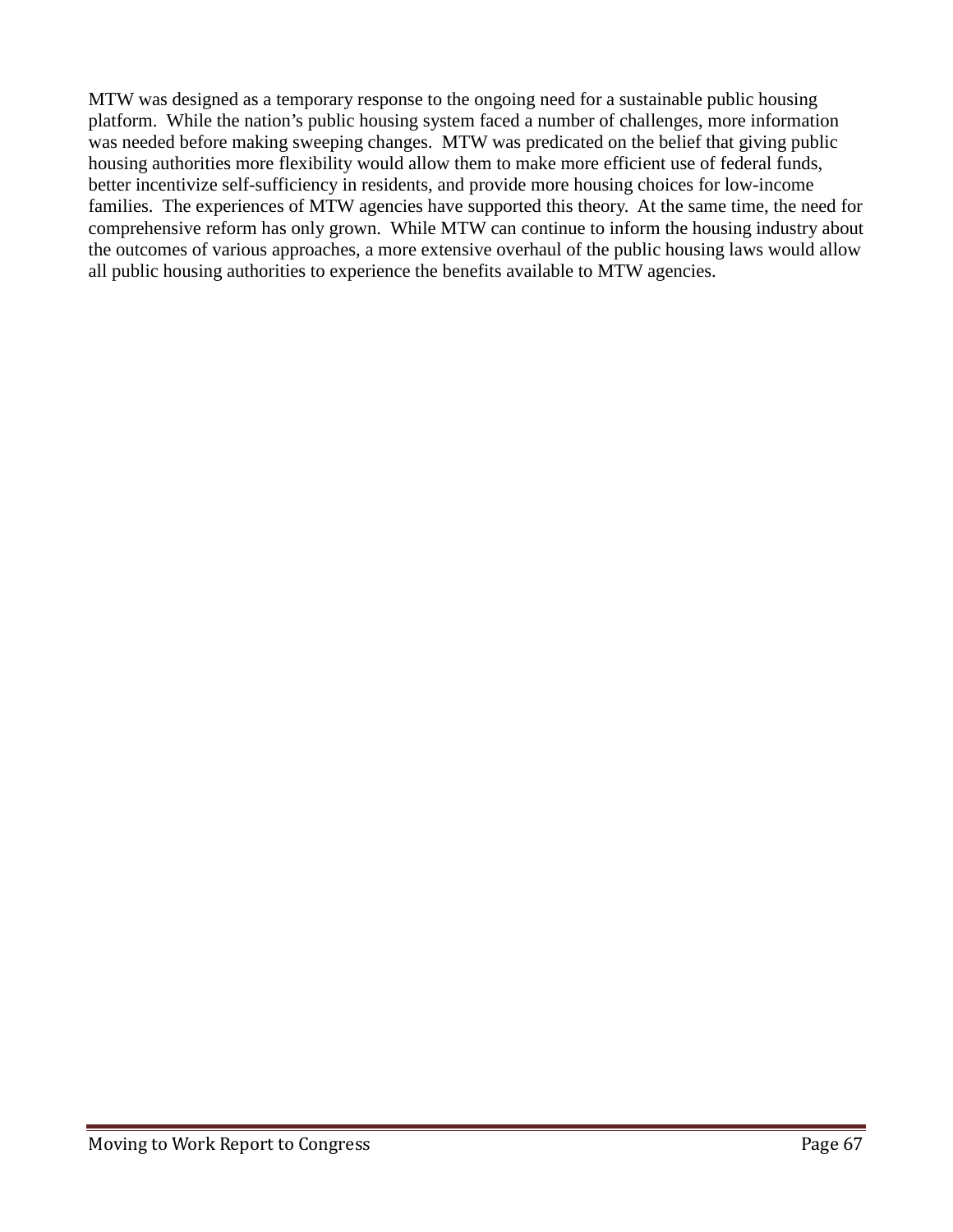MTW was designed as a temporary response to the ongoing need for a sustainable public housing platform. While the nation's public housing system faced a number of challenges, more information was needed before making sweeping changes. MTW was predicated on the belief that giving public housing authorities more flexibility would allow them to make more efficient use of federal funds, better incentivize self-sufficiency in residents, and provide more housing choices for low-income families. The experiences of MTW agencies have supported this theory. At the same time, the need for comprehensive reform has only grown. While MTW can continue to inform the housing industry about the outcomes of various approaches, a more extensive overhaul of the public housing laws would allow all public housing authorities to experience the benefits available to MTW agencies.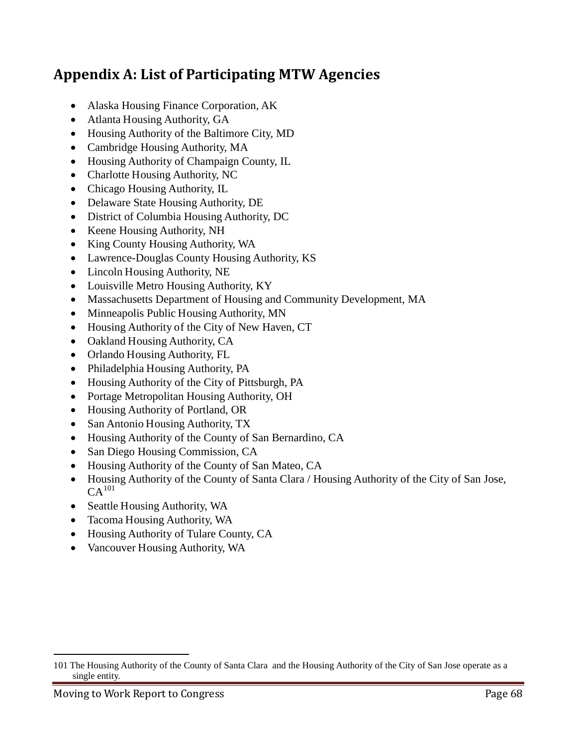## Appendix A: List of Participating MTW Agencies

- Alaska Housing Finance Corporation, AK
- Atlanta Housing Authority, GA
- Housing Authority of the Baltimore City, MD
- Cambridge Housing Authority, MA
- Housing Authority of Champaign County, IL
- Charlotte Housing Authority, NC
- Chicago Housing Authority, IL
- Delaware State Housing Authority, DE
- District of Columbia Housing Authority, DC
- Keene Housing Authority, NH
- King County Housing Authority, WA
- Lawrence-Douglas County Housing Authority, KS
- Lincoln Housing Authority, NE
- Louisville Metro Housing Authority, KY
- Massachusetts Department of Housing and Community Development, MA
- Minneapolis Public Housing Authority, MN
- Housing Authority of the City of New Haven, CT
- Oakland Housing Authority, CA
- Orlando Housing Authority, FL
- Philadelphia Housing Authority, PA
- Housing Authority of the City of Pittsburgh, PA
- Portage Metropolitan Housing Authority, OH
- Housing Authority of Portland, OR
- San Antonio Housing Authority, TX
- Housing Authority of the County of San Bernardino, CA
- San Diego Housing Commission, CA
- Housing Authority of the County of San Mateo, CA
- Housing Authority of the County of Santa Clara / Housing Authority of the City of San Jose, CA[101]
- Seattle Housing Authority, WA
- Tacoma Housing Authority, WA
- Housing Authority of Tulare County, CA
- Vancouver Housing Authority, WA

---

101 The Housing Authority of the County of Santa Clara and the Housing Authority of the City of San Jose operate as a single entity.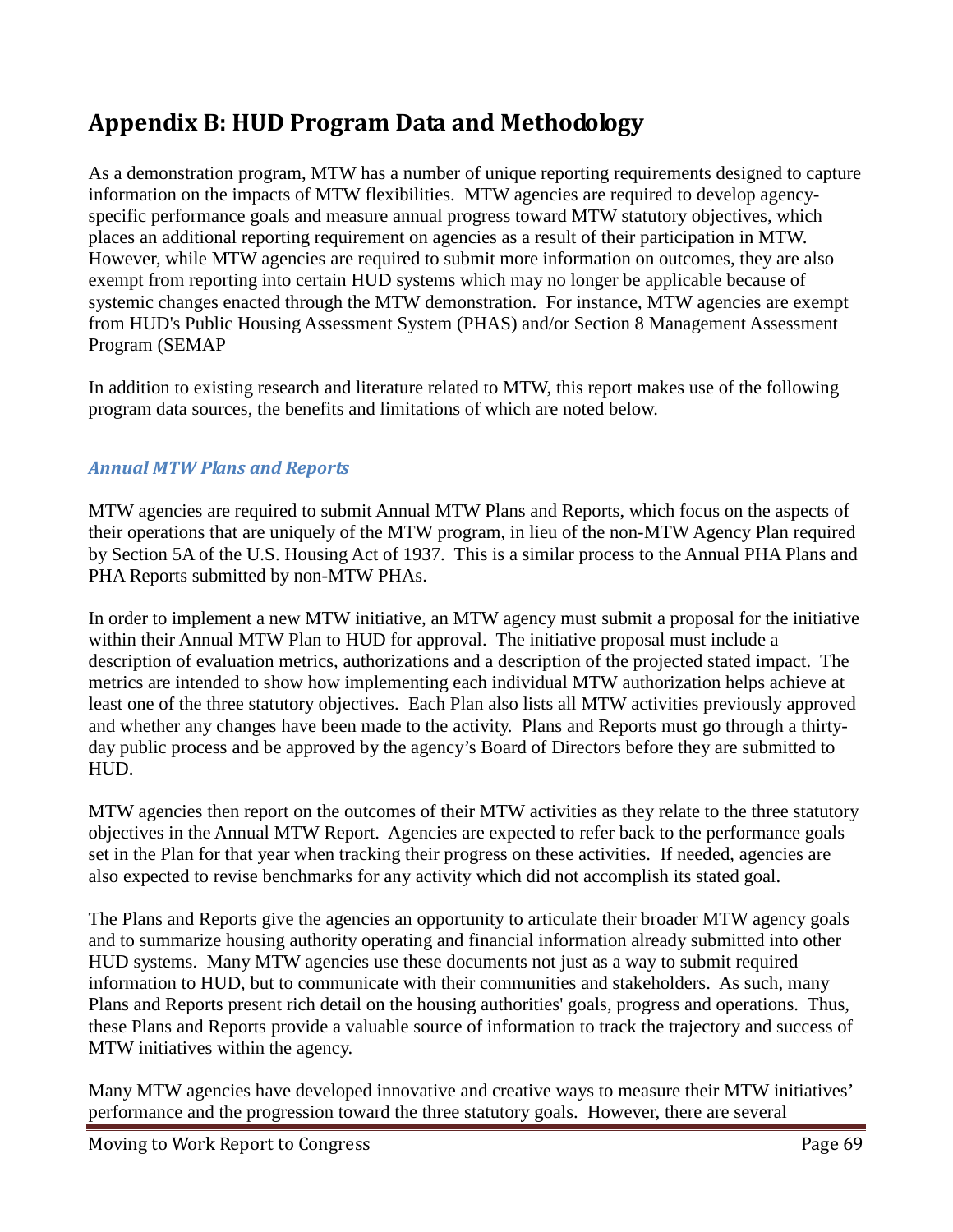# Appendix B: HUD Program Data and Methodology

As a demonstration program, MTW has a number of unique reporting requirements designed to capture information on the impacts of MTW flexibilities. MTW agencies are required to develop agency-specific performance goals and measure annual progress toward MTW statutory objectives, which places an additional reporting requirement on agencies as a result of their participation in MTW. However, while MTW agencies are required to submit more information on outcomes, they are also exempt from reporting into certain HUD systems which may no longer be applicable because of systemic changes enacted through the MTW demonstration. For instance, MTW agencies are exempt from HUD's Public Housing Assessment System (PHAS) and/or Section 8 Management Assessment Program (SEMAP

In addition to existing research and literature related to MTW, this report makes use of the following program data sources, the benefits and limitations of which are noted below.

### *Annual MTW Plans and Reports*

MTW agencies are required to submit Annual MTW Plans and Reports, which focus on the aspects of their operations that are uniquely of the MTW program, in lieu of the non-MTW Agency Plan required by Section 5A of the U.S. Housing Act of 1937. This is a similar process to the Annual PHA Plans and PHA Reports submitted by non-MTW PHAs.

In order to implement a new MTW initiative, an MTW agency must submit a proposal for the initiative within their Annual MTW Plan to HUD for approval. The initiative proposal must include a description of evaluation metrics, authorizations and a description of the projected stated impact. The metrics are intended to show how implementing each individual MTW authorization helps achieve at least one of the three statutory objectives. Each Plan also lists all MTW activities previously approved and whether any changes have been made to the activity. Plans and Reports must go through a thirty-day public process and be approved by the agency's Board of Directors before they are submitted to HUD.

MTW agencies then report on the outcomes of their MTW activities as they relate to the three statutory objectives in the Annual MTW Report. Agencies are expected to refer back to the performance goals set in the Plan for that year when tracking their progress on these activities. If needed, agencies are also expected to revise benchmarks for any activity which did not accomplish its stated goal.

The Plans and Reports give the agencies an opportunity to articulate their broader MTW agency goals and to summarize housing authority operating and financial information already submitted into other HUD systems. Many MTW agencies use these documents not just as a way to submit required information to HUD, but to communicate with their communities and stakeholders. As such, many Plans and Reports present rich detail on the housing authorities' goals, progress and operations. Thus, these Plans and Reports provide a valuable source of information to track the trajectory and success of MTW initiatives within the agency.

Many MTW agencies have developed innovative and creative ways to measure their MTW initiatives' performance and the progression toward the three statutory goals. However, there are several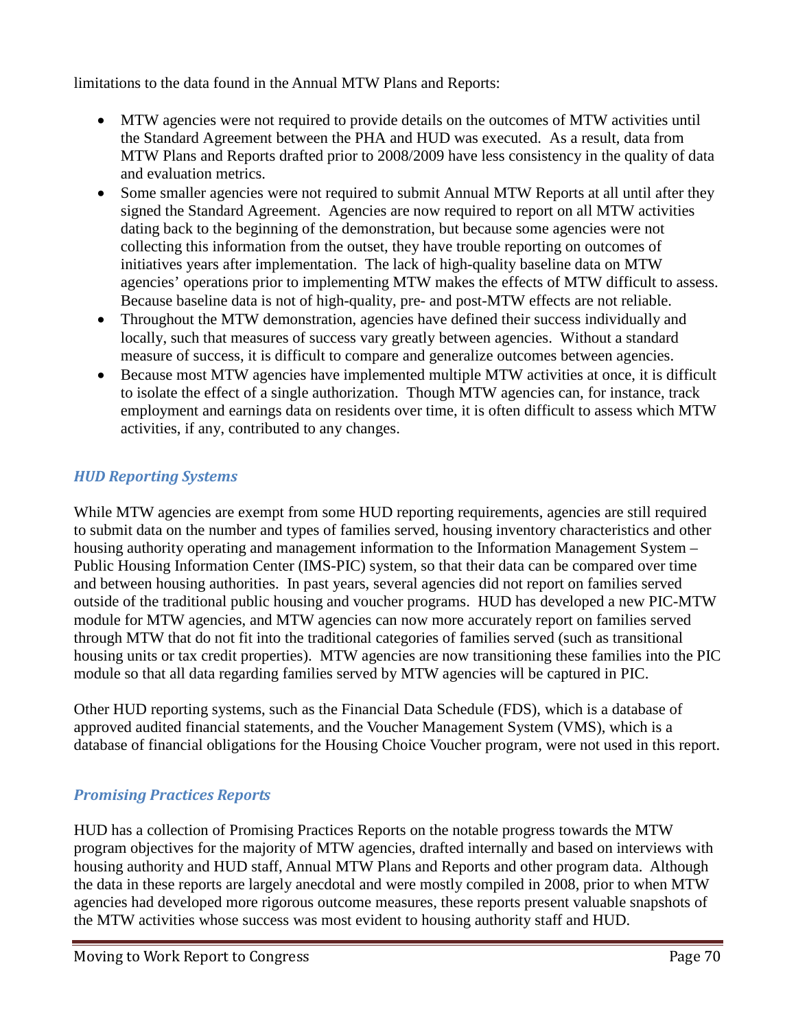limitations to the data found in the Annual MTW Plans and Reports:

- MTW agencies were not required to provide details on the outcomes of MTW activities until the Standard Agreement between the PHA and HUD was executed. As a result, data from MTW Plans and Reports drafted prior to 2008/2009 have less consistency in the quality of data and evaluation metrics.
- Some smaller agencies were not required to submit Annual MTW Reports at all until after they signed the Standard Agreement. Agencies are now required to report on all MTW activities dating back to the beginning of the demonstration, but because some agencies were not collecting this information from the outset, they have trouble reporting on outcomes of initiatives years after implementation. The lack of high-quality baseline data on MTW agencies' operations prior to implementing MTW makes the effects of MTW difficult to assess. Because baseline data is not of high-quality, pre- and post-MTW effects are not reliable.
- Throughout the MTW demonstration, agencies have defined their success individually and locally, such that measures of success vary greatly between agencies. Without a standard measure of success, it is difficult to compare and generalize outcomes between agencies.
- Because most MTW agencies have implemented multiple MTW activities at once, it is difficult to isolate the effect of a single authorization. Though MTW agencies can, for instance, track employment and earnings data on residents over time, it is often difficult to assess which MTW activities, if any, contributed to any changes.

### *HUD Reporting Systems*

While MTW agencies are exempt from some HUD reporting requirements, agencies are still required to submit data on the number and types of families served, housing inventory characteristics and other housing authority operating and management information to the Information Management System – Public Housing Information Center (IMS-PIC) system, so that their data can be compared over time and between housing authorities. In past years, several agencies did not report on families served outside of the traditional public housing and voucher programs. HUD has developed a new PIC-MTW module for MTW agencies, and MTW agencies can now more accurately report on families served through MTW that do not fit into the traditional categories of families served (such as transitional housing units or tax credit properties). MTW agencies are now transitioning these families into the PIC module so that all data regarding families served by MTW agencies will be captured in PIC.

Other HUD reporting systems, such as the Financial Data Schedule (FDS), which is a database of approved audited financial statements, and the Voucher Management System (VMS), which is a database of financial obligations for the Housing Choice Voucher program, were not used in this report.

### *Promising Practices Reports*

HUD has a collection of Promising Practices Reports on the notable progress towards the MTW program objectives for the majority of MTW agencies, drafted internally and based on interviews with housing authority and HUD staff, Annual MTW Plans and Reports and other program data. Although the data in these reports are largely anecdotal and were mostly compiled in 2008, prior to when MTW agencies had developed more rigorous outcome measures, these reports present valuable snapshots of the MTW activities whose success was most evident to housing authority staff and HUD.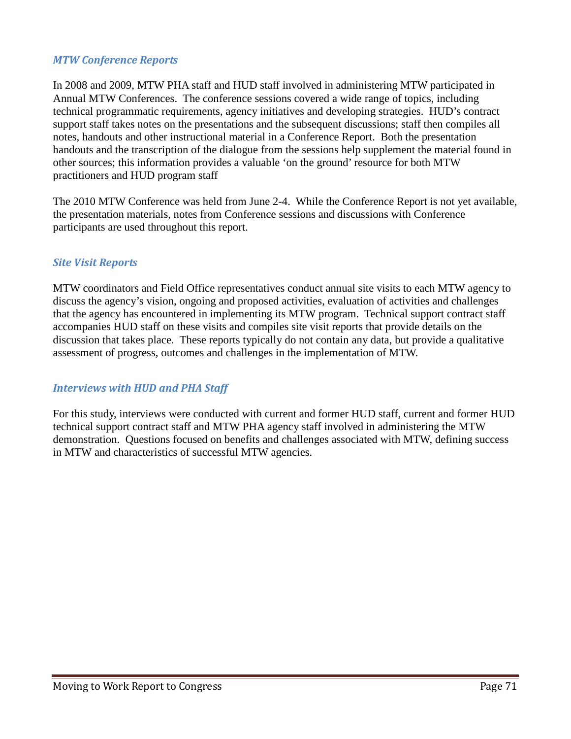### *MTW Conference Reports*

In 2008 and 2009, MTW PHA staff and HUD staff involved in administering MTW participated in Annual MTW Conferences. The conference sessions covered a wide range of topics, including technical programmatic requirements, agency initiatives and developing strategies. HUD's contract support staff takes notes on the presentations and the subsequent discussions; staff then compiles all notes, handouts and other instructional material in a Conference Report. Both the presentation handouts and the transcription of the dialogue from the sessions help supplement the material found in other sources; this information provides a valuable 'on the ground' resource for both MTW practitioners and HUD program staff

The 2010 MTW Conference was held from June 2-4. While the Conference Report is not yet available, the presentation materials, notes from Conference sessions and discussions with Conference participants are used throughout this report.

### *Site Visit Reports*

MTW coordinators and Field Office representatives conduct annual site visits to each MTW agency to discuss the agency's vision, ongoing and proposed activities, evaluation of activities and challenges that the agency has encountered in implementing its MTW program. Technical support contract staff accompanies HUD staff on these visits and compiles site visit reports that provide details on the discussion that takes place. These reports typically do not contain any data, but provide a qualitative assessment of progress, outcomes and challenges in the implementation of MTW.

### *Interviews with HUD and PHA Staff*

For this study, interviews were conducted with current and former HUD staff, current and former HUD technical support contract staff and MTW PHA agency staff involved in administering the MTW demonstration. Questions focused on benefits and challenges associated with MTW, defining success in MTW and characteristics of successful MTW agencies.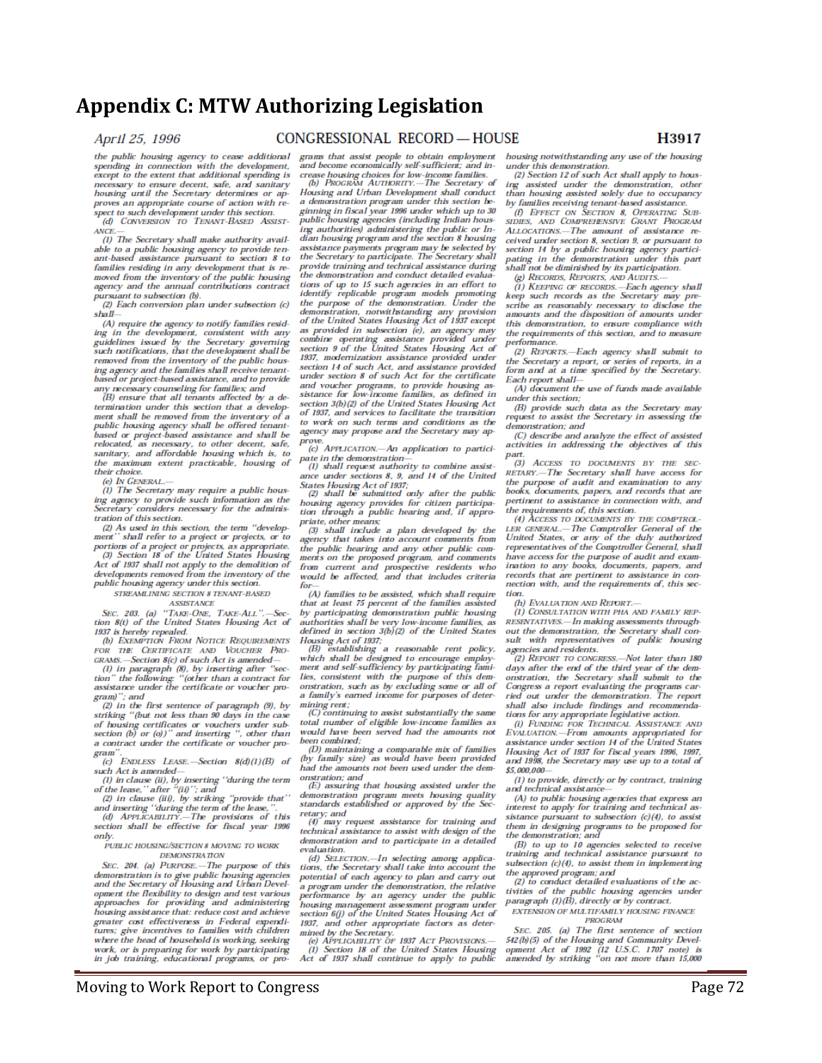# Appendix C: MTW Authorizing Legislation

April 25, 1996 CONGRESSIONAL RECORD — HOUSE H3917

the public housing agency to cease additional spending in connection with the development, except to the extent that additional spending is necessary to ensure decent, safe, and sanitary housing until the Secretary determines or approves an appropriate course of action with respect to such development under this section.

(d) CONVERSION TO TENANT-BASED ASSISTANCE.—

(1) The Secretary shall make authority available to a public housing agency to provide tenant-based assistance pursuant to section 8 to families residing in any development that is removed from the inventory of the public housing agency and the annual contributions contract pursuant to subsection (b).

(2) Each conversion plan under subsection (c) shall—

(A) require the agency to notify families residing in the development, consistent with any guidelines issued by the Secretary governing such notifications, that the development shall be removed from the inventory of the public housing agency and the families shall receive tenant-based or project-based assistance, and to provide any necessary counseling for families; and

(B) ensure that all tenants affected by a determination under this section that a development shall be removed from the inventory of a public housing agency shall be offered tenant-based or project-based assistance and shall be relocated, as necessary, to other decent, safe, sanitary, and affordable housing which is, to the maximum extent practicable, housing of their choice.

(e) IN GENERAL.—

(1) The Secretary may require a public housing agency to provide such information as the Secretary considers necessary for the administration of this section.

(2) As used in this section, the term "development" shall refer to a project or projects, or to portions of a project or projects, as appropriate.

(3) Section 18 of the United States Housing Act of 1937 shall not apply to the demolition of developments removed from the inventory of the public housing agency under this section.

STREAMLINING SECTION 8 TENANT-BASED ASSISTANCE

SEC. 203. (a) "TAKE-ONE, TAKE-ALL".—Section 8(t) of the United States Housing Act of 1937 is hereby repealed.

(b) EXEMPTION FROM NOTICE REQUIREMENTS FOR THE CERTIFICATE AND VOUCHER PROGRAMS.—Section 8(c) of such Act is amended—

(1) in paragraph (8), by inserting after "section" the following: "(other than a contract for assistance under the certificate or voucher program)"; and

(2) in the first sentence of paragraph (9), by striking "(but not less than 90 days in the case of housing certificates or vouchers under subsection (b) or (o))" and inserting ", other than a contract under the certificate or voucher program".

(c) ENDLESS LEASE.—Section 8(d)(1)(B) of such Act is amended—

(1) in clause (ii), by inserting "during the term of the lease," after "(ii)"; and

(2) in clause (iii), by striking "provide that" and inserting "during the term of the lease,".

(d) APPLICABILITY.—The provisions of this section shall be effective for fiscal year 1996 only.

PUBLIC HOUSING/SECTION 8 MOVING TO WORK DEMONSTRATION

SEC. 204. (a) PURPOSE.—The purpose of this demonstration is to give public housing agencies and the Secretary of Housing and Urban Development the flexibility to design and test various approaches for providing and administering housing assistance that: reduce cost and achieve greater cost effectiveness in Federal expenditures; give incentives to families with children where the head of household is working, seeking work, or is preparing for work by participating in job training, educational programs, or programs that assist people to obtain employment and become economically self-sufficient; and increase housing choices for low-income families.

(b) PROGRAM AUTHORITY.—The Secretary of Housing and Urban Development shall conduct a demonstration program under this section beginning in fiscal year 1996 under which up to 30 public housing agencies (including Indian housing authorities) administering the public or Indian housing program and the section 8 housing assistance payments program may be selected by the Secretary to participate. The Secretary shall provide training and technical assistance during the demonstration and conduct detailed evaluations of up to 15 such agencies in an effort to identify replicable program models promoting the purpose of the demonstration. Under the demonstration, notwithstanding any provision of the United States Housing Act of 1937 except as provided in subsection (e), an agency may combine operating assistance provided under section 9 of the United States Housing Act of 1937, modernization assistance provided under section 14 of such Act, and assistance provided under section 8 of such Act for the certificate and voucher programs, to provide housing assistance for low-income families, as defined in section 3(b)(2) of the United States Housing Act of 1937, and services to facilitate the transition to work on such terms and conditions as the agency may propose and the Secretary may approve.

(c) APPLICATION.—An application to participate in the demonstration—

(1) shall request authority to combine assistance under sections 8, 9, and 14 of the United States Housing Act of 1937;

(2) shall be submitted only after the public housing agency provides for citizen participation through a public hearing and, if appropriate, other means;

(3) shall include a plan developed by the agency that takes into account comments from the public hearing and any other public comments on the proposed program, and comments from current and prospective residents who would be affected, and that includes criteria for—

(A) families to be assisted, which shall require that at least 75 percent of the families assisted by participating demonstration public housing authorities shall be very low-income families, as defined in section 3(b)(2) of the United States Housing Act of 1937;

(B) establishing a reasonable rent policy, which shall be designed to encourage employment and self-sufficiency by participating families, consistent with the purpose of this demonstration, such as by excluding some or all of a family's earned income for purposes of determining rent;

(C) continuing to assist substantially the same total number of eligible low-income families as would have been served had the amounts not been combined;

(D) maintaining a comparable mix of families (by family size) as would have been provided had the amounts not been used under the demonstration; and

(E) assuring that housing assisted under the demonstration program meets housing quality standards established or approved by the Secretary; and

(4) may request assistance for training and technical assistance to assist with design of the demonstration and to participate in a detailed evaluation.

(d) SELECTION.—In selecting among applications, the Secretary shall take into account the potential of each agency to plan and carry out a program under the demonstration, the relative performance by an agency under the public housing management assessment program under section 6(j) of the United States Housing Act of 1937, and other appropriate factors as determined by the Secretary.

(e) APPLICABILITY OF 1937 ACT PROVISIONS.—

(1) Section 18 of the United States Housing Act of 1937 shall continue to apply to public housing notwithstanding any use of the housing under this demonstration.

(2) Section 12 of such Act shall apply to housing assisted under the demonstration, other than housing assisted solely due to occupancy by families receiving tenant-based assistance.

(f) EFFECT ON SECTION 8, OPERATING SUBSIDIES, AND COMPREHENSIVE GRANT PROGRAM ALLOCATIONS.—The amount of assistance received under section 8, section 9, or pursuant to section 14 by a public housing agency participating in the demonstration under this part shall not be diminished by its participation.

(g) RECORDS, REPORTS, AND AUDITS.—

(1) KEEPING OF RECORDS.—Each agency shall keep such records as the Secretary may prescribe as reasonably necessary to disclose the amounts and the disposition of amounts under this demonstration, to ensure compliance with the requirements of this section, and to measure performance.

(2) REPORTS.—Each agency shall submit to the Secretary a report, or series of reports, in a form and at a time specified by the Secretary. Each report shall—

(A) document the use of funds made available under this section;

(B) provide such data as the Secretary may request to assist the Secretary in assessing the demonstration; and

(C) describe and analyze the effect of assisted activities in addressing the objectives of this part.

(3) ACCESS TO DOCUMENTS BY THE SECRETARY.—The Secretary shall have access for the purpose of audit and examination to any books, documents, papers, and records that are pertinent to assistance in connection with, and the requirements of, this section.

(4) ACCESS TO DOCUMENTS BY THE COMPTROLLER GENERAL.—The Comptroller General of the United States, or any of the duly authorized representatives of the Comptroller General, shall have access for the purpose of audit and examination to any books, documents, papers, and records that are pertinent to assistance in connection with, and the requirements of, this section.

(h) EVALUATION AND REPORT.—

(1) CONSULTATION WITH PHA AND FAMILY REPRESENTATIVES.—In making assessments throughout the demonstration, the Secretary shall consult with representatives of public housing agencies and residents.

(2) REPORT TO CONGRESS.—Not later than 180 days after the end of the third year of the demonstration, the Secretary shall submit to the Congress a report evaluating the programs carried out under the demonstration. The report shall also include findings and recommendations for any appropriate legislative action.

(i) FUNDING FOR TECHNICAL ASSISTANCE AND EVALUATION.—From amounts appropriated for assistance under section 14 of the United States Housing Act of 1937 for fiscal years 1996, 1997, and 1998, the Secretary may use up to a total of $5,000,000—

(1) to provide, directly or by contract, training and technical assistance—

(A) to public housing agencies that express an interest to apply for training and technical assistance pursuant to subsection (c)(4), to assist them in designing programs to be proposed for the demonstration; and

(B) to up to 10 agencies selected to receive training and technical assistance pursuant to subsection (c)(4), to assist them in implementing the approved program; and

(2) to conduct detailed evaluations of the activities of the public housing agencies under paragraph (1)(B), directly or by contract.

EXTENSION OF MULTIFAMILY HOUSING FINANCE PROGRAM

SEC. 205. (a) The first sentence of section 542(b)(5) of the Housing and Community Development Act of 1992 (12 U.S.C. 1707 note) is amended by striking "on not more than 15,000